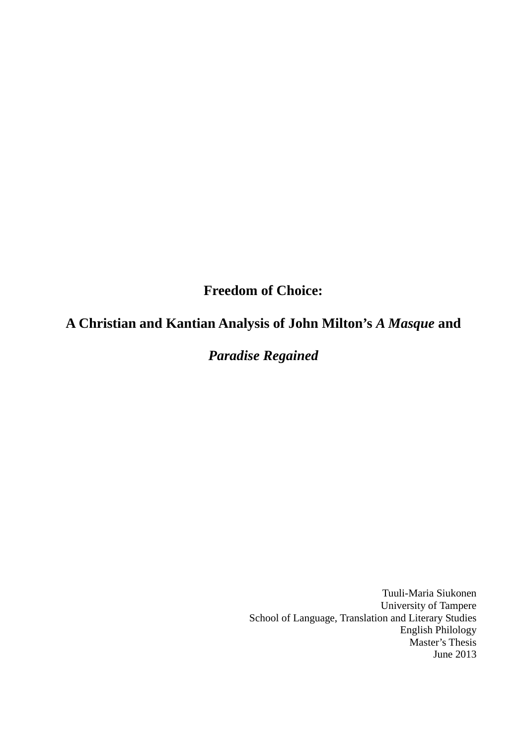# Freedom of Choice:

# A Christian and Kantian Analysis of John Milton's *A Masque* and *Paradise Regained*

Tuuli-Maria Siukonen
University of Tampere
School of Language, Translation and Literary Studies
English Philology
Master's Thesis
June 2013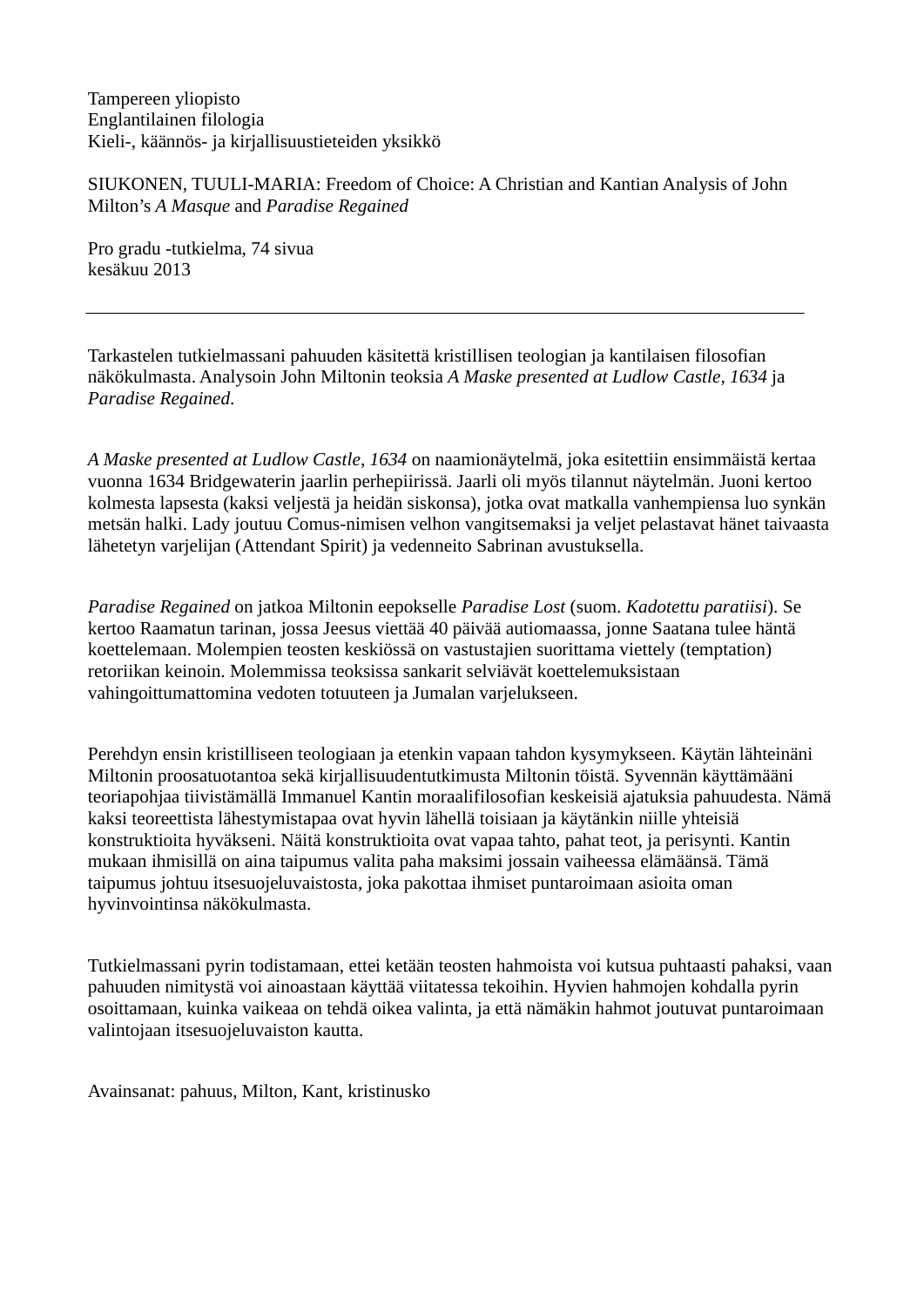Tampereen yliopisto
Englantilainen filologia
Kieli-, käännös- ja kirjallisuustieteiden yksikkö

SIUKONEN, TUULI-MARIA: Freedom of Choice: A Christian and Kantian Analysis of John Milton's *A Masque* and *Paradise Regained*

Pro gradu -tutkielma, 74 sivua
kesäkuu 2013

---

Tarkastelen tutkielmassani pahuuden käsitettä kristillisen teologian ja kantilaisen filosofian näkökulmasta. Analysoin John Miltonin teoksia *A Maske presented at Ludlow Castle, 1634* ja *Paradise Regained*.

*A Maske presented at Ludlow Castle, 1634* on naamionäytelmä, joka esitettiin ensimmäistä kertaa vuonna 1634 Bridgewaterin jaarlin perhepiirissä. Jaarli oli myös tilannut näytelmän. Juoni kertoo kolmesta lapsesta (kaksi veljestä ja heidän siskonsa), jotka ovat matkalla vanhempiensa luo synkän metsän halki. Lady joutuu Comus-nimisen velhon vangitsemaksi ja veljet pelastavat hänet taivaasta lähetetyn varjelijan (Attendant Spirit) ja vedenneito Sabrinan avustuksella.

*Paradise Regained* on jatkoa Miltonin eepokselle *Paradise Lost* (suom. *Kadotettu paratiisi*). Se kertoo Raamatun tarinan, jossa Jeesus viettää 40 päivää autiomaassa, jonne Saatana tulee häntä koettelemaan. Molempien teosten keskiössä on vastustajien suorittama viettely (temptation) retoriikan keinoin. Molemmissa teoksissa sankarit selviävät koettelemuksistaan vahingoittumattomina vedoten totuuteen ja Jumalan varjelukseen.

Perehdyn ensin kristilliseen teologiaan ja etenkin vapaan tahdon kysymykseen. Käytän lähteinäni Miltonin proosatuotantoa sekä kirjallisuudentutkimusta Miltonin töistä. Syvennän käyttämääni teoriapohjaa tiivistämällä Immanuel Kantin moraalifilosofian keskeisiä ajatuksia pahuudesta. Nämä kaksi teoreettista lähestymistapaa ovat hyvin lähellä toisiaan ja käytänkin niille yhteisiä konstruktioita hyväkseni. Näitä konstruktioita ovat vapaa tahto, pahat teot, ja perisynti. Kantin mukaan ihmisillä on aina taipumus valita paha maksimi jossain vaiheessa elämäänsä. Tämä taipumus johtuu itsesuojeluvaistosta, joka pakottaa ihmiset puntaroimaan asioita oman hyvinvointinsa näkökulmasta.

Tutkielmassani pyrin todistamaan, ettei ketään teosten hahmoista voi kutsua puhtaasti pahaksi, vaan pahuuden nimitystä voi ainoastaan käyttää viitatessa tekoihin. Hyvien hahmojen kohdalla pyrin osoittamaan, kuinka vaikeaa on tehdä oikea valinta, ja että nämäkin hahmot joutuvat puntaroimaan valintojaan itsesuojeluvaiston kautta.

Avainsanat: pahuus, Milton, Kant, kristinusko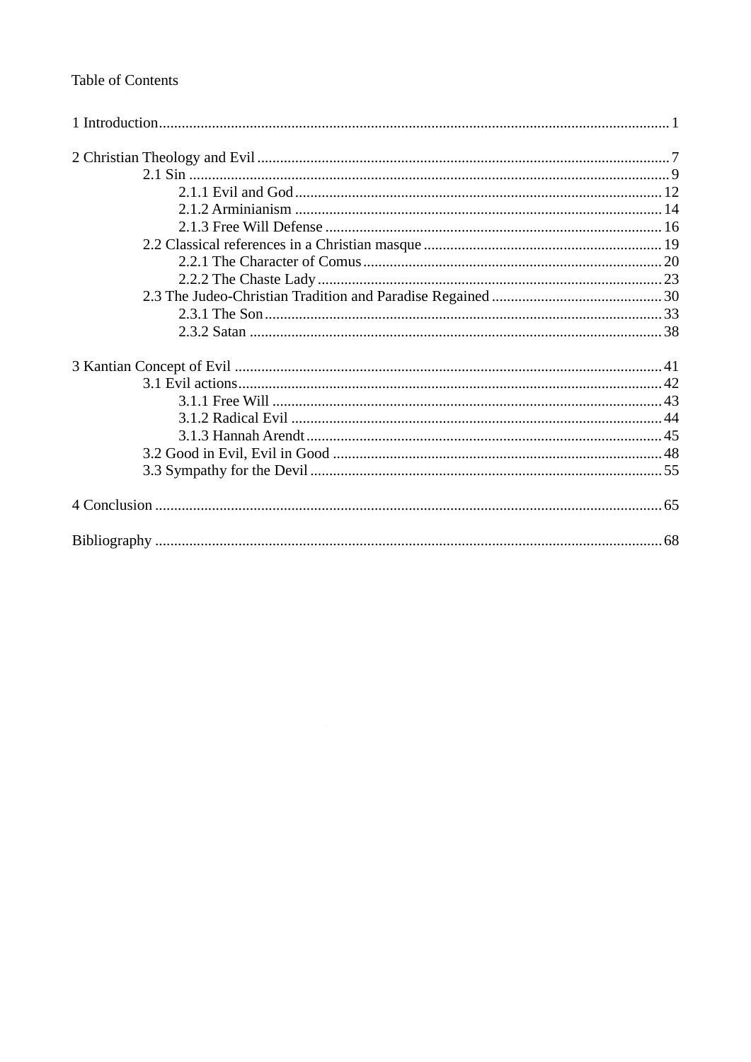Table of Contents

1 Introduction.......................................................................................................................1

2 Christian Theology and Evil..............................................................................................7
  2.1 Sin..............................................................................................................................9
    2.1.1 Evil and God........................................................................................................12
    2.1.2 Arminianism........................................................................................................14
    2.1.3 Free Will Defense.................................................................................................16
  2.2 Classical references in a Christian masque...............................................................19
    2.2.1 The Character of Comus.......................................................................................20
    2.2.2 The Chaste Lady...................................................................................................23
  2.3 The Judeo-Christian Tradition and Paradise Regained..............................................30
    2.3.1 The Son.................................................................................................................33
    2.3.2 Satan.....................................................................................................................38

3 Kantian Concept of Evil..................................................................................................41
  3.1 Evil actions.................................................................................................................42
    3.1.1 Free Will...............................................................................................................43
    3.1.2 Radical Evil..........................................................................................................44
    3.1.3 Hannah Arendt.....................................................................................................45
  3.2 Good in Evil, Evil in Good........................................................................................48
  3.3 Sympathy for the Devil..............................................................................................55

4 Conclusion.......................................................................................................................65

Bibliography......................................................................................................................68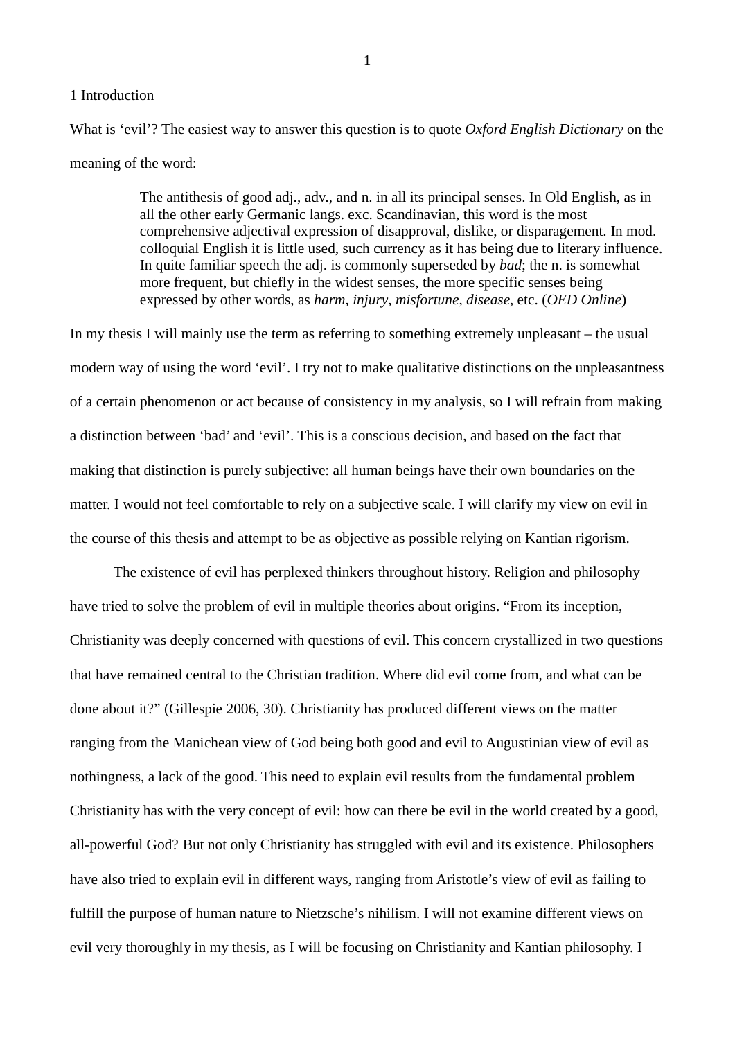# 1 Introduction

What is 'evil'? The easiest way to answer this question is to quote *Oxford English Dictionary* on the meaning of the word:

> The antithesis of good adj., adv., and n. in all its principal senses. In Old English, as in all the other early Germanic langs. exc. Scandinavian, this word is the most comprehensive adjectival expression of disapproval, dislike, or disparagement. In mod. colloquial English it is little used, such currency as it has being due to literary influence. In quite familiar speech the adj. is commonly superseded by *bad*; the n. is somewhat more frequent, but chiefly in the widest senses, the more specific senses being expressed by other words, as *harm*, *injury*, *misfortune*, *disease*, etc. (*OED Online*)

In my thesis I will mainly use the term as referring to something extremely unpleasant – the usual modern way of using the word 'evil'. I try not to make qualitative distinctions on the unpleasantness of a certain phenomenon or act because of consistency in my analysis, so I will refrain from making a distinction between 'bad' and 'evil'. This is a conscious decision, and based on the fact that making that distinction is purely subjective: all human beings have their own boundaries on the matter. I would not feel comfortable to rely on a subjective scale. I will clarify my view on evil in the course of this thesis and attempt to be as objective as possible relying on Kantian rigorism.

The existence of evil has perplexed thinkers throughout history. Religion and philosophy have tried to solve the problem of evil in multiple theories about origins. "From its inception, Christianity was deeply concerned with questions of evil. This concern crystallized in two questions that have remained central to the Christian tradition. Where did evil come from, and what can be done about it?" (Gillespie 2006, 30). Christianity has produced different views on the matter ranging from the Manichean view of God being both good and evil to Augustinian view of evil as nothingness, a lack of the good. This need to explain evil results from the fundamental problem Christianity has with the very concept of evil: how can there be evil in the world created by a good, all-powerful God? But not only Christianity has struggled with evil and its existence. Philosophers have also tried to explain evil in different ways, ranging from Aristotle's view of evil as failing to fulfill the purpose of human nature to Nietzsche's nihilism. I will not examine different views on evil very thoroughly in my thesis, as I will be focusing on Christianity and Kantian philosophy. I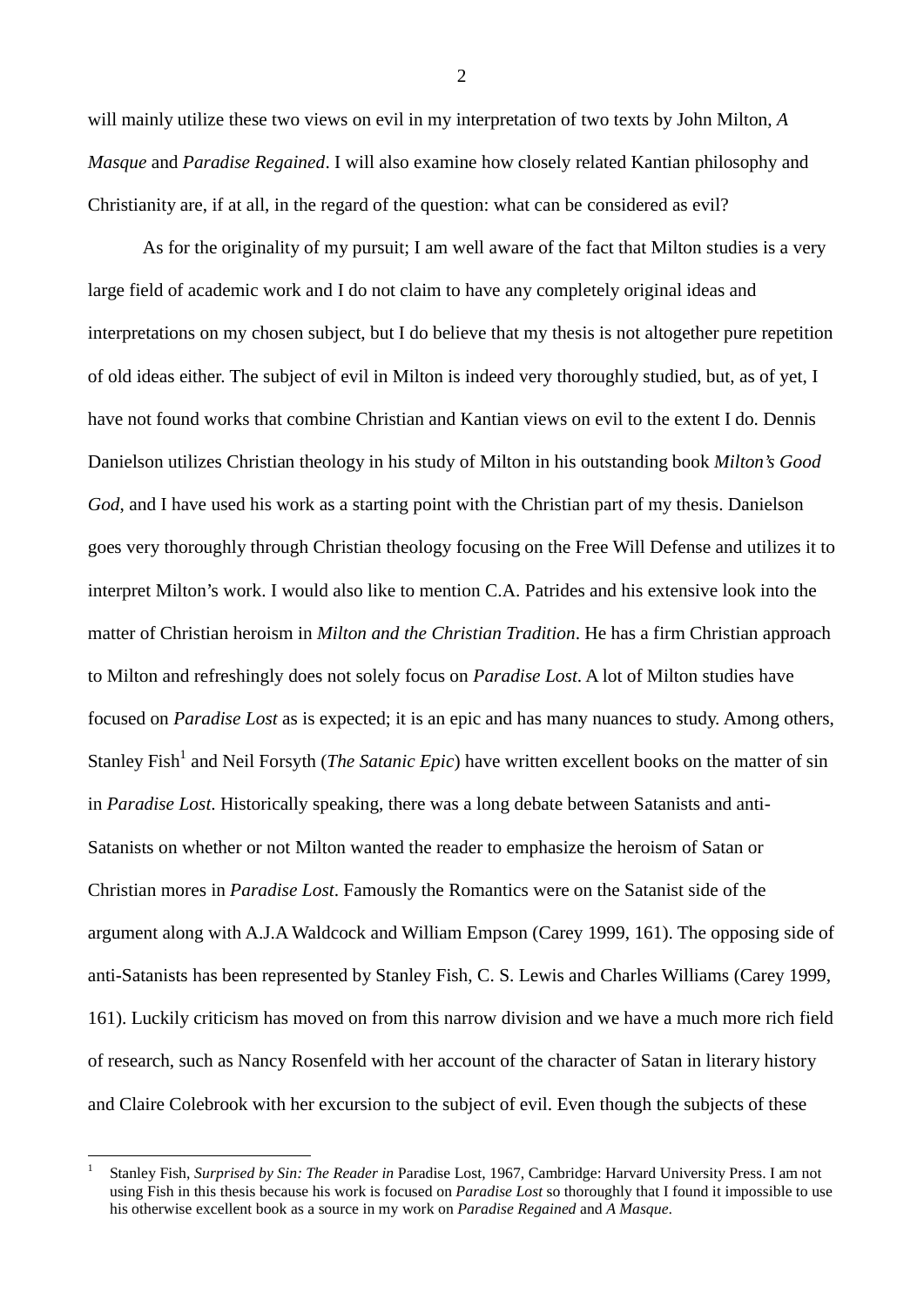will mainly utilize these two views on evil in my interpretation of two texts by John Milton, *A Masque* and *Paradise Regained*. I will also examine how closely related Kantian philosophy and Christianity are, if at all, in the regard of the question: what can be considered as evil?

As for the originality of my pursuit; I am well aware of the fact that Milton studies is a very large field of academic work and I do not claim to have any completely original ideas and interpretations on my chosen subject, but I do believe that my thesis is not altogether pure repetition of old ideas either. The subject of evil in Milton is indeed very thoroughly studied, but, as of yet, I have not found works that combine Christian and Kantian views on evil to the extent I do. Dennis Danielson utilizes Christian theology in his study of Milton in his outstanding book *Milton's Good God*, and I have used his work as a starting point with the Christian part of my thesis. Danielson goes very thoroughly through Christian theology focusing on the Free Will Defense and utilizes it to interpret Milton's work. I would also like to mention C.A. Patrides and his extensive look into the matter of Christian heroism in *Milton and the Christian Tradition*. He has a firm Christian approach to Milton and refreshingly does not solely focus on *Paradise Lost*. A lot of Milton studies have focused on *Paradise Lost* as is expected; it is an epic and has many nuances to study. Among others, Stanley Fish[1] and Neil Forsyth (*The Satanic Epic*) have written excellent books on the matter of sin in *Paradise Lost*. Historically speaking, there was a long debate between Satanists and anti-Satanists on whether or not Milton wanted the reader to emphasize the heroism of Satan or Christian mores in *Paradise Lost*. Famously the Romantics were on the Satanist side of the argument along with A.J.A Waldcock and William Empson (Carey 1999, 161). The opposing side of anti-Satanists has been represented by Stanley Fish, C. S. Lewis and Charles Williams (Carey 1999, 161). Luckily criticism has moved on from this narrow division and we have a much more rich field of research, such as Nancy Rosenfeld with her account of the character of Satan in literary history and Claire Colebrook with her excursion to the subject of evil. Even though the subjects of these

---

[1] Stanley Fish, *Surprised by Sin: The Reader in* Paradise Lost, 1967, Cambridge: Harvard University Press. I am not using Fish in this thesis because his work is focused on *Paradise Lost* so thoroughly that I found it impossible to use his otherwise excellent book as a source in my work on *Paradise Regained* and *A Masque*.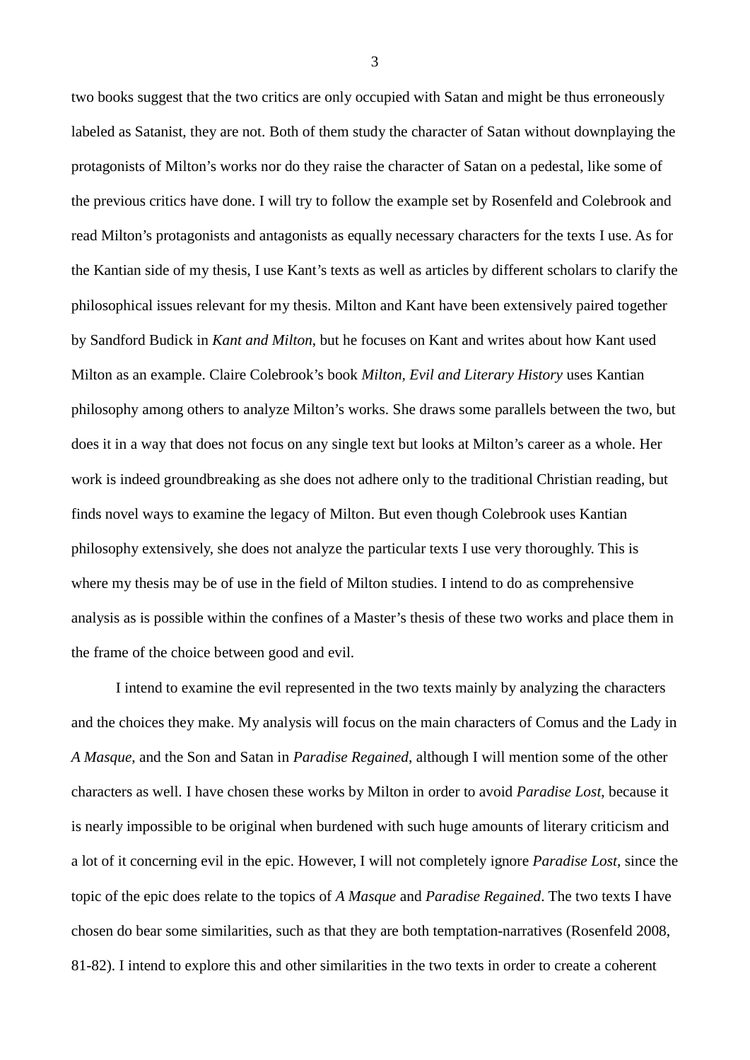two books suggest that the two critics are only occupied with Satan and might be thus erroneously labeled as Satanist, they are not. Both of them study the character of Satan without downplaying the protagonists of Milton's works nor do they raise the character of Satan on a pedestal, like some of the previous critics have done. I will try to follow the example set by Rosenfeld and Colebrook and read Milton's protagonists and antagonists as equally necessary characters for the texts I use. As for the Kantian side of my thesis, I use Kant's texts as well as articles by different scholars to clarify the philosophical issues relevant for my thesis. Milton and Kant have been extensively paired together by Sandford Budick in *Kant and Milton*, but he focuses on Kant and writes about how Kant used Milton as an example. Claire Colebrook's book *Milton, Evil and Literary History* uses Kantian philosophy among others to analyze Milton's works. She draws some parallels between the two, but does it in a way that does not focus on any single text but looks at Milton's career as a whole. Her work is indeed groundbreaking as she does not adhere only to the traditional Christian reading, but finds novel ways to examine the legacy of Milton. But even though Colebrook uses Kantian philosophy extensively, she does not analyze the particular texts I use very thoroughly. This is where my thesis may be of use in the field of Milton studies. I intend to do as comprehensive analysis as is possible within the confines of a Master's thesis of these two works and place them in the frame of the choice between good and evil.

I intend to examine the evil represented in the two texts mainly by analyzing the characters and the choices they make. My analysis will focus on the main characters of Comus and the Lady in *A Masque*, and the Son and Satan in *Paradise Regained*, although I will mention some of the other characters as well. I have chosen these works by Milton in order to avoid *Paradise Lost*, because it is nearly impossible to be original when burdened with such huge amounts of literary criticism and a lot of it concerning evil in the epic. However, I will not completely ignore *Paradise Lost*, since the topic of the epic does relate to the topics of *A Masque* and *Paradise Regained*. The two texts I have chosen do bear some similarities, such as that they are both temptation-narratives (Rosenfeld 2008, 81-82). I intend to explore this and other similarities in the two texts in order to create a coherent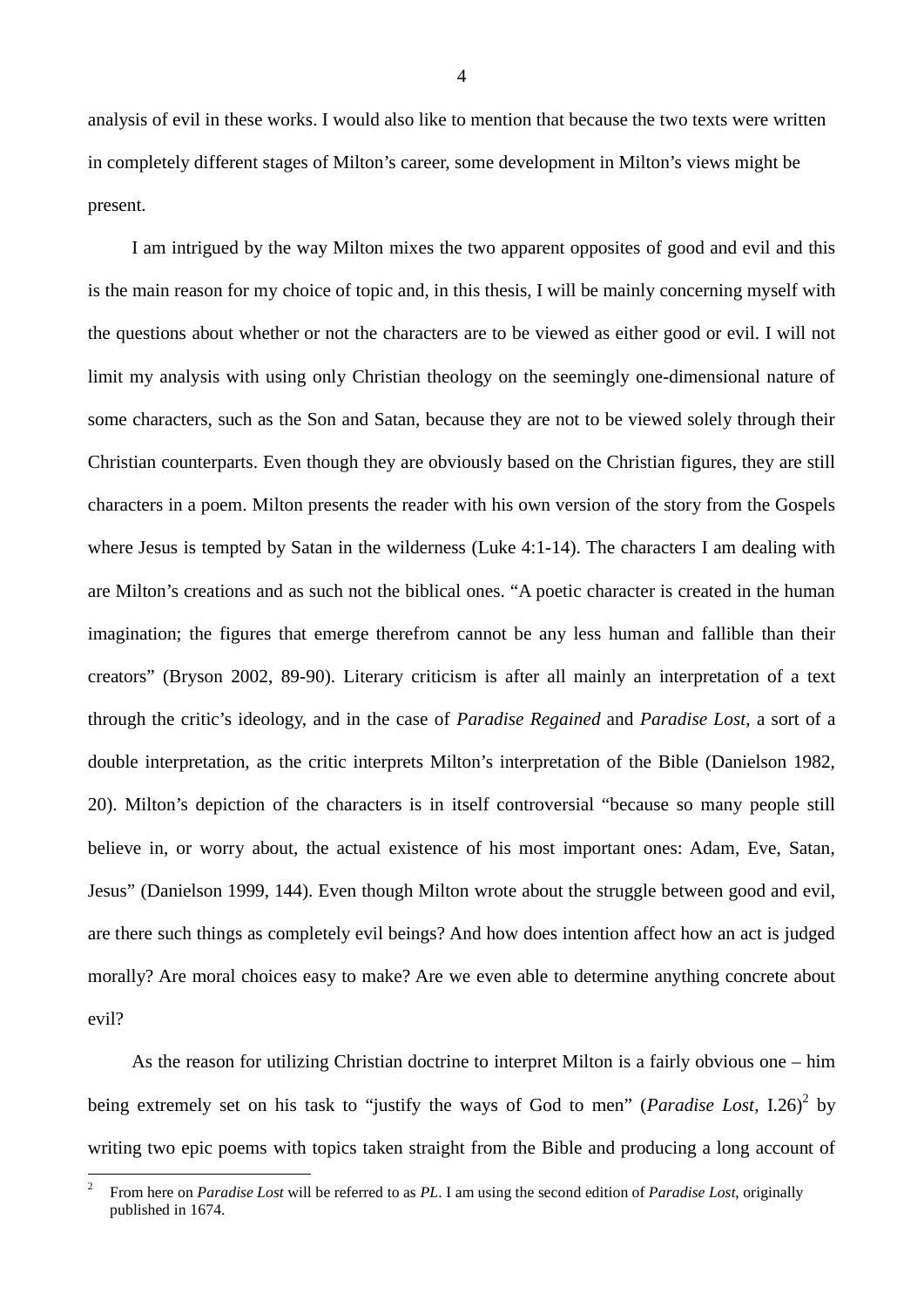analysis of evil in these works. I would also like to mention that because the two texts were written in completely different stages of Milton's career, some development in Milton's views might be present.

I am intrigued by the way Milton mixes the two apparent opposites of good and evil and this is the main reason for my choice of topic and, in this thesis, I will be mainly concerning myself with the questions about whether or not the characters are to be viewed as either good or evil. I will not limit my analysis with using only Christian theology on the seemingly one-dimensional nature of some characters, such as the Son and Satan, because they are not to be viewed solely through their Christian counterparts. Even though they are obviously based on the Christian figures, they are still characters in a poem. Milton presents the reader with his own version of the story from the Gospels where Jesus is tempted by Satan in the wilderness (Luke 4:1-14). The characters I am dealing with are Milton's creations and as such not the biblical ones. "A poetic character is created in the human imagination; the figures that emerge therefrom cannot be any less human and fallible than their creators" (Bryson 2002, 89-90). Literary criticism is after all mainly an interpretation of a text through the critic's ideology, and in the case of *Paradise Regained* and *Paradise Lost*, a sort of a double interpretation, as the critic interprets Milton's interpretation of the Bible (Danielson 1982, 20). Milton's depiction of the characters is in itself controversial "because so many people still believe in, or worry about, the actual existence of his most important ones: Adam, Eve, Satan, Jesus" (Danielson 1999, 144). Even though Milton wrote about the struggle between good and evil, are there such things as completely evil beings? And how does intention affect how an act is judged morally? Are moral choices easy to make? Are we even able to determine anything concrete about evil?

As the reason for utilizing Christian doctrine to interpret Milton is a fairly obvious one – him being extremely set on his task to "justify the ways of God to men" (*Paradise Lost*, I.26)[2] by writing two epic poems with topics taken straight from the Bible and producing a long account of

---

[2] From here on *Paradise Lost* will be referred to as *PL*. I am using the second edition of *Paradise Lost*, originally published in 1674.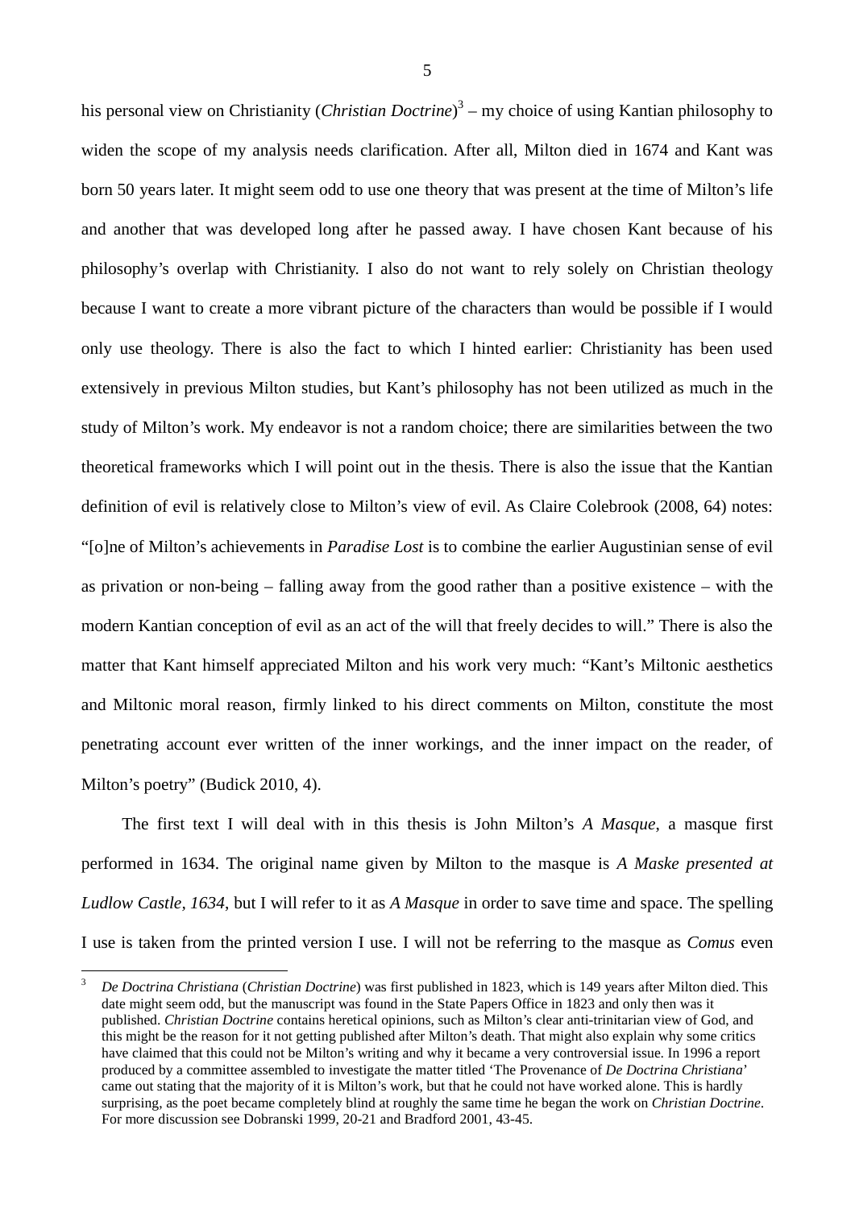his personal view on Christianity (*Christian Doctrine*)[3] – my choice of using Kantian philosophy to widen the scope of my analysis needs clarification. After all, Milton died in 1674 and Kant was born 50 years later. It might seem odd to use one theory that was present at the time of Milton's life and another that was developed long after he passed away. I have chosen Kant because of his philosophy's overlap with Christianity. I also do not want to rely solely on Christian theology because I want to create a more vibrant picture of the characters than would be possible if I would only use theology. There is also the fact to which I hinted earlier: Christianity has been used extensively in previous Milton studies, but Kant's philosophy has not been utilized as much in the study of Milton's work. My endeavor is not a random choice; there are similarities between the two theoretical frameworks which I will point out in the thesis. There is also the issue that the Kantian definition of evil is relatively close to Milton's view of evil. As Claire Colebrook (2008, 64) notes: "[o]ne of Milton's achievements in *Paradise Lost* is to combine the earlier Augustinian sense of evil as privation or non-being – falling away from the good rather than a positive existence – with the modern Kantian conception of evil as an act of the will that freely decides to will." There is also the matter that Kant himself appreciated Milton and his work very much: "Kant's Miltonic aesthetics and Miltonic moral reason, firmly linked to his direct comments on Milton, constitute the most penetrating account ever written of the inner workings, and the inner impact on the reader, of Milton's poetry" (Budick 2010, 4).

The first text I will deal with in this thesis is John Milton's *A Masque*, a masque first performed in 1634. The original name given by Milton to the masque is *A Maske presented at Ludlow Castle, 1634*, but I will refer to it as *A Masque* in order to save time and space. The spelling I use is taken from the printed version I use. I will not be referring to the masque as *Comus* even

[3] *De Doctrina Christiana* (*Christian Doctrine*) was first published in 1823, which is 149 years after Milton died. This date might seem odd, but the manuscript was found in the State Papers Office in 1823 and only then was it published. *Christian Doctrine* contains heretical opinions, such as Milton's clear anti-trinitarian view of God, and this might be the reason for it not getting published after Milton's death. That might also explain why some critics have claimed that this could not be Milton's writing and why it became a very controversial issue. In 1996 a report produced by a committee assembled to investigate the matter titled 'The Provenance of *De Doctrina Christiana*' came out stating that the majority of it is Milton's work, but that he could not have worked alone. This is hardly surprising, as the poet became completely blind at roughly the same time he began the work on *Christian Doctrine*. For more discussion see Dobranski 1999, 20-21 and Bradford 2001, 43-45.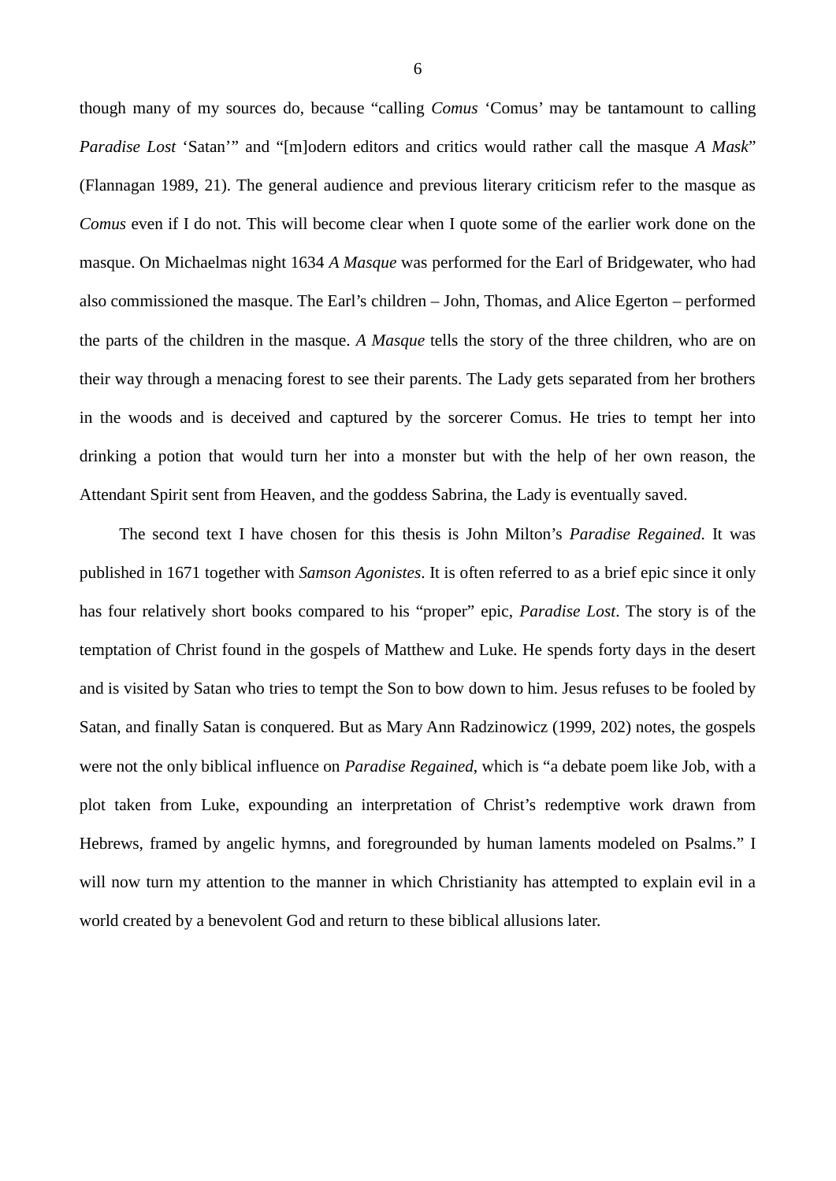though many of my sources do, because "calling *Comus* 'Comus' may be tantamount to calling *Paradise Lost* 'Satan'" and "[m]odern editors and critics would rather call the masque *A Mask*" (Flannagan 1989, 21). The general audience and previous literary criticism refer to the masque as *Comus* even if I do not. This will become clear when I quote some of the earlier work done on the masque. On Michaelmas night 1634 *A Masque* was performed for the Earl of Bridgewater, who had also commissioned the masque. The Earl's children – John, Thomas, and Alice Egerton – performed the parts of the children in the masque. *A Masque* tells the story of the three children, who are on their way through a menacing forest to see their parents. The Lady gets separated from her brothers in the woods and is deceived and captured by the sorcerer Comus. He tries to tempt her into drinking a potion that would turn her into a monster but with the help of her own reason, the Attendant Spirit sent from Heaven, and the goddess Sabrina, the Lady is eventually saved.

The second text I have chosen for this thesis is John Milton's *Paradise Regained*. It was published in 1671 together with *Samson Agonistes*. It is often referred to as a brief epic since it only has four relatively short books compared to his "proper" epic, *Paradise Lost*. The story is of the temptation of Christ found in the gospels of Matthew and Luke. He spends forty days in the desert and is visited by Satan who tries to tempt the Son to bow down to him. Jesus refuses to be fooled by Satan, and finally Satan is conquered. But as Mary Ann Radzinowicz (1999, 202) notes, the gospels were not the only biblical influence on *Paradise Regained*, which is "a debate poem like Job, with a plot taken from Luke, expounding an interpretation of Christ's redemptive work drawn from Hebrews, framed by angelic hymns, and foregrounded by human laments modeled on Psalms." I will now turn my attention to the manner in which Christianity has attempted to explain evil in a world created by a benevolent God and return to these biblical allusions later.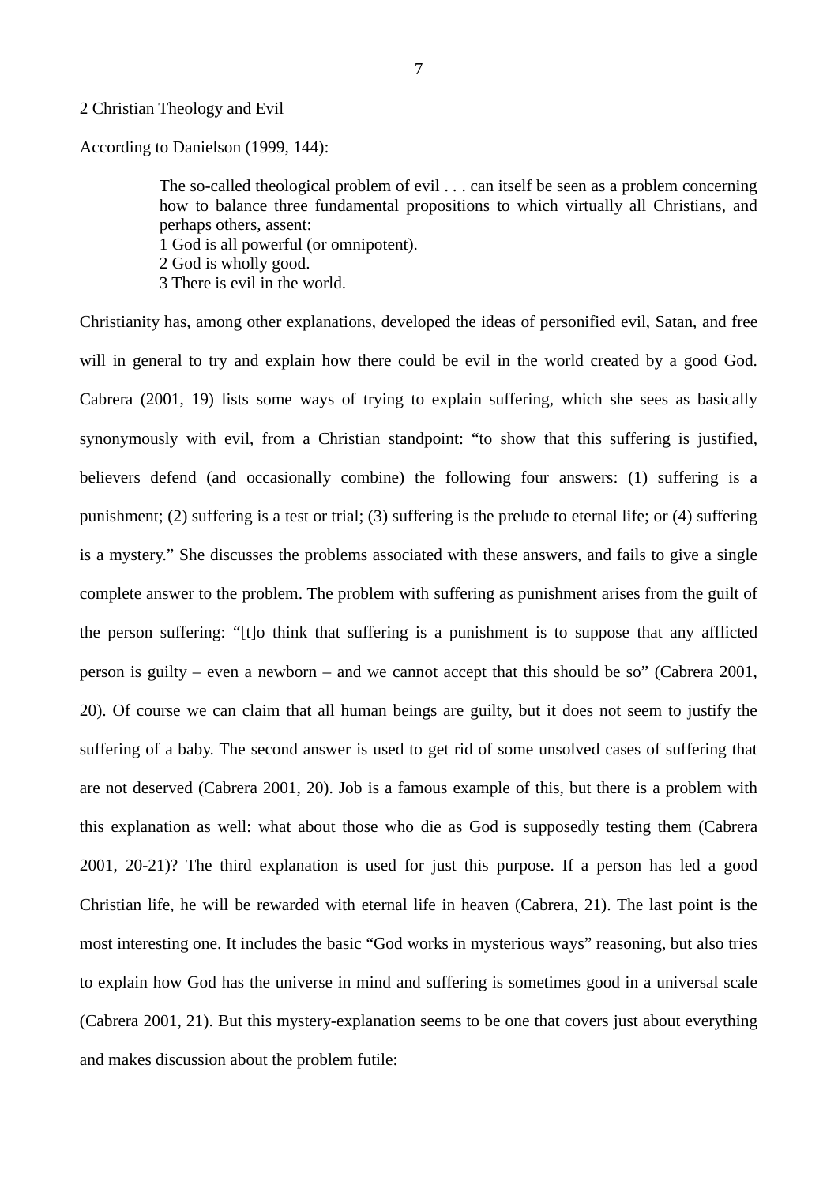## 2 Christian Theology and Evil

According to Danielson (1999, 144):

> The so-called theological problem of evil . . . can itself be seen as a problem concerning how to balance three fundamental propositions to which virtually all Christians, and perhaps others, assent:
> 1 God is all powerful (or omnipotent).
> 2 God is wholly good.
> 3 There is evil in the world.

Christianity has, among other explanations, developed the ideas of personified evil, Satan, and free will in general to try and explain how there could be evil in the world created by a good God. Cabrera (2001, 19) lists some ways of trying to explain suffering, which she sees as basically synonymously with evil, from a Christian standpoint: "to show that this suffering is justified, believers defend (and occasionally combine) the following four answers: (1) suffering is a punishment; (2) suffering is a test or trial; (3) suffering is the prelude to eternal life; or (4) suffering is a mystery." She discusses the problems associated with these answers, and fails to give a single complete answer to the problem. The problem with suffering as punishment arises from the guilt of the person suffering: "[t]o think that suffering is a punishment is to suppose that any afflicted person is guilty – even a newborn – and we cannot accept that this should be so" (Cabrera 2001, 20). Of course we can claim that all human beings are guilty, but it does not seem to justify the suffering of a baby. The second answer is used to get rid of some unsolved cases of suffering that are not deserved (Cabrera 2001, 20). Job is a famous example of this, but there is a problem with this explanation as well: what about those who die as God is supposedly testing them (Cabrera 2001, 20-21)? The third explanation is used for just this purpose. If a person has led a good Christian life, he will be rewarded with eternal life in heaven (Cabrera, 21). The last point is the most interesting one. It includes the basic "God works in mysterious ways" reasoning, but also tries to explain how God has the universe in mind and suffering is sometimes good in a universal scale (Cabrera 2001, 21). But this mystery-explanation seems to be one that covers just about everything and makes discussion about the problem futile: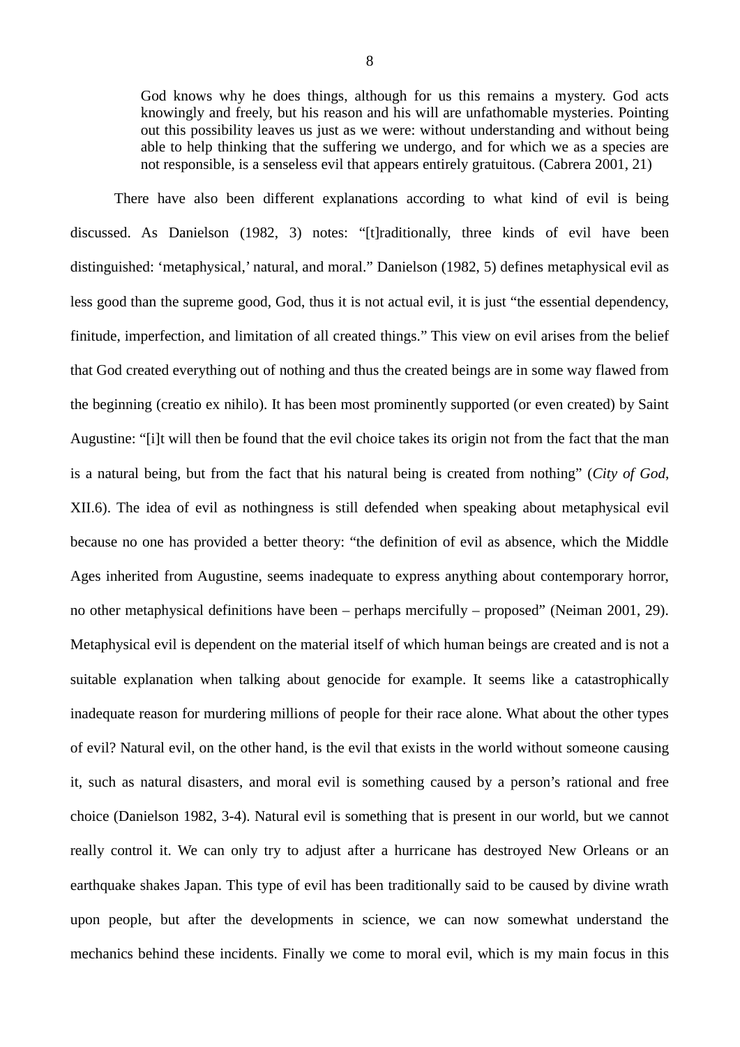> God knows why he does things, although for us this remains a mystery. God acts knowingly and freely, but his reason and his will are unfathomable mysteries. Pointing out this possibility leaves us just as we were: without understanding and without being able to help thinking that the suffering we undergo, and for which we as a species are not responsible, is a senseless evil that appears entirely gratuitous. (Cabrera 2001, 21)

There have also been different explanations according to what kind of evil is being discussed. As Danielson (1982, 3) notes: "[t]raditionally, three kinds of evil have been distinguished: 'metaphysical,' natural, and moral." Danielson (1982, 5) defines metaphysical evil as less good than the supreme good, God, thus it is not actual evil, it is just "the essential dependency, finitude, imperfection, and limitation of all created things." This view on evil arises from the belief that God created everything out of nothing and thus the created beings are in some way flawed from the beginning (creatio ex nihilo). It has been most prominently supported (or even created) by Saint Augustine: "[i]t will then be found that the evil choice takes its origin not from the fact that the man is a natural being, but from the fact that his natural being is created from nothing" (*City of God*, XII.6). The idea of evil as nothingness is still defended when speaking about metaphysical evil because no one has provided a better theory: "the definition of evil as absence, which the Middle Ages inherited from Augustine, seems inadequate to express anything about contemporary horror, no other metaphysical definitions have been – perhaps mercifully – proposed" (Neiman 2001, 29). Metaphysical evil is dependent on the material itself of which human beings are created and is not a suitable explanation when talking about genocide for example. It seems like a catastrophically inadequate reason for murdering millions of people for their race alone. What about the other types of evil? Natural evil, on the other hand, is the evil that exists in the world without someone causing it, such as natural disasters, and moral evil is something caused by a person's rational and free choice (Danielson 1982, 3-4). Natural evil is something that is present in our world, but we cannot really control it. We can only try to adjust after a hurricane has destroyed New Orleans or an earthquake shakes Japan. This type of evil has been traditionally said to be caused by divine wrath upon people, but after the developments in science, we can now somewhat understand the mechanics behind these incidents. Finally we come to moral evil, which is my main focus in this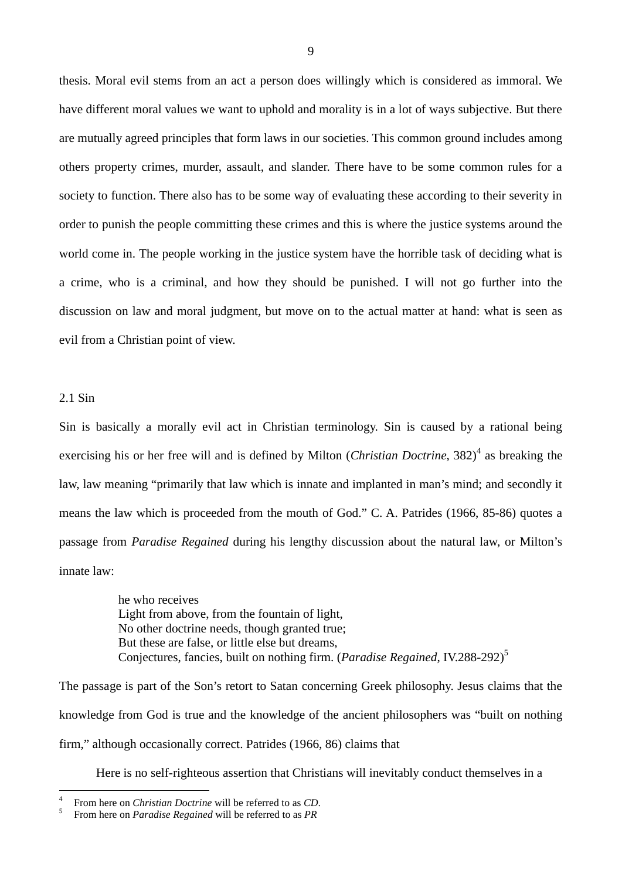thesis. Moral evil stems from an act a person does willingly which is considered as immoral. We have different moral values we want to uphold and morality is in a lot of ways subjective. But there are mutually agreed principles that form laws in our societies. This common ground includes among others property crimes, murder, assault, and slander. There have to be some common rules for a society to function. There also has to be some way of evaluating these according to their severity in order to punish the people committing these crimes and this is where the justice systems around the world come in. The people working in the justice system have the horrible task of deciding what is a crime, who is a criminal, and how they should be punished. I will not go further into the discussion on law and moral judgment, but move on to the actual matter at hand: what is seen as evil from a Christian point of view.

### 2.1 Sin

Sin is basically a morally evil act in Christian terminology. Sin is caused by a rational being exercising his or her free will and is defined by Milton (*Christian Doctrine*, 382)[4] as breaking the law, law meaning "primarily that law which is innate and implanted in man's mind; and secondly it means the law which is proceeded from the mouth of God." C. A. Patrides (1966, 85-86) quotes a passage from *Paradise Regained* during his lengthy discussion about the natural law, or Milton's innate law:

> he who receives
> Light from above, from the fountain of light,
> No other doctrine needs, though granted true;
> But these are false, or little else but dreams,
> Conjectures, fancies, built on nothing firm. (*Paradise Regained*, IV.288-292)[5]

The passage is part of the Son's retort to Satan concerning Greek philosophy. Jesus claims that the knowledge from God is true and the knowledge of the ancient philosophers was "built on nothing firm," although occasionally correct. Patrides (1966, 86) claims that

> Here is no self-righteous assertion that Christians will inevitably conduct themselves in a

---

[4] From here on *Christian Doctrine* will be referred to as *CD*.

[5] From here on *Paradise Regained* will be referred to as *PR*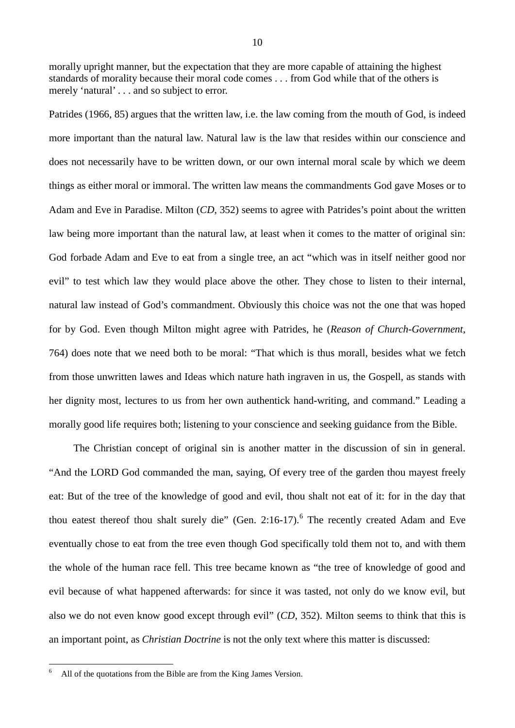morally upright manner, but the expectation that they are more capable of attaining the highest standards of morality because their moral code comes . . . from God while that of the others is merely 'natural' . . . and so subject to error.

Patrides (1966, 85) argues that the written law, i.e. the law coming from the mouth of God, is indeed more important than the natural law. Natural law is the law that resides within our conscience and does not necessarily have to be written down, or our own internal moral scale by which we deem things as either moral or immoral. The written law means the commandments God gave Moses or to Adam and Eve in Paradise. Milton (*CD*, 352) seems to agree with Patrides's point about the written law being more important than the natural law, at least when it comes to the matter of original sin: God forbade Adam and Eve to eat from a single tree, an act "which was in itself neither good nor evil" to test which law they would place above the other. They chose to listen to their internal, natural law instead of God's commandment. Obviously this choice was not the one that was hoped for by God. Even though Milton might agree with Patrides, he (*Reason of Church-Government*, 764) does note that we need both to be moral: "That which is thus morall, besides what we fetch from those unwritten lawes and Ideas which nature hath ingraven in us, the Gospell, as stands with her dignity most, lectures to us from her own authentick hand-writing, and command." Leading a morally good life requires both; listening to your conscience and seeking guidance from the Bible.

The Christian concept of original sin is another matter in the discussion of sin in general. "And the LORD God commanded the man, saying, Of every tree of the garden thou mayest freely eat: But of the tree of the knowledge of good and evil, thou shalt not eat of it: for in the day that thou eatest thereof thou shalt surely die" (Gen. 2:16-17).[6] The recently created Adam and Eve eventually chose to eat from the tree even though God specifically told them not to, and with them the whole of the human race fell. This tree became known as "the tree of knowledge of good and evil because of what happened afterwards: for since it was tasted, not only do we know evil, but also we do not even know good except through evil" (*CD*, 352). Milton seems to think that this is an important point, as *Christian Doctrine* is not the only text where this matter is discussed:

[6] All of the quotations from the Bible are from the King James Version.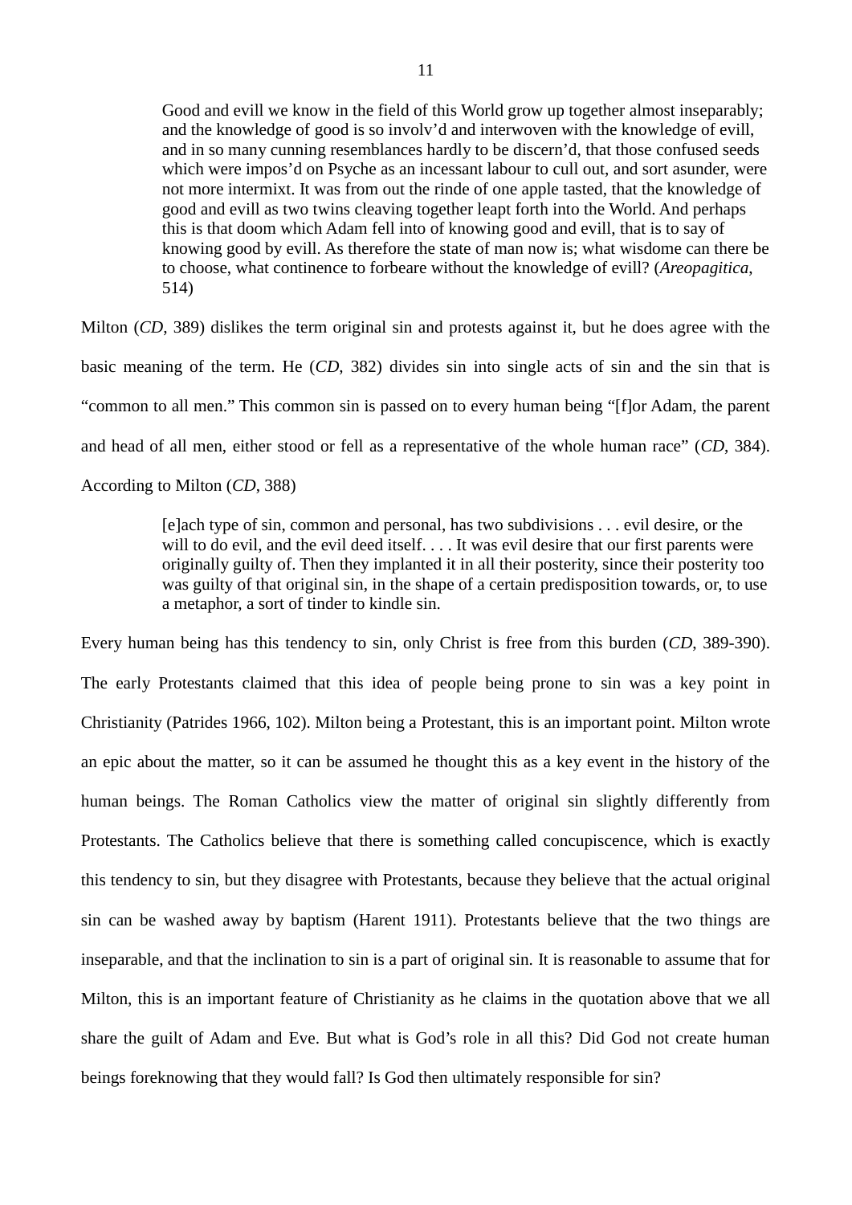> Good and evill we know in the field of this World grow up together almost inseparably; and the knowledge of good is so involv'd and interwoven with the knowledge of evill, and in so many cunning resemblances hardly to be discern'd, that those confused seeds which were impos'd on Psyche as an incessant labour to cull out, and sort asunder, were not more intermixt. It was from out the rinde of one apple tasted, that the knowledge of good and evill as two twins cleaving together leapt forth into the World. And perhaps this is that doom which Adam fell into of knowing good and evill, that is to say of knowing good by evill. As therefore the state of man now is; what wisdome can there be to choose, what continence to forbeare without the knowledge of evill? (*Areopagitica*, 514)

Milton (*CD*, 389) dislikes the term original sin and protests against it, but he does agree with the basic meaning of the term. He (*CD*, 382) divides sin into single acts of sin and the sin that is "common to all men." This common sin is passed on to every human being "[f]or Adam, the parent and head of all men, either stood or fell as a representative of the whole human race" (*CD*, 384). According to Milton (*CD*, 388)

> [e]ach type of sin, common and personal, has two subdivisions . . . evil desire, or the will to do evil, and the evil deed itself. . . . It was evil desire that our first parents were originally guilty of. Then they implanted it in all their posterity, since their posterity too was guilty of that original sin, in the shape of a certain predisposition towards, or, to use a metaphor, a sort of tinder to kindle sin.

Every human being has this tendency to sin, only Christ is free from this burden (*CD*, 389-390). The early Protestants claimed that this idea of people being prone to sin was a key point in Christianity (Patrides 1966, 102). Milton being a Protestant, this is an important point. Milton wrote an epic about the matter, so it can be assumed he thought this as a key event in the history of the human beings. The Roman Catholics view the matter of original sin slightly differently from Protestants. The Catholics believe that there is something called concupiscence, which is exactly this tendency to sin, but they disagree with Protestants, because they believe that the actual original sin can be washed away by baptism (Harent 1911). Protestants believe that the two things are inseparable, and that the inclination to sin is a part of original sin. It is reasonable to assume that for Milton, this is an important feature of Christianity as he claims in the quotation above that we all share the guilt of Adam and Eve. But what is God's role in all this? Did God not create human beings foreknowing that they would fall? Is God then ultimately responsible for sin?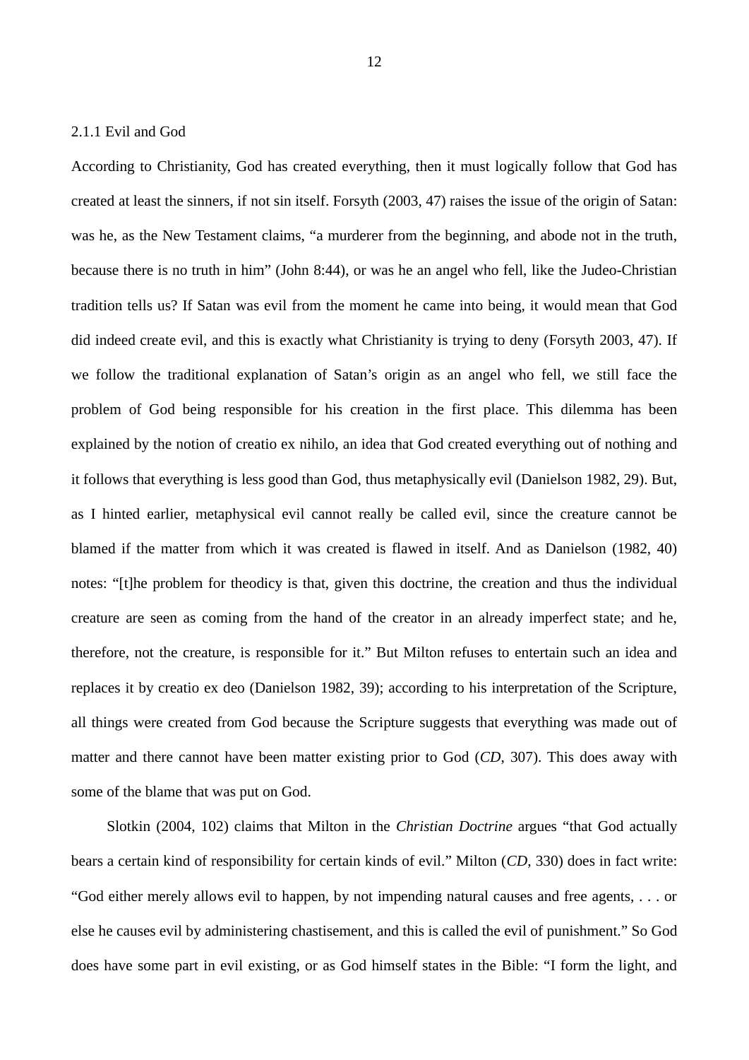### 2.1.1 Evil and God

According to Christianity, God has created everything, then it must logically follow that God has created at least the sinners, if not sin itself. Forsyth (2003, 47) raises the issue of the origin of Satan: was he, as the New Testament claims, "a murderer from the beginning, and abode not in the truth, because there is no truth in him" (John 8:44), or was he an angel who fell, like the Judeo-Christian tradition tells us? If Satan was evil from the moment he came into being, it would mean that God did indeed create evil, and this is exactly what Christianity is trying to deny (Forsyth 2003, 47). If we follow the traditional explanation of Satan's origin as an angel who fell, we still face the problem of God being responsible for his creation in the first place. This dilemma has been explained by the notion of creatio ex nihilo, an idea that God created everything out of nothing and it follows that everything is less good than God, thus metaphysically evil (Danielson 1982, 29). But, as I hinted earlier, metaphysical evil cannot really be called evil, since the creature cannot be blamed if the matter from which it was created is flawed in itself. And as Danielson (1982, 40) notes: "[t]he problem for theodicy is that, given this doctrine, the creation and thus the individual creature are seen as coming from the hand of the creator in an already imperfect state; and he, therefore, not the creature, is responsible for it." But Milton refuses to entertain such an idea and replaces it by creatio ex deo (Danielson 1982, 39); according to his interpretation of the Scripture, all things were created from God because the Scripture suggests that everything was made out of matter and there cannot have been matter existing prior to God (*CD*, 307). This does away with some of the blame that was put on God.

Slotkin (2004, 102) claims that Milton in the *Christian Doctrine* argues "that God actually bears a certain kind of responsibility for certain kinds of evil." Milton (*CD*, 330) does in fact write: "God either merely allows evil to happen, by not impending natural causes and free agents, . . . or else he causes evil by administering chastisement, and this is called the evil of punishment." So God does have some part in evil existing, or as God himself states in the Bible: "I form the light, and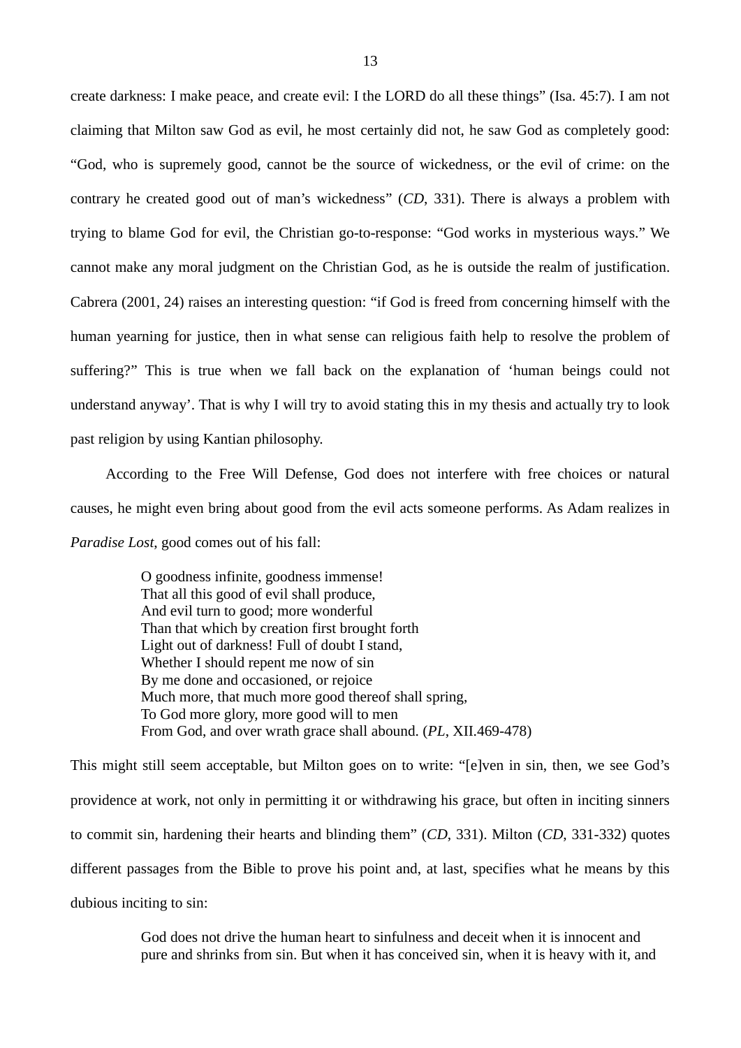create darkness: I make peace, and create evil: I the LORD do all these things" (Isa. 45:7). I am not claiming that Milton saw God as evil, he most certainly did not, he saw God as completely good: "God, who is supremely good, cannot be the source of wickedness, or the evil of crime: on the contrary he created good out of man's wickedness" (*CD*, 331). There is always a problem with trying to blame God for evil, the Christian go-to-response: "God works in mysterious ways." We cannot make any moral judgment on the Christian God, as he is outside the realm of justification. Cabrera (2001, 24) raises an interesting question: "if God is freed from concerning himself with the human yearning for justice, then in what sense can religious faith help to resolve the problem of suffering?" This is true when we fall back on the explanation of 'human beings could not understand anyway'. That is why I will try to avoid stating this in my thesis and actually try to look past religion by using Kantian philosophy.

According to the Free Will Defense, God does not interfere with free choices or natural causes, he might even bring about good from the evil acts someone performs. As Adam realizes in *Paradise Lost*, good comes out of his fall:

> O goodness infinite, goodness immense!
> That all this good of evil shall produce,
> And evil turn to good; more wonderful
> Than that which by creation first brought forth
> Light out of darkness! Full of doubt I stand,
> Whether I should repent me now of sin
> By me done and occasioned, or rejoice
> Much more, that much more good thereof shall spring,
> To God more glory, more good will to men
> From God, and over wrath grace shall abound. (*PL*, XII.469-478)

This might still seem acceptable, but Milton goes on to write: "[e]ven in sin, then, we see God's providence at work, not only in permitting it or withdrawing his grace, but often in inciting sinners to commit sin, hardening their hearts and blinding them" (*CD*, 331). Milton (*CD*, 331-332) quotes different passages from the Bible to prove his point and, at last, specifies what he means by this dubious inciting to sin:

> God does not drive the human heart to sinfulness and deceit when it is innocent and pure and shrinks from sin. But when it has conceived sin, when it is heavy with it, and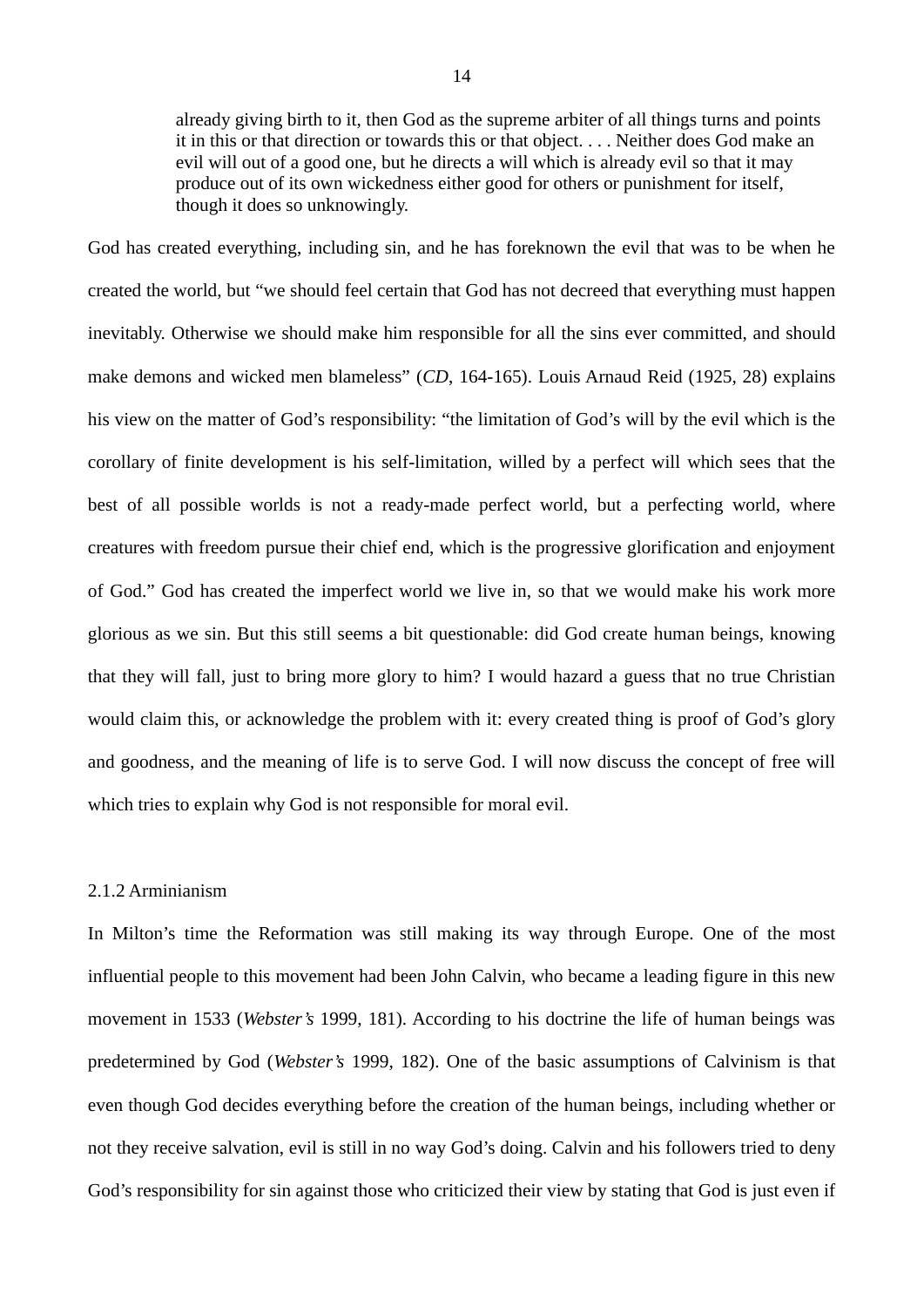> already giving birth to it, then God as the supreme arbiter of all things turns and points it in this or that direction or towards this or that object. . . . Neither does God make an evil will out of a good one, but he directs a will which is already evil so that it may produce out of its own wickedness either good for others or punishment for itself, though it does so unknowingly.

God has created everything, including sin, and he has foreknown the evil that was to be when he created the world, but "we should feel certain that God has not decreed that everything must happen inevitably. Otherwise we should make him responsible for all the sins ever committed, and should make demons and wicked men blameless" (*CD*, 164-165). Louis Arnaud Reid (1925, 28) explains his view on the matter of God's responsibility: "the limitation of God's will by the evil which is the corollary of finite development is his self-limitation, willed by a perfect will which sees that the best of all possible worlds is not a ready-made perfect world, but a perfecting world, where creatures with freedom pursue their chief end, which is the progressive glorification and enjoyment of God." God has created the imperfect world we live in, so that we would make his work more glorious as we sin. But this still seems a bit questionable: did God create human beings, knowing that they will fall, just to bring more glory to him? I would hazard a guess that no true Christian would claim this, or acknowledge the problem with it: every created thing is proof of God's glory and goodness, and the meaning of life is to serve God. I will now discuss the concept of free will which tries to explain why God is not responsible for moral evil.

### 2.1.2 Arminianism

In Milton's time the Reformation was still making its way through Europe. One of the most influential people to this movement had been John Calvin, who became a leading figure in this new movement in 1533 (*Webster's* 1999, 181). According to his doctrine the life of human beings was predetermined by God (*Webster's* 1999, 182). One of the basic assumptions of Calvinism is that even though God decides everything before the creation of the human beings, including whether or not they receive salvation, evil is still in no way God's doing. Calvin and his followers tried to deny God's responsibility for sin against those who criticized their view by stating that God is just even if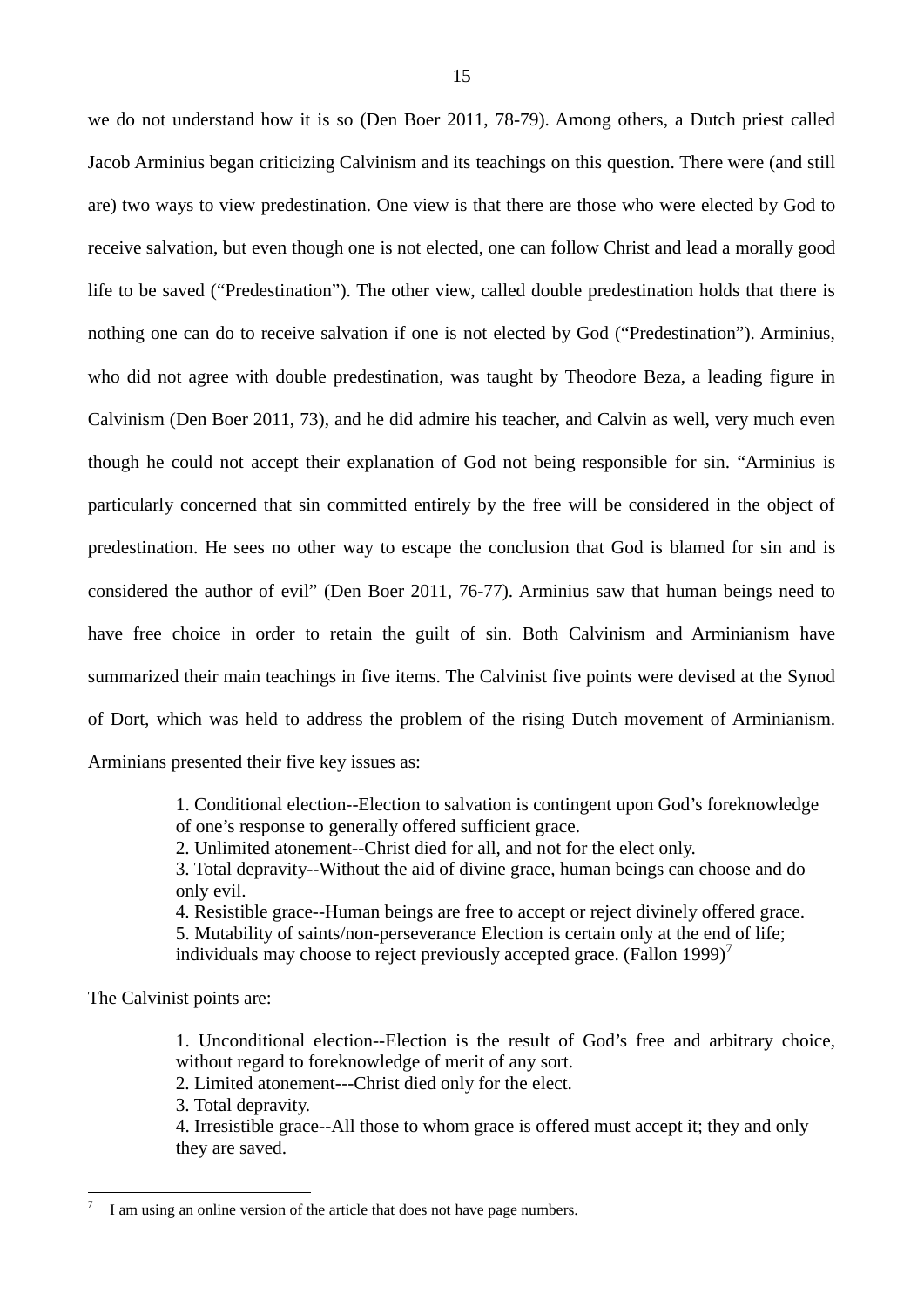we do not understand how it is so (Den Boer 2011, 78-79). Among others, a Dutch priest called Jacob Arminius began criticizing Calvinism and its teachings on this question. There were (and still are) two ways to view predestination. One view is that there are those who were elected by God to receive salvation, but even though one is not elected, one can follow Christ and lead a morally good life to be saved ("Predestination"). The other view, called double predestination holds that there is nothing one can do to receive salvation if one is not elected by God ("Predestination"). Arminius, who did not agree with double predestination, was taught by Theodore Beza, a leading figure in Calvinism (Den Boer 2011, 73), and he did admire his teacher, and Calvin as well, very much even though he could not accept their explanation of God not being responsible for sin. "Arminius is particularly concerned that sin committed entirely by the free will be considered in the object of predestination. He sees no other way to escape the conclusion that God is blamed for sin and is considered the author of evil" (Den Boer 2011, 76-77). Arminius saw that human beings need to have free choice in order to retain the guilt of sin. Both Calvinism and Arminianism have summarized their main teachings in five items. The Calvinist five points were devised at the Synod of Dort, which was held to address the problem of the rising Dutch movement of Arminianism. Arminians presented their five key issues as:

> 1. Conditional election--Election to salvation is contingent upon God's foreknowledge of one's response to generally offered sufficient grace.
> 2. Unlimited atonement--Christ died for all, and not for the elect only.
> 3. Total depravity--Without the aid of divine grace, human beings can choose and do only evil.
> 4. Resistible grace--Human beings are free to accept or reject divinely offered grace.
> 5. Mutability of saints/non-perseverance Election is certain only at the end of life; individuals may choose to reject previously accepted grace. (Fallon 1999)[7]

The Calvinist points are:

> 1. Unconditional election--Election is the result of God's free and arbitrary choice, without regard to foreknowledge of merit of any sort.
> 2. Limited atonement---Christ died only for the elect.
> 3. Total depravity.
> 4. Irresistible grace--All those to whom grace is offered must accept it; they and only they are saved.

[7] I am using an online version of the article that does not have page numbers.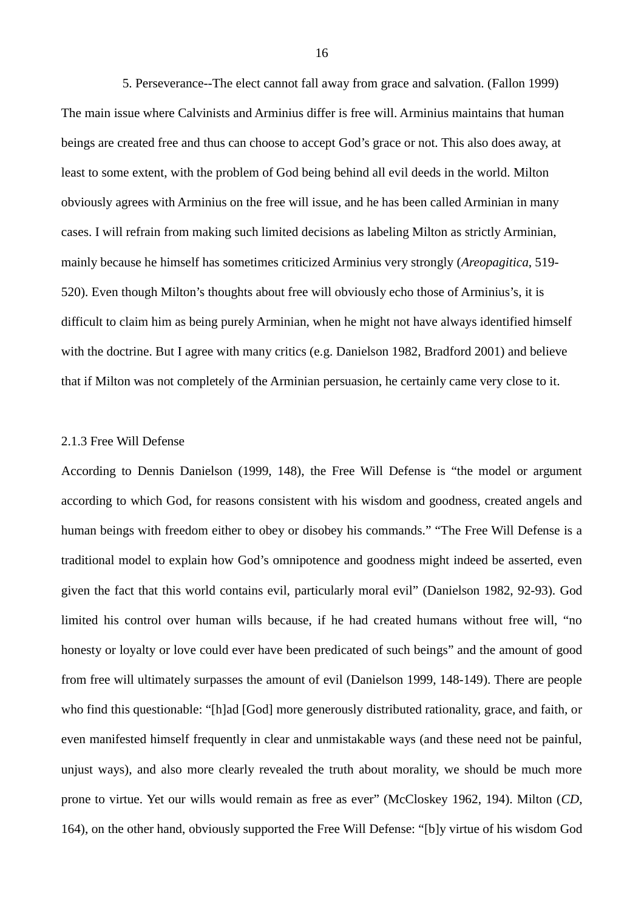5. Perseverance--The elect cannot fall away from grace and salvation. (Fallon 1999)

The main issue where Calvinists and Arminius differ is free will. Arminius maintains that human beings are created free and thus can choose to accept God's grace or not. This also does away, at least to some extent, with the problem of God being behind all evil deeds in the world. Milton obviously agrees with Arminius on the free will issue, and he has been called Arminian in many cases. I will refrain from making such limited decisions as labeling Milton as strictly Arminian, mainly because he himself has sometimes criticized Arminius very strongly (*Areopagitica*, 519-520). Even though Milton's thoughts about free will obviously echo those of Arminius's, it is difficult to claim him as being purely Arminian, when he might not have always identified himself with the doctrine. But I agree with many critics (e.g. Danielson 1982, Bradford 2001) and believe that if Milton was not completely of the Arminian persuasion, he certainly came very close to it.

### 2.1.3 Free Will Defense

According to Dennis Danielson (1999, 148), the Free Will Defense is "the model or argument according to which God, for reasons consistent with his wisdom and goodness, created angels and human beings with freedom either to obey or disobey his commands." "The Free Will Defense is a traditional model to explain how God's omnipotence and goodness might indeed be asserted, even given the fact that this world contains evil, particularly moral evil" (Danielson 1982, 92-93). God limited his control over human wills because, if he had created humans without free will, "no honesty or loyalty or love could ever have been predicated of such beings" and the amount of good from free will ultimately surpasses the amount of evil (Danielson 1999, 148-149). There are people who find this questionable: "[h]ad [God] more generously distributed rationality, grace, and faith, or even manifested himself frequently in clear and unmistakable ways (and these need not be painful, unjust ways), and also more clearly revealed the truth about morality, we should be much more prone to virtue. Yet our wills would remain as free as ever" (McCloskey 1962, 194). Milton (*CD*, 164), on the other hand, obviously supported the Free Will Defense: "[b]y virtue of his wisdom God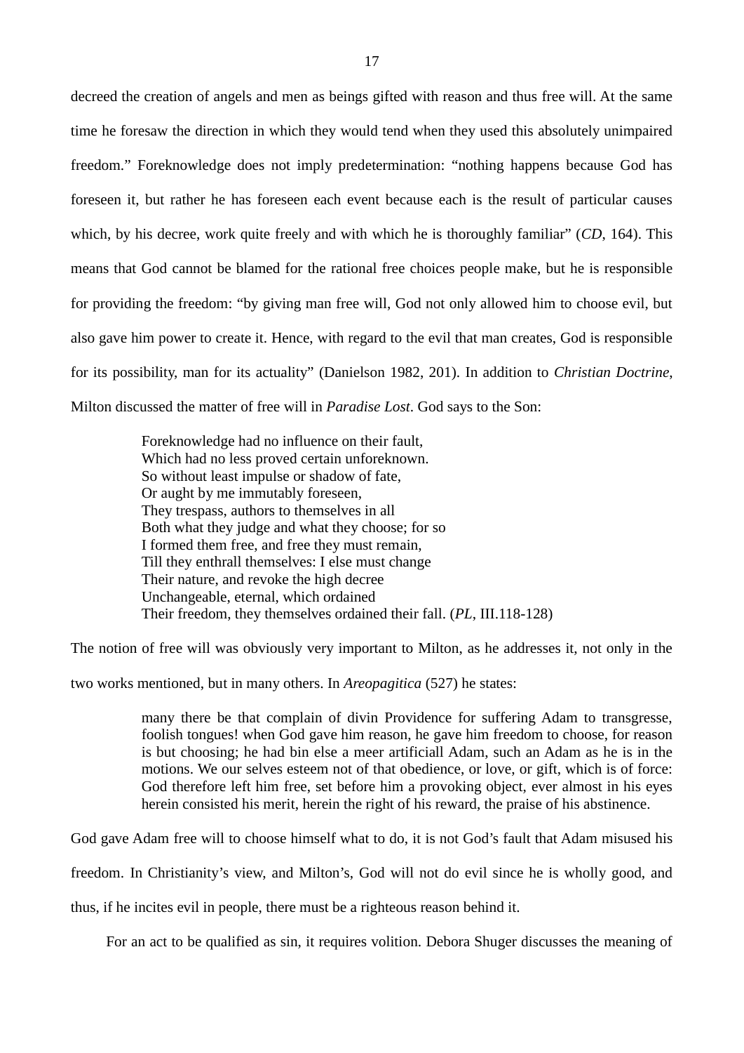decreed the creation of angels and men as beings gifted with reason and thus free will. At the same time he foresaw the direction in which they would tend when they used this absolutely unimpaired freedom." Foreknowledge does not imply predetermination: "nothing happens because God has foreseen it, but rather he has foreseen each event because each is the result of particular causes which, by his decree, work quite freely and with which he is thoroughly familiar" (*CD*, 164). This means that God cannot be blamed for the rational free choices people make, but he is responsible for providing the freedom: "by giving man free will, God not only allowed him to choose evil, but also gave him power to create it. Hence, with regard to the evil that man creates, God is responsible for its possibility, man for its actuality" (Danielson 1982, 201). In addition to *Christian Doctrine*, Milton discussed the matter of free will in *Paradise Lost*. God says to the Son:

> Foreknowledge had no influence on their fault,
> Which had no less proved certain unforeknown.
> So without least impulse or shadow of fate,
> Or aught by me immutably foreseen,
> They trespass, authors to themselves in all
> Both what they judge and what they choose; for so
> I formed them free, and free they must remain,
> Till they enthrall themselves: I else must change
> Their nature, and revoke the high decree
> Unchangeable, eternal, which ordained
> Their freedom, they themselves ordained their fall. (*PL*, III.118-128)

The notion of free will was obviously very important to Milton, as he addresses it, not only in the two works mentioned, but in many others. In *Areopagitica* (527) he states:

> many there be that complain of divin Providence for suffering Adam to transgresse, foolish tongues! when God gave him reason, he gave him freedom to choose, for reason is but choosing; he had bin else a meer artificiall Adam, such an Adam as he is in the motions. We our selves esteem not of that obedience, or love, or gift, which is of force: God therefore left him free, set before him a provoking object, ever almost in his eyes herein consisted his merit, herein the right of his reward, the praise of his abstinence.

God gave Adam free will to choose himself what to do, it is not God's fault that Adam misused his freedom. In Christianity's view, and Milton's, God will not do evil since he is wholly good, and thus, if he incites evil in people, there must be a righteous reason behind it.

For an act to be qualified as sin, it requires volition. Debora Shuger discusses the meaning of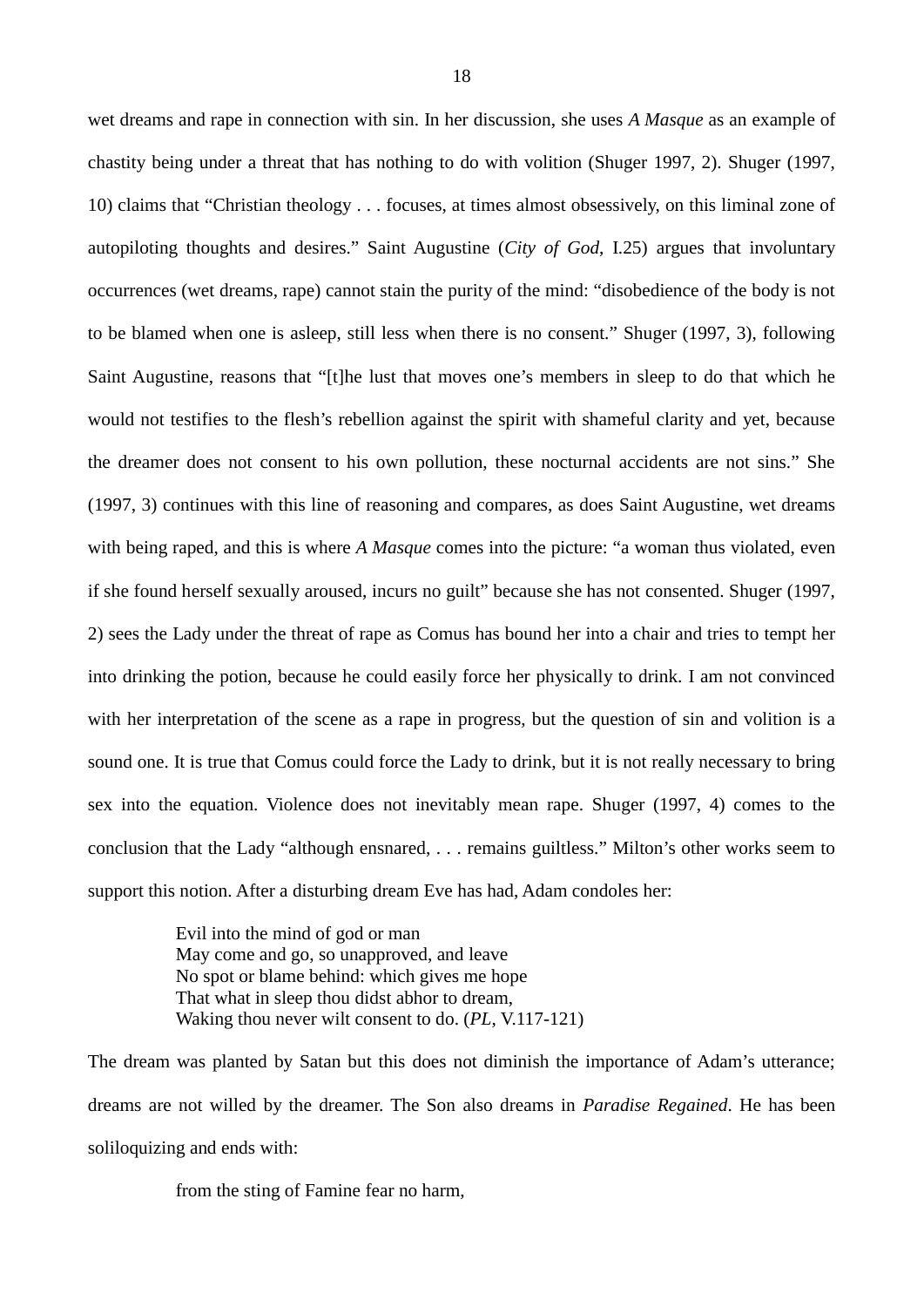wet dreams and rape in connection with sin. In her discussion, she uses *A Masque* as an example of chastity being under a threat that has nothing to do with volition (Shuger 1997, 2). Shuger (1997, 10) claims that "Christian theology . . . focuses, at times almost obsessively, on this liminal zone of autopiloting thoughts and desires." Saint Augustine (*City of God*, I.25) argues that involuntary occurrences (wet dreams, rape) cannot stain the purity of the mind: "disobedience of the body is not to be blamed when one is asleep, still less when there is no consent." Shuger (1997, 3), following Saint Augustine, reasons that "[t]he lust that moves one's members in sleep to do that which he would not testifies to the flesh's rebellion against the spirit with shameful clarity and yet, because the dreamer does not consent to his own pollution, these nocturnal accidents are not sins." She (1997, 3) continues with this line of reasoning and compares, as does Saint Augustine, wet dreams with being raped, and this is where *A Masque* comes into the picture: "a woman thus violated, even if she found herself sexually aroused, incurs no guilt" because she has not consented. Shuger (1997, 2) sees the Lady under the threat of rape as Comus has bound her into a chair and tries to tempt her into drinking the potion, because he could easily force her physically to drink. I am not convinced with her interpretation of the scene as a rape in progress, but the question of sin and volition is a sound one. It is true that Comus could force the Lady to drink, but it is not really necessary to bring sex into the equation. Violence does not inevitably mean rape. Shuger (1997, 4) comes to the conclusion that the Lady "although ensnared, . . . remains guiltless." Milton's other works seem to support this notion. After a disturbing dream Eve has had, Adam condoles her:

> Evil into the mind of god or man  
> May come and go, so unapproved, and leave  
> No spot or blame behind: which gives me hope  
> That what in sleep thou didst abhor to dream,  
> Waking thou never wilt consent to do. (*PL*, V.117-121)

The dream was planted by Satan but this does not diminish the importance of Adam's utterance; dreams are not willed by the dreamer. The Son also dreams in *Paradise Regained*. He has been soliloquizing and ends with:

> from the sting of Famine fear no harm,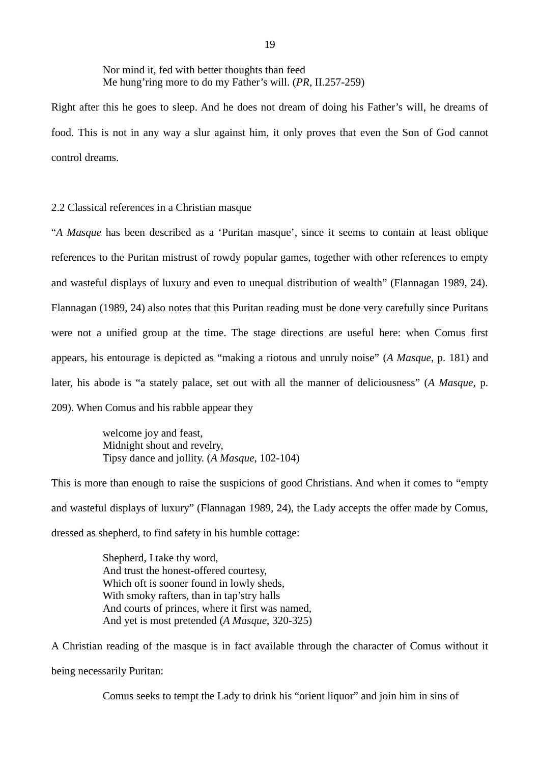> Nor mind it, fed with better thoughts than feed
> Me hung'ring more to do my Father's will. (*PR*, II.257-259)

Right after this he goes to sleep. And he does not dream of doing his Father's will, he dreams of food. This is not in any way a slur against him, it only proves that even the Son of God cannot control dreams.

## 2.2 Classical references in a Christian masque

"*A Masque* has been described as a 'Puritan masque', since it seems to contain at least oblique references to the Puritan mistrust of rowdy popular games, together with other references to empty and wasteful displays of luxury and even to unequal distribution of wealth" (Flannagan 1989, 24). Flannagan (1989, 24) also notes that this Puritan reading must be done very carefully since Puritans were not a unified group at the time. The stage directions are useful here: when Comus first appears, his entourage is depicted as "making a riotous and unruly noise" (*A Masque*, p. 181) and later, his abode is "a stately palace, set out with all the manner of deliciousness" (*A Masque*, p. 209). When Comus and his rabble appear they

> welcome joy and feast,
> Midnight shout and revelry,
> Tipsy dance and jollity. (*A Masque*, 102-104)

This is more than enough to raise the suspicions of good Christians. And when it comes to "empty and wasteful displays of luxury" (Flannagan 1989, 24), the Lady accepts the offer made by Comus, dressed as shepherd, to find safety in his humble cottage:

> Shepherd, I take thy word,
> And trust the honest-offered courtesy,
> Which oft is sooner found in lowly sheds,
> With smoky rafters, than in tap'stry halls
> And courts of princes, where it first was named,
> And yet is most pretended (*A Masque*, 320-325)

A Christian reading of the masque is in fact available through the character of Comus without it being necessarily Puritan:

> Comus seeks to tempt the Lady to drink his "orient liquor" and join him in sins of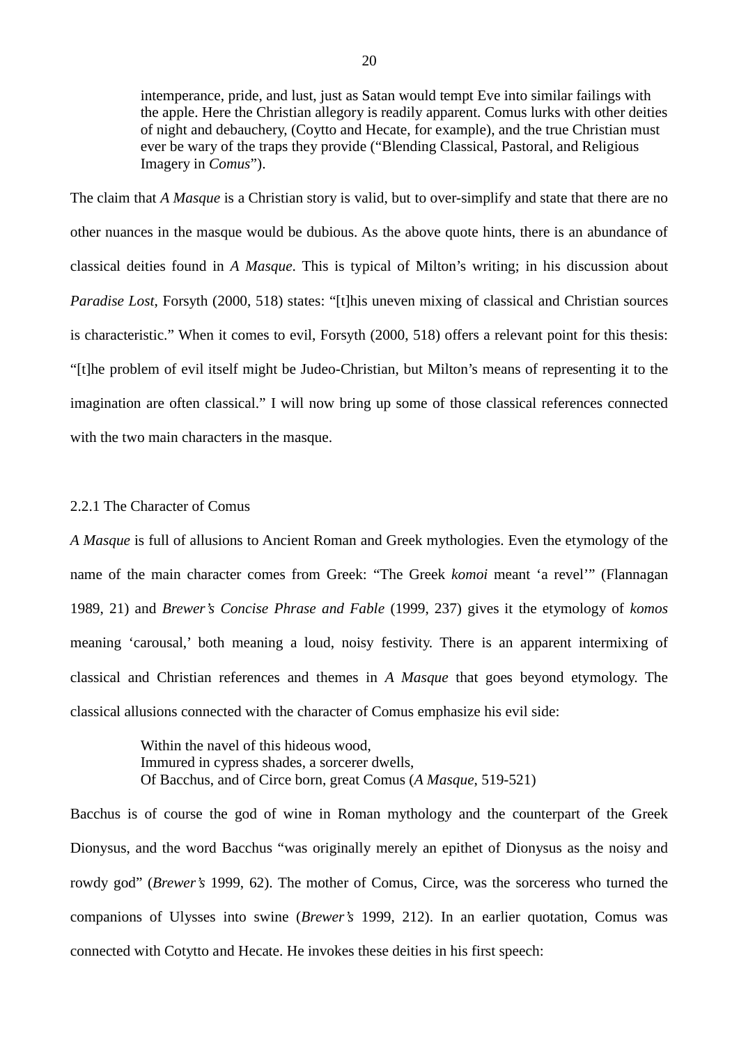> intemperance, pride, and lust, just as Satan would tempt Eve into similar failings with the apple. Here the Christian allegory is readily apparent. Comus lurks with other deities of night and debauchery, (Coytto and Hecate, for example), and the true Christian must ever be wary of the traps they provide ("Blending Classical, Pastoral, and Religious Imagery in *Comus*").

The claim that *A Masque* is a Christian story is valid, but to over-simplify and state that there are no other nuances in the masque would be dubious. As the above quote hints, there is an abundance of classical deities found in *A Masque*. This is typical of Milton's writing; in his discussion about *Paradise Lost*, Forsyth (2000, 518) states: "[t]his uneven mixing of classical and Christian sources is characteristic." When it comes to evil, Forsyth (2000, 518) offers a relevant point for this thesis: "[t]he problem of evil itself might be Judeo-Christian, but Milton's means of representing it to the imagination are often classical." I will now bring up some of those classical references connected with the two main characters in the masque.

### 2.2.1 The Character of Comus

*A Masque* is full of allusions to Ancient Roman and Greek mythologies. Even the etymology of the name of the main character comes from Greek: "The Greek *komoi* meant 'a revel'" (Flannagan 1989, 21) and *Brewer's Concise Phrase and Fable* (1999, 237) gives it the etymology of *komos* meaning 'carousal,' both meaning a loud, noisy festivity. There is an apparent intermixing of classical and Christian references and themes in *A Masque* that goes beyond etymology. The classical allusions connected with the character of Comus emphasize his evil side:

> Within the navel of this hideous wood,  
> Immured in cypress shades, a sorcerer dwells,  
> Of Bacchus, and of Circe born, great Comus (*A Masque*, 519-521)

Bacchus is of course the god of wine in Roman mythology and the counterpart of the Greek Dionysus, and the word Bacchus "was originally merely an epithet of Dionysus as the noisy and rowdy god" (*Brewer's* 1999, 62). The mother of Comus, Circe, was the sorceress who turned the companions of Ulysses into swine (*Brewer's* 1999, 212). In an earlier quotation, Comus was connected with Cotytto and Hecate. He invokes these deities in his first speech: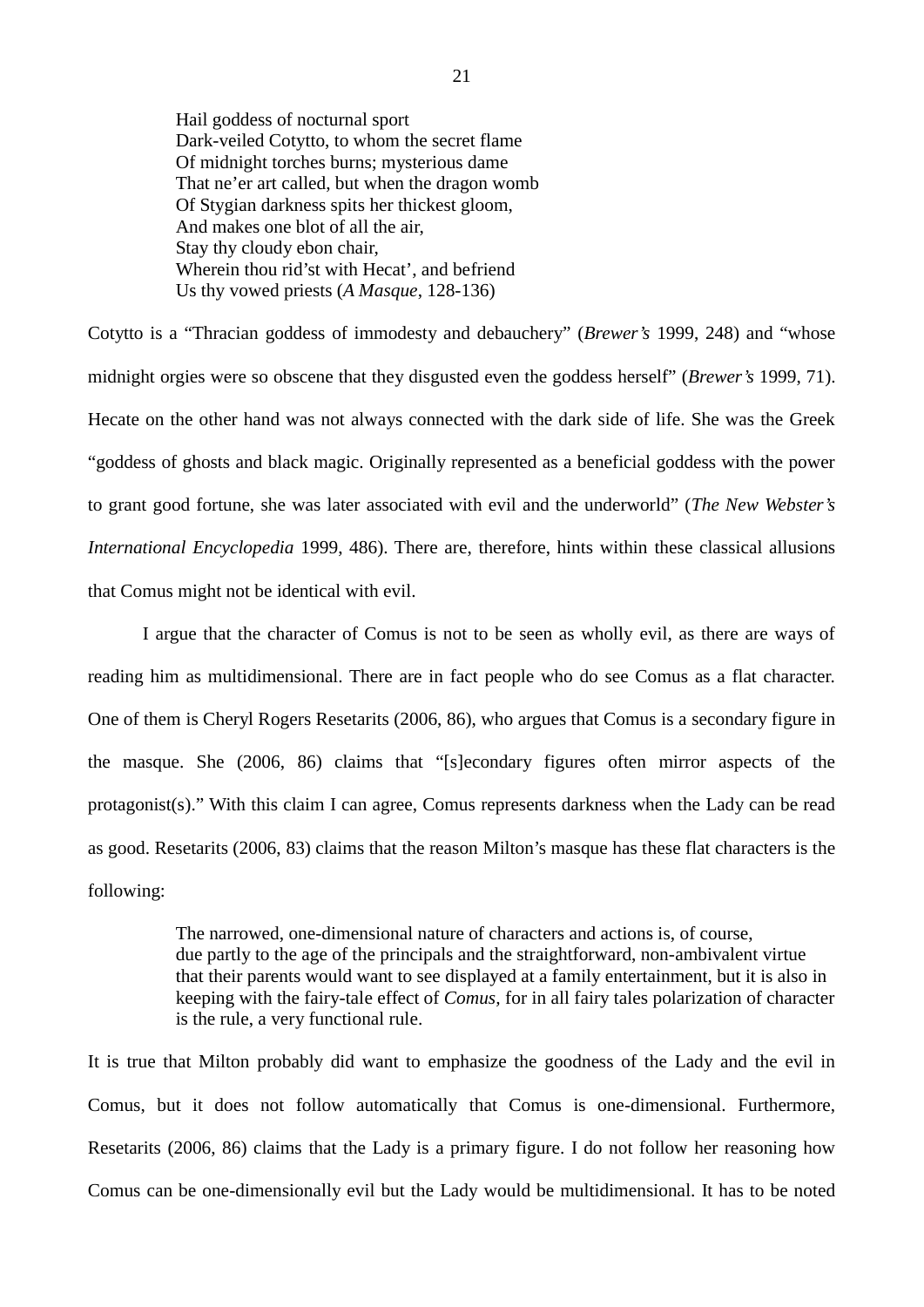> Hail goddess of nocturnal sport
> Dark-veiled Cotytto, to whom the secret flame
> Of midnight torches burns; mysterious dame
> That ne'er art called, but when the dragon womb
> Of Stygian darkness spits her thickest gloom,
> And makes one blot of all the air,
> Stay thy cloudy ebon chair,
> Wherein thou rid'st with Hecat', and befriend
> Us thy vowed priests (*A Masque*, 128-136)

Cotytto is a "Thracian goddess of immodesty and debauchery" (*Brewer's* 1999, 248) and "whose midnight orgies were so obscene that they disgusted even the goddess herself" (*Brewer's* 1999, 71). Hecate on the other hand was not always connected with the dark side of life. She was the Greek "goddess of ghosts and black magic. Originally represented as a beneficial goddess with the power to grant good fortune, she was later associated with evil and the underworld" (*The New Webster's International Encyclopedia* 1999, 486). There are, therefore, hints within these classical allusions that Comus might not be identical with evil.

I argue that the character of Comus is not to be seen as wholly evil, as there are ways of reading him as multidimensional. There are in fact people who do see Comus as a flat character. One of them is Cheryl Rogers Resetarits (2006, 86), who argues that Comus is a secondary figure in the masque. She (2006, 86) claims that "[s]econdary figures often mirror aspects of the protagonist(s)." With this claim I can agree, Comus represents darkness when the Lady can be read as good. Resetarits (2006, 83) claims that the reason Milton's masque has these flat characters is the following:

> The narrowed, one-dimensional nature of characters and actions is, of course, due partly to the age of the principals and the straightforward, non-ambivalent virtue that their parents would want to see displayed at a family entertainment, but it is also in keeping with the fairy-tale effect of *Comus*, for in all fairy tales polarization of character is the rule, a very functional rule.

It is true that Milton probably did want to emphasize the goodness of the Lady and the evil in Comus, but it does not follow automatically that Comus is one-dimensional. Furthermore, Resetarits (2006, 86) claims that the Lady is a primary figure. I do not follow her reasoning how Comus can be one-dimensionally evil but the Lady would be multidimensional. It has to be noted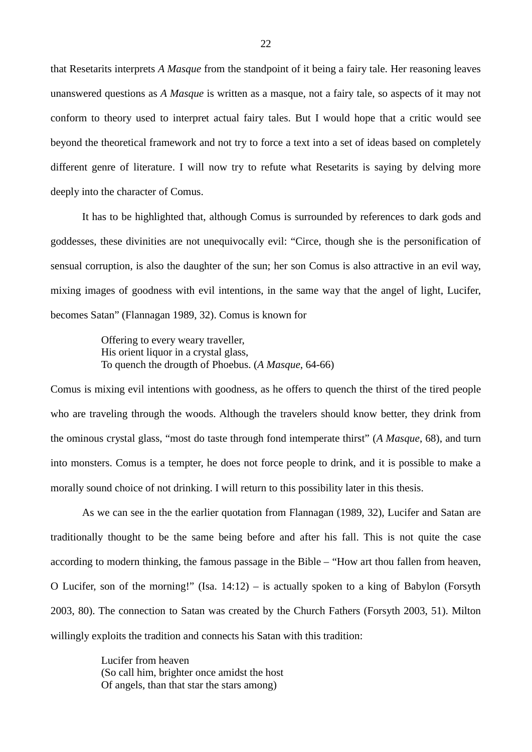that Resetarits interprets *A Masque* from the standpoint of it being a fairy tale. Her reasoning leaves unanswered questions as *A Masque* is written as a masque, not a fairy tale, so aspects of it may not conform to theory used to interpret actual fairy tales. But I would hope that a critic would see beyond the theoretical framework and not try to force a text into a set of ideas based on completely different genre of literature. I will now try to refute what Resetarits is saying by delving more deeply into the character of Comus.

It has to be highlighted that, although Comus is surrounded by references to dark gods and goddesses, these divinities are not unequivocally evil: "Circe, though she is the personification of sensual corruption, is also the daughter of the sun; her son Comus is also attractive in an evil way, mixing images of goodness with evil intentions, in the same way that the angel of light, Lucifer, becomes Satan" (Flannagan 1989, 32). Comus is known for

> Offering to every weary traveller,
> His orient liquor in a crystal glass,
> To quench the drougth of Phoebus. (*A Masque*, 64-66)

Comus is mixing evil intentions with goodness, as he offers to quench the thirst of the tired people who are traveling through the woods. Although the travelers should know better, they drink from the ominous crystal glass, "most do taste through fond intemperate thirst" (*A Masque*, 68), and turn into monsters. Comus is a tempter, he does not force people to drink, and it is possible to make a morally sound choice of not drinking. I will return to this possibility later in this thesis.

As we can see in the the earlier quotation from Flannagan (1989, 32), Lucifer and Satan are traditionally thought to be the same being before and after his fall. This is not quite the case according to modern thinking, the famous passage in the Bible – "How art thou fallen from heaven, O Lucifer, son of the morning!" (Isa. 14:12) – is actually spoken to a king of Babylon (Forsyth 2003, 80). The connection to Satan was created by the Church Fathers (Forsyth 2003, 51). Milton willingly exploits the tradition and connects his Satan with this tradition:

> Lucifer from heaven
> (So call him, brighter once amidst the host
> Of angels, than that star the stars among)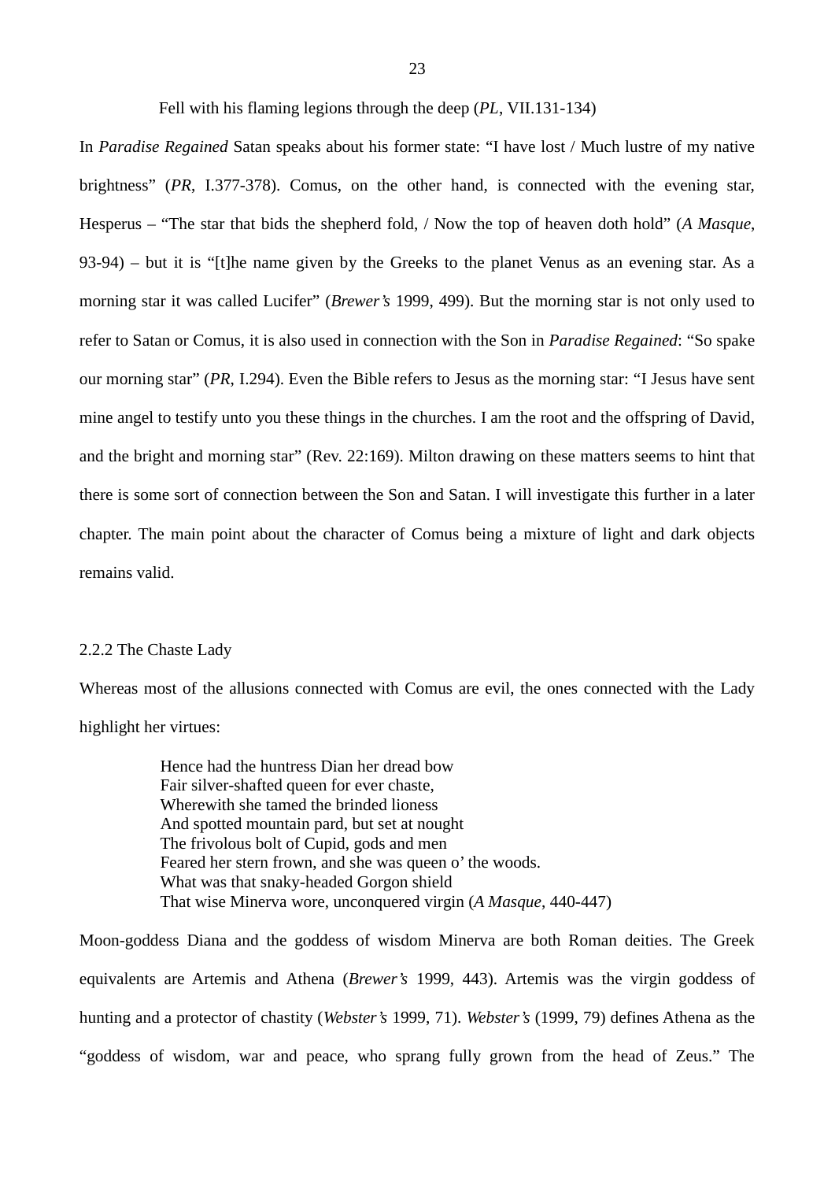Fell with his flaming legions through the deep (*PL*, VII.131-134)

In *Paradise Regained* Satan speaks about his former state: “I have lost / Much lustre of my native brightness” (*PR*, I.377-378). Comus, on the other hand, is connected with the evening star, Hesperus – “The star that bids the shepherd fold, / Now the top of heaven doth hold” (*A Masque*, 93-94) – but it is “[t]he name given by the Greeks to the planet Venus as an evening star. As a morning star it was called Lucifer” (*Brewer’s* 1999, 499). But the morning star is not only used to refer to Satan or Comus, it is also used in connection with the Son in *Paradise Regained*: “So spake our morning star” (*PR*, I.294). Even the Bible refers to Jesus as the morning star: “I Jesus have sent mine angel to testify unto you these things in the churches. I am the root and the offspring of David, and the bright and morning star” (Rev. 22:169). Milton drawing on these matters seems to hint that there is some sort of connection between the Son and Satan. I will investigate this further in a later chapter. The main point about the character of Comus being a mixture of light and dark objects remains valid.

### 2.2.2 The Chaste Lady

Whereas most of the allusions connected with Comus are evil, the ones connected with the Lady highlight her virtues:

> Hence had the huntress Dian her dread bow
> Fair silver-shafted queen for ever chaste,
> Wherewith she tamed the brinded lioness
> And spotted mountain pard, but set at nought
> The frivolous bolt of Cupid, gods and men
> Feared her stern frown, and she was queen o’ the woods.
> What was that snaky-headed Gorgon shield
> That wise Minerva wore, unconquered virgin (*A Masque*, 440-447)

Moon-goddess Diana and the goddess of wisdom Minerva are both Roman deities. The Greek equivalents are Artemis and Athena (*Brewer’s* 1999, 443). Artemis was the virgin goddess of hunting and a protector of chastity (*Webster’s* 1999, 71). *Webster’s* (1999, 79) defines Athena as the “goddess of wisdom, war and peace, who sprang fully grown from the head of Zeus.” The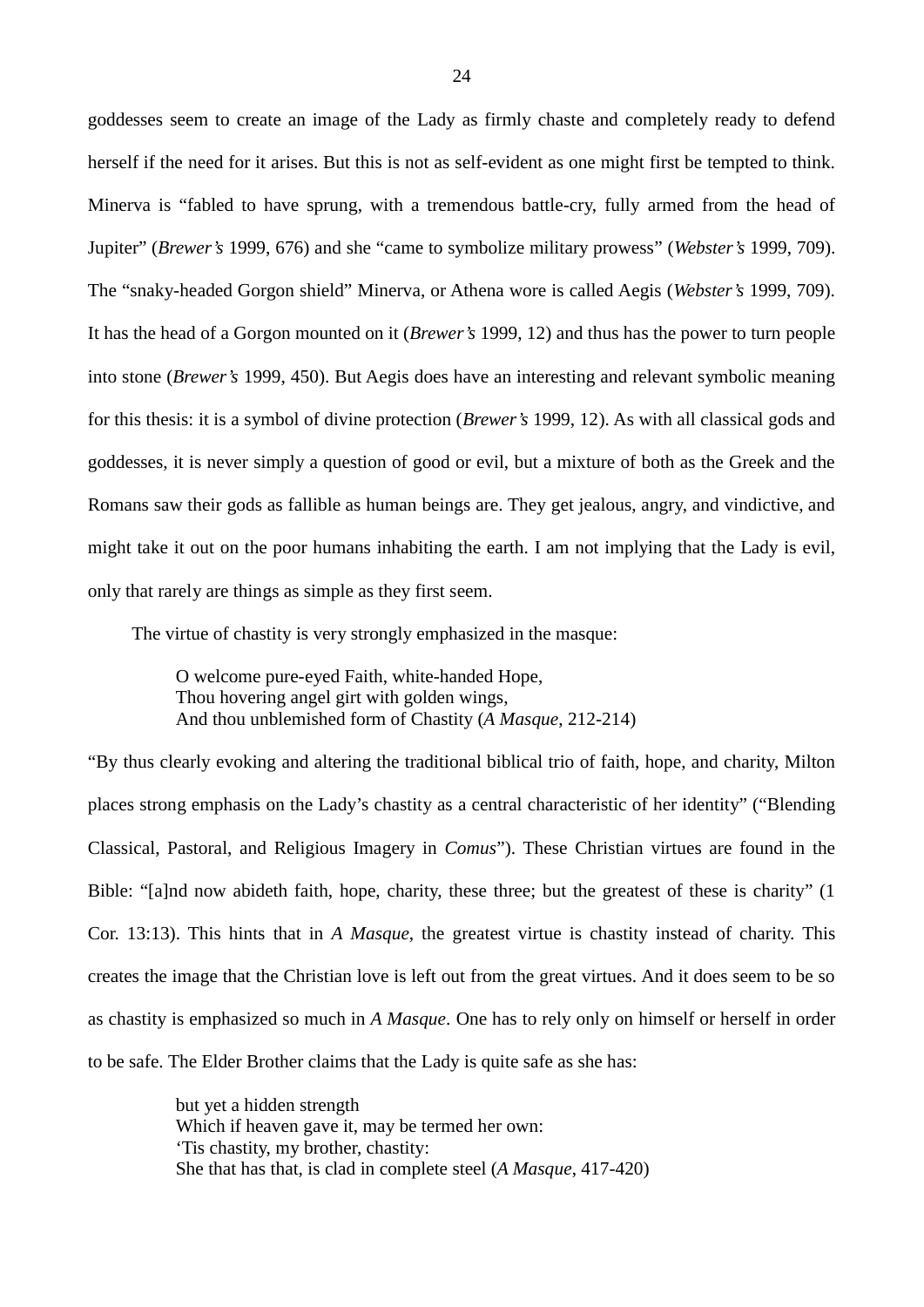goddesses seem to create an image of the Lady as firmly chaste and completely ready to defend herself if the need for it arises. But this is not as self-evident as one might first be tempted to think. Minerva is "fabled to have sprung, with a tremendous battle-cry, fully armed from the head of Jupiter" (*Brewer's* 1999, 676) and she "came to symbolize military prowess" (*Webster's* 1999, 709). The "snaky-headed Gorgon shield" Minerva, or Athena wore is called Aegis (*Webster's* 1999, 709). It has the head of a Gorgon mounted on it (*Brewer's* 1999, 12) and thus has the power to turn people into stone (*Brewer's* 1999, 450). But Aegis does have an interesting and relevant symbolic meaning for this thesis: it is a symbol of divine protection (*Brewer's* 1999, 12). As with all classical gods and goddesses, it is never simply a question of good or evil, but a mixture of both as the Greek and the Romans saw their gods as fallible as human beings are. They get jealous, angry, and vindictive, and might take it out on the poor humans inhabiting the earth. I am not implying that the Lady is evil, only that rarely are things as simple as they first seem.

The virtue of chastity is very strongly emphasized in the masque:

> O welcome pure-eyed Faith, white-handed Hope,
> Thou hovering angel girt with golden wings,
> And thou unblemished form of Chastity (*A Masque*, 212-214)

"By thus clearly evoking and altering the traditional biblical trio of faith, hope, and charity, Milton places strong emphasis on the Lady's chastity as a central characteristic of her identity" ("Blending Classical, Pastoral, and Religious Imagery in *Comus*"). These Christian virtues are found in the Bible: "[a]nd now abideth faith, hope, charity, these three; but the greatest of these is charity" (1 Cor. 13:13). This hints that in *A Masque*, the greatest virtue is chastity instead of charity. This creates the image that the Christian love is left out from the great virtues. And it does seem to be so as chastity is emphasized so much in *A Masque*. One has to rely only on himself or herself in order to be safe. The Elder Brother claims that the Lady is quite safe as she has:

> but yet a hidden strength
> Which if heaven gave it, may be termed her own:
> 'Tis chastity, my brother, chastity:
> She that has that, is clad in complete steel (*A Masque*, 417-420)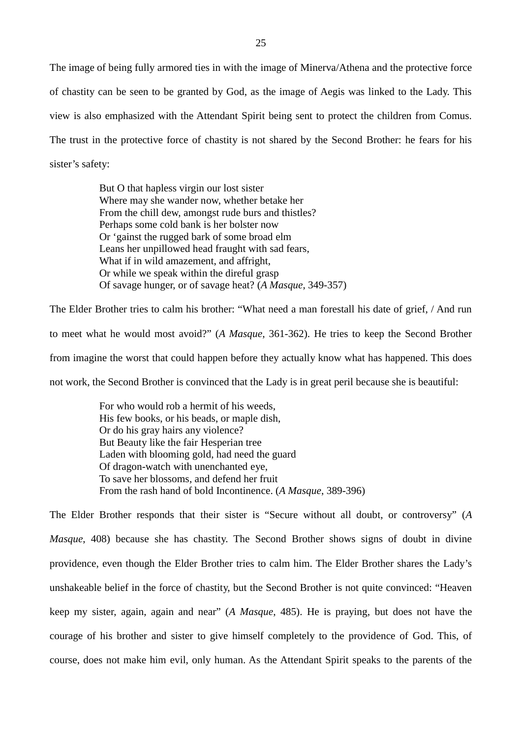The image of being fully armored ties in with the image of Minerva/Athena and the protective force of chastity can be seen to be granted by God, as the image of Aegis was linked to the Lady. This view is also emphasized with the Attendant Spirit being sent to protect the children from Comus. The trust in the protective force of chastity is not shared by the Second Brother: he fears for his sister's safety:

> But O that hapless virgin our lost sister  
> Where may she wander now, whether betake her  
> From the chill dew, amongst rude burs and thistles?  
> Perhaps some cold bank is her bolster now  
> Or 'gainst the rugged bark of some broad elm  
> Leans her unpillowed head fraught with sad fears,  
> What if in wild amazement, and affright,  
> Or while we speak within the direful grasp  
> Of savage hunger, or of savage heat? (*A Masque*, 349-357)

The Elder Brother tries to calm his brother: "What need a man forestall his date of grief, / And run to meet what he would most avoid?" (*A Masque*, 361-362). He tries to keep the Second Brother from imagine the worst that could happen before they actually know what has happened. This does not work, the Second Brother is convinced that the Lady is in great peril because she is beautiful:

> For who would rob a hermit of his weeds,  
> His few books, or his beads, or maple dish,  
> Or do his gray hairs any violence?  
> But Beauty like the fair Hesperian tree  
> Laden with blooming gold, had need the guard  
> Of dragon-watch with unenchanted eye,  
> To save her blossoms, and defend her fruit  
> From the rash hand of bold Incontinence. (*A Masque*, 389-396)

The Elder Brother responds that their sister is "Secure without all doubt, or controversy" (*A Masque*, 408) because she has chastity. The Second Brother shows signs of doubt in divine providence, even though the Elder Brother tries to calm him. The Elder Brother shares the Lady's unshakeable belief in the force of chastity, but the Second Brother is not quite convinced: "Heaven keep my sister, again, again and near" (*A Masque*, 485). He is praying, but does not have the courage of his brother and sister to give himself completely to the providence of God. This, of course, does not make him evil, only human. As the Attendant Spirit speaks to the parents of the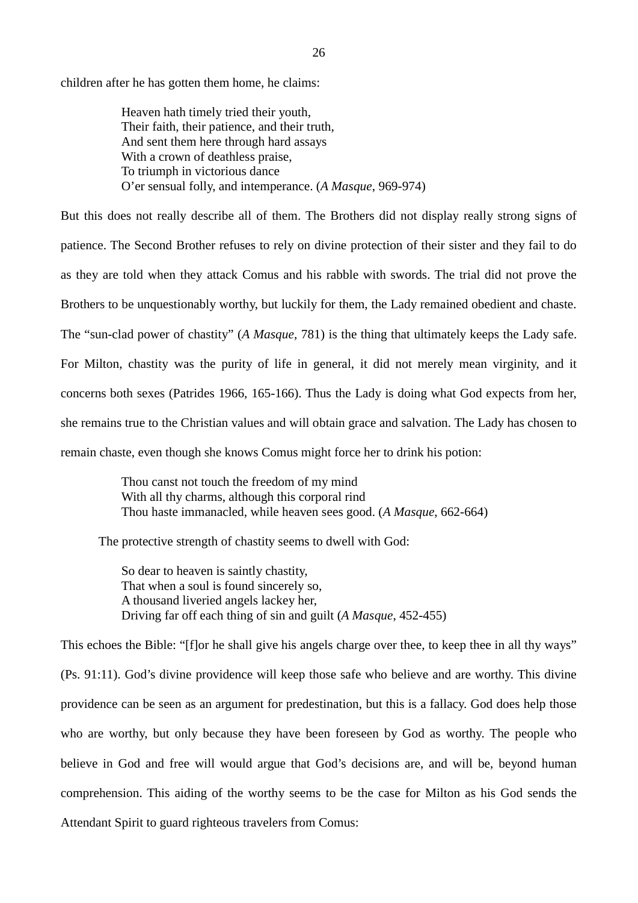children after he has gotten them home, he claims:

> Heaven hath timely tried their youth,
> Their faith, their patience, and their truth,
> And sent them here through hard assays
> With a crown of deathless praise,
> To triumph in victorious dance
> O'er sensual folly, and intemperance. (*A Masque*, 969-974)

But this does not really describe all of them. The Brothers did not display really strong signs of patience. The Second Brother refuses to rely on divine protection of their sister and they fail to do as they are told when they attack Comus and his rabble with swords. The trial did not prove the Brothers to be unquestionably worthy, but luckily for them, the Lady remained obedient and chaste. The "sun-clad power of chastity" (*A Masque*, 781) is the thing that ultimately keeps the Lady safe. For Milton, chastity was the purity of life in general, it did not merely mean virginity, and it concerns both sexes (Patrides 1966, 165-166). Thus the Lady is doing what God expects from her, she remains true to the Christian values and will obtain grace and salvation. The Lady has chosen to remain chaste, even though she knows Comus might force her to drink his potion:

> Thou canst not touch the freedom of my mind
> With all thy charms, although this corporal rind
> Thou haste immanacled, while heaven sees good. (*A Masque*, 662-664)

The protective strength of chastity seems to dwell with God:

> So dear to heaven is saintly chastity,
> That when a soul is found sincerely so,
> A thousand liveried angels lackey her,
> Driving far off each thing of sin and guilt (*A Masque*, 452-455)

This echoes the Bible: "[f]or he shall give his angels charge over thee, to keep thee in all thy ways" (Ps. 91:11). God's divine providence will keep those safe who believe and are worthy. This divine providence can be seen as an argument for predestination, but this is a fallacy. God does help those who are worthy, but only because they have been foreseen by God as worthy. The people who believe in God and free will would argue that God's decisions are, and will be, beyond human comprehension. This aiding of the worthy seems to be the case for Milton as his God sends the Attendant Spirit to guard righteous travelers from Comus: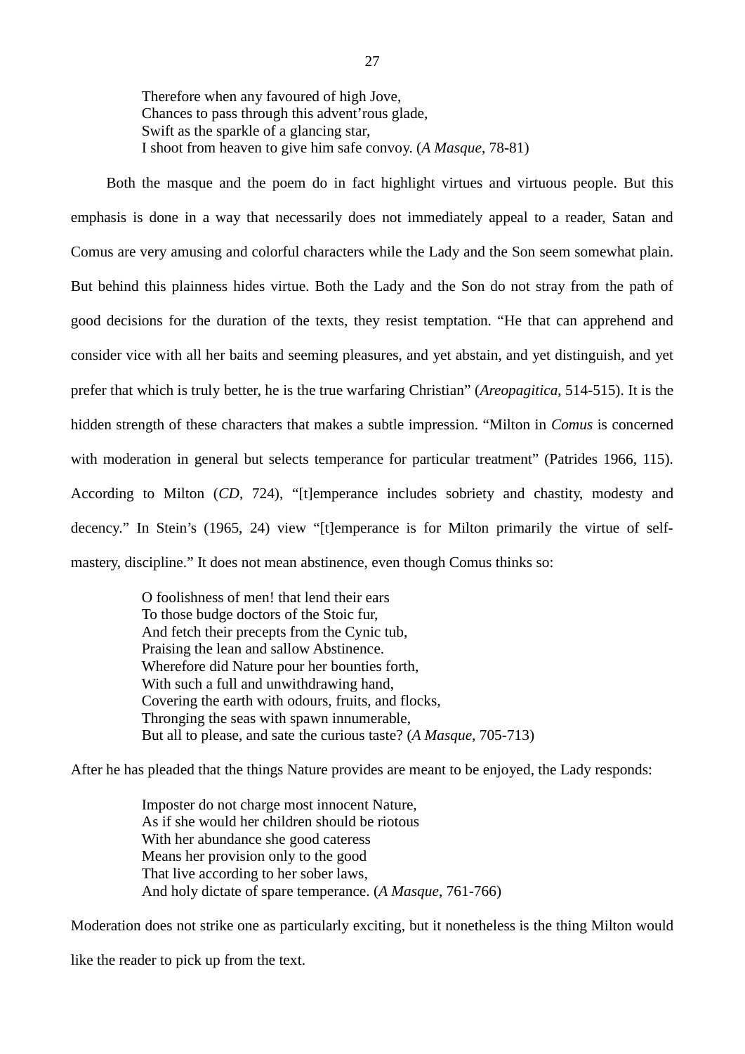> Therefore when any favoured of high Jove,
> Chances to pass through this advent'rous glade,
> Swift as the sparkle of a glancing star,
> I shoot from heaven to give him safe convoy. (*A Masque*, 78-81)

Both the masque and the poem do in fact highlight virtues and virtuous people. But this emphasis is done in a way that necessarily does not immediately appeal to a reader, Satan and Comus are very amusing and colorful characters while the Lady and the Son seem somewhat plain. But behind this plainness hides virtue. Both the Lady and the Son do not stray from the path of good decisions for the duration of the texts, they resist temptation. "He that can apprehend and consider vice with all her baits and seeming pleasures, and yet abstain, and yet distinguish, and yet prefer that which is truly better, he is the true warfaring Christian" (*Areopagitica*, 514-515). It is the hidden strength of these characters that makes a subtle impression. "Milton in *Comus* is concerned with moderation in general but selects temperance for particular treatment" (Patrides 1966, 115). According to Milton (*CD*, 724), "[t]emperance includes sobriety and chastity, modesty and decency." In Stein's (1965, 24) view "[t]emperance is for Milton primarily the virtue of self-mastery, discipline." It does not mean abstinence, even though Comus thinks so:

> O foolishness of men! that lend their ears
> To those budge doctors of the Stoic fur,
> And fetch their precepts from the Cynic tub,
> Praising the lean and sallow Abstinence.
> Wherefore did Nature pour her bounties forth,
> With such a full and unwithdrawing hand,
> Covering the earth with odours, fruits, and flocks,
> Thronging the seas with spawn innumerable,
> But all to please, and sate the curious taste? (*A Masque*, 705-713)

After he has pleaded that the things Nature provides are meant to be enjoyed, the Lady responds:

> Imposter do not charge most innocent Nature,
> As if she would her children should be riotous
> With her abundance she good cateress
> Means her provision only to the good
> That live according to her sober laws,
> And holy dictate of spare temperance. (*A Masque*, 761-766)

Moderation does not strike one as particularly exciting, but it nonetheless is the thing Milton would like the reader to pick up from the text.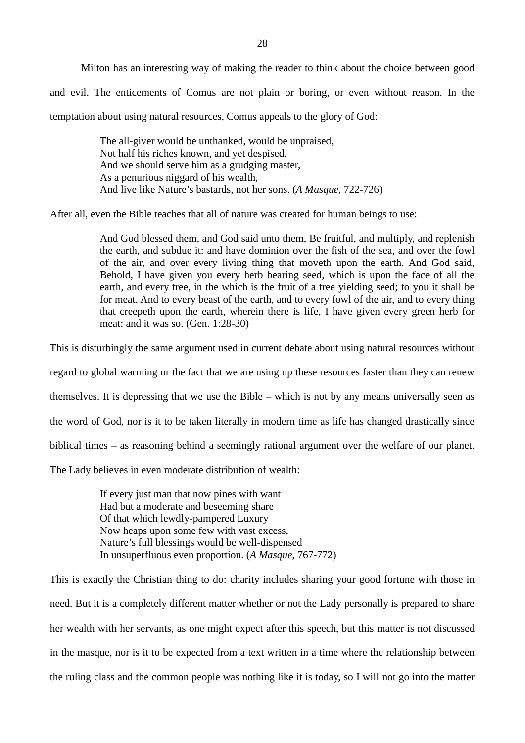Milton has an interesting way of making the reader to think about the choice between good and evil. The enticements of Comus are not plain or boring, or even without reason. In the temptation about using natural resources, Comus appeals to the glory of God:

> The all-giver would be unthanked, would be unpraised,
> Not half his riches known, and yet despised,
> And we should serve him as a grudging master,
> As a penurious niggard of his wealth,
> And live like Nature's bastards, not her sons. (*A Masque*, 722-726)

After all, even the Bible teaches that all of nature was created for human beings to use:

> And God blessed them, and God said unto them, Be fruitful, and multiply, and replenish the earth, and subdue it: and have dominion over the fish of the sea, and over the fowl of the air, and over every living thing that moveth upon the earth. And God said, Behold, I have given you every herb bearing seed, which is upon the face of all the earth, and every tree, in the which is the fruit of a tree yielding seed; to you it shall be for meat. And to every beast of the earth, and to every fowl of the air, and to every thing that creepeth upon the earth, wherein there is life, I have given every green herb for meat: and it was so. (Gen. 1:28-30)

This is disturbingly the same argument used in current debate about using natural resources without regard to global warming or the fact that we are using up these resources faster than they can renew themselves. It is depressing that we use the Bible – which is not by any means universally seen as the word of God, nor is it to be taken literally in modern time as life has changed drastically since biblical times – as reasoning behind a seemingly rational argument over the welfare of our planet. The Lady believes in even moderate distribution of wealth:

> If every just man that now pines with want
> Had but a moderate and beseeming share
> Of that which lewdly-pampered Luxury
> Now heaps upon some few with vast excess,
> Nature's full blessings would be well-dispensed
> In unsuperfluous even proportion. (*A Masque*, 767-772)

This is exactly the Christian thing to do: charity includes sharing your good fortune with those in need. But it is a completely different matter whether or not the Lady personally is prepared to share her wealth with her servants, as one might expect after this speech, but this matter is not discussed in the masque, nor is it to be expected from a text written in a time where the relationship between the ruling class and the common people was nothing like it is today, so I will not go into the matter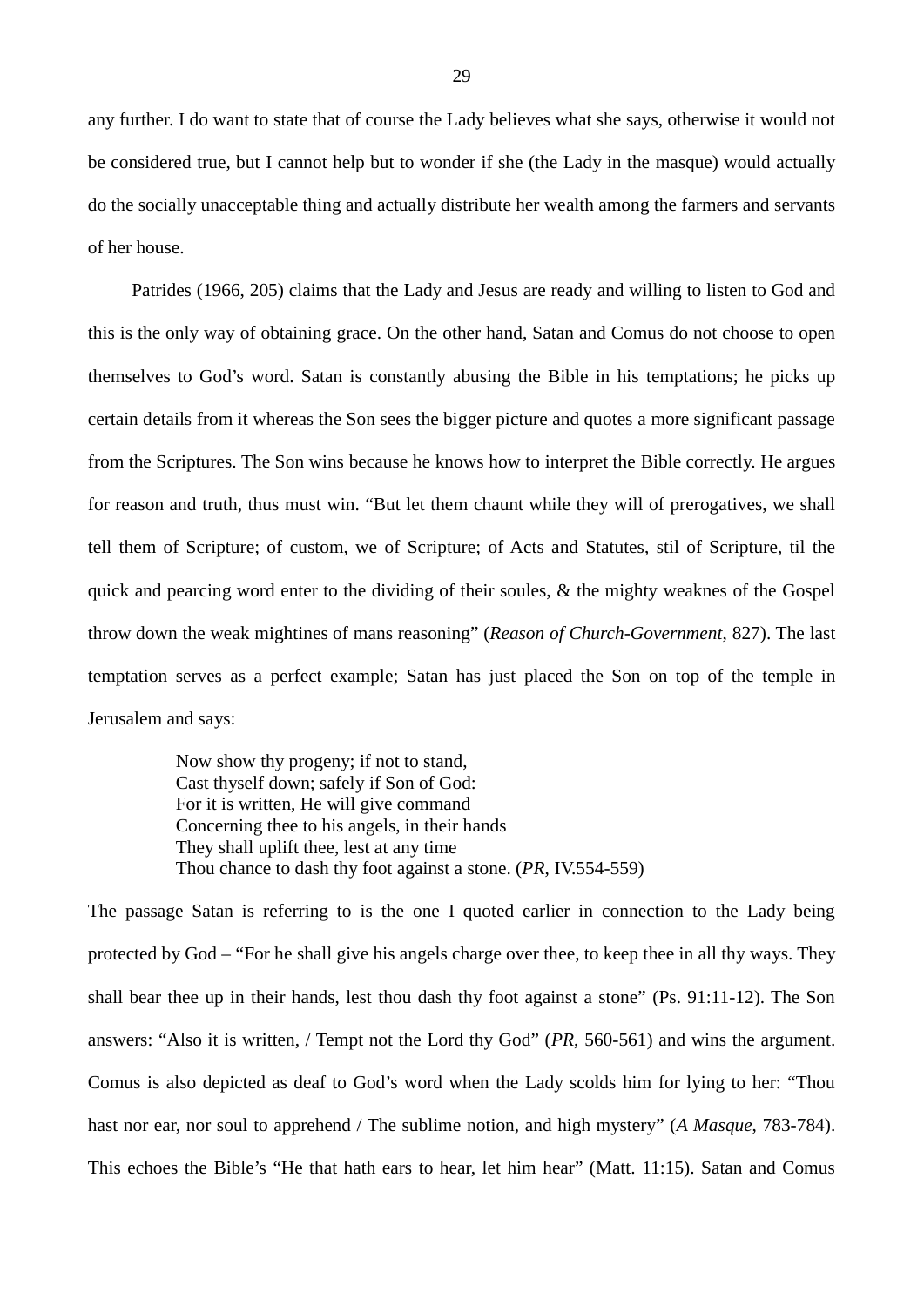any further. I do want to state that of course the Lady believes what she says, otherwise it would not be considered true, but I cannot help but to wonder if she (the Lady in the masque) would actually do the socially unacceptable thing and actually distribute her wealth among the farmers and servants of her house.

Patrides (1966, 205) claims that the Lady and Jesus are ready and willing to listen to God and this is the only way of obtaining grace. On the other hand, Satan and Comus do not choose to open themselves to God's word. Satan is constantly abusing the Bible in his temptations; he picks up certain details from it whereas the Son sees the bigger picture and quotes a more significant passage from the Scriptures. The Son wins because he knows how to interpret the Bible correctly. He argues for reason and truth, thus must win. "But let them chaunt while they will of prerogatives, we shall tell them of Scripture; of custom, we of Scripture; of Acts and Statutes, stil of Scripture, til the quick and pearcing word enter to the dividing of their soules, & the mighty weaknes of the Gospel throw down the weak mightines of mans reasoning" (*Reason of Church-Government*, 827). The last temptation serves as a perfect example; Satan has just placed the Son on top of the temple in Jerusalem and says:

> Now show thy progeny; if not to stand,
> Cast thyself down; safely if Son of God:
> For it is written, He will give command
> Concerning thee to his angels, in their hands
> They shall uplift thee, lest at any time
> Thou chance to dash thy foot against a stone. (*PR*, IV.554-559)

The passage Satan is referring to is the one I quoted earlier in connection to the Lady being protected by God – "For he shall give his angels charge over thee, to keep thee in all thy ways. They shall bear thee up in their hands, lest thou dash thy foot against a stone" (Ps. 91:11-12). The Son answers: "Also it is written, / Tempt not the Lord thy God" (*PR*, 560-561) and wins the argument. Comus is also depicted as deaf to God's word when the Lady scolds him for lying to her: "Thou hast nor ear, nor soul to apprehend / The sublime notion, and high mystery" (*A Masque*, 783-784). This echoes the Bible's "He that hath ears to hear, let him hear" (Matt. 11:15). Satan and Comus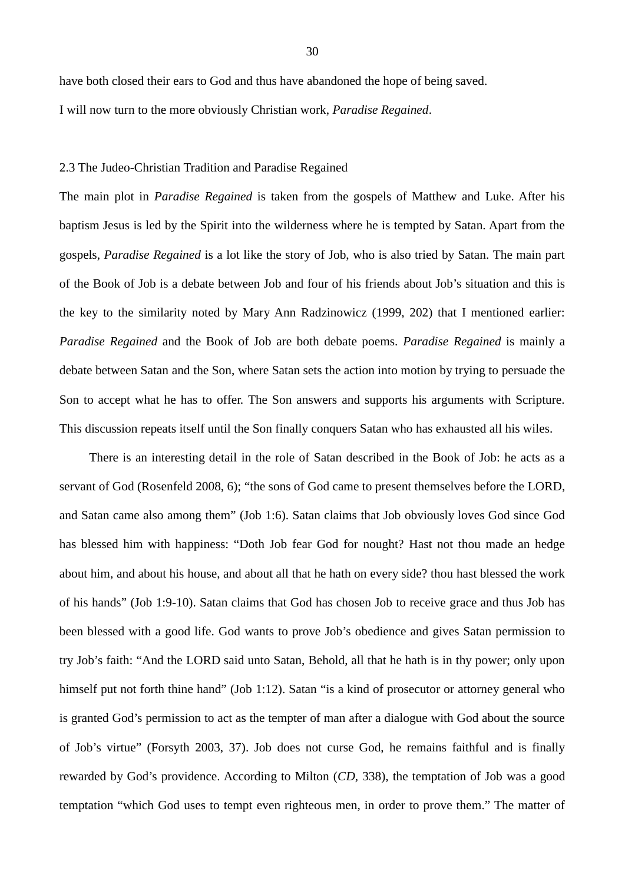have both closed their ears to God and thus have abandoned the hope of being saved.

I will now turn to the more obviously Christian work, *Paradise Regained*.

### 2.3 The Judeo-Christian Tradition and Paradise Regained

The main plot in *Paradise Regained* is taken from the gospels of Matthew and Luke. After his baptism Jesus is led by the Spirit into the wilderness where he is tempted by Satan. Apart from the gospels, *Paradise Regained* is a lot like the story of Job, who is also tried by Satan. The main part of the Book of Job is a debate between Job and four of his friends about Job's situation and this is the key to the similarity noted by Mary Ann Radzinowicz (1999, 202) that I mentioned earlier: *Paradise Regained* and the Book of Job are both debate poems. *Paradise Regained* is mainly a debate between Satan and the Son, where Satan sets the action into motion by trying to persuade the Son to accept what he has to offer. The Son answers and supports his arguments with Scripture. This discussion repeats itself until the Son finally conquers Satan who has exhausted all his wiles.

There is an interesting detail in the role of Satan described in the Book of Job: he acts as a servant of God (Rosenfeld 2008, 6); "the sons of God came to present themselves before the LORD, and Satan came also among them" (Job 1:6). Satan claims that Job obviously loves God since God has blessed him with happiness: "Doth Job fear God for nought? Hast not thou made an hedge about him, and about his house, and about all that he hath on every side? thou hast blessed the work of his hands" (Job 1:9-10). Satan claims that God has chosen Job to receive grace and thus Job has been blessed with a good life. God wants to prove Job's obedience and gives Satan permission to try Job's faith: "And the LORD said unto Satan, Behold, all that he hath is in thy power; only upon himself put not forth thine hand" (Job 1:12). Satan "is a kind of prosecutor or attorney general who is granted God's permission to act as the tempter of man after a dialogue with God about the source of Job's virtue" (Forsyth 2003, 37). Job does not curse God, he remains faithful and is finally rewarded by God's providence. According to Milton (*CD*, 338), the temptation of Job was a good temptation "which God uses to tempt even righteous men, in order to prove them." The matter of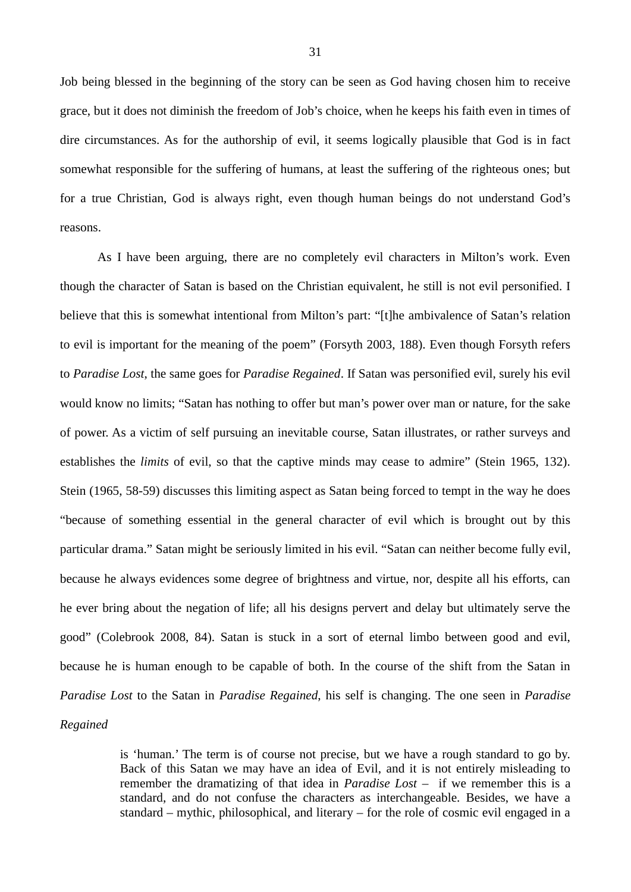Job being blessed in the beginning of the story can be seen as God having chosen him to receive grace, but it does not diminish the freedom of Job's choice, when he keeps his faith even in times of dire circumstances. As for the authorship of evil, it seems logically plausible that God is in fact somewhat responsible for the suffering of humans, at least the suffering of the righteous ones; but for a true Christian, God is always right, even though human beings do not understand God's reasons.

As I have been arguing, there are no completely evil characters in Milton's work. Even though the character of Satan is based on the Christian equivalent, he still is not evil personified. I believe that this is somewhat intentional from Milton's part: "[t]he ambivalence of Satan's relation to evil is important for the meaning of the poem" (Forsyth 2003, 188). Even though Forsyth refers to *Paradise Lost*, the same goes for *Paradise Regained*. If Satan was personified evil, surely his evil would know no limits; "Satan has nothing to offer but man's power over man or nature, for the sake of power. As a victim of self pursuing an inevitable course, Satan illustrates, or rather surveys and establishes the *limits* of evil, so that the captive minds may cease to admire" (Stein 1965, 132). Stein (1965, 58-59) discusses this limiting aspect as Satan being forced to tempt in the way he does "because of something essential in the general character of evil which is brought out by this particular drama." Satan might be seriously limited in his evil. "Satan can neither become fully evil, because he always evidences some degree of brightness and virtue, nor, despite all his efforts, can he ever bring about the negation of life; all his designs pervert and delay but ultimately serve the good" (Colebrook 2008, 84). Satan is stuck in a sort of eternal limbo between good and evil, because he is human enough to be capable of both. In the course of the shift from the Satan in *Paradise Lost* to the Satan in *Paradise Regained*, his self is changing. The one seen in *Paradise Regained*

> is 'human.' The term is of course not precise, but we have a rough standard to go by. Back of this Satan we may have an idea of Evil, and it is not entirely misleading to remember the dramatizing of that idea in *Paradise Lost* – if we remember this is a standard, and do not confuse the characters as interchangeable. Besides, we have a standard – mythic, philosophical, and literary – for the role of cosmic evil engaged in a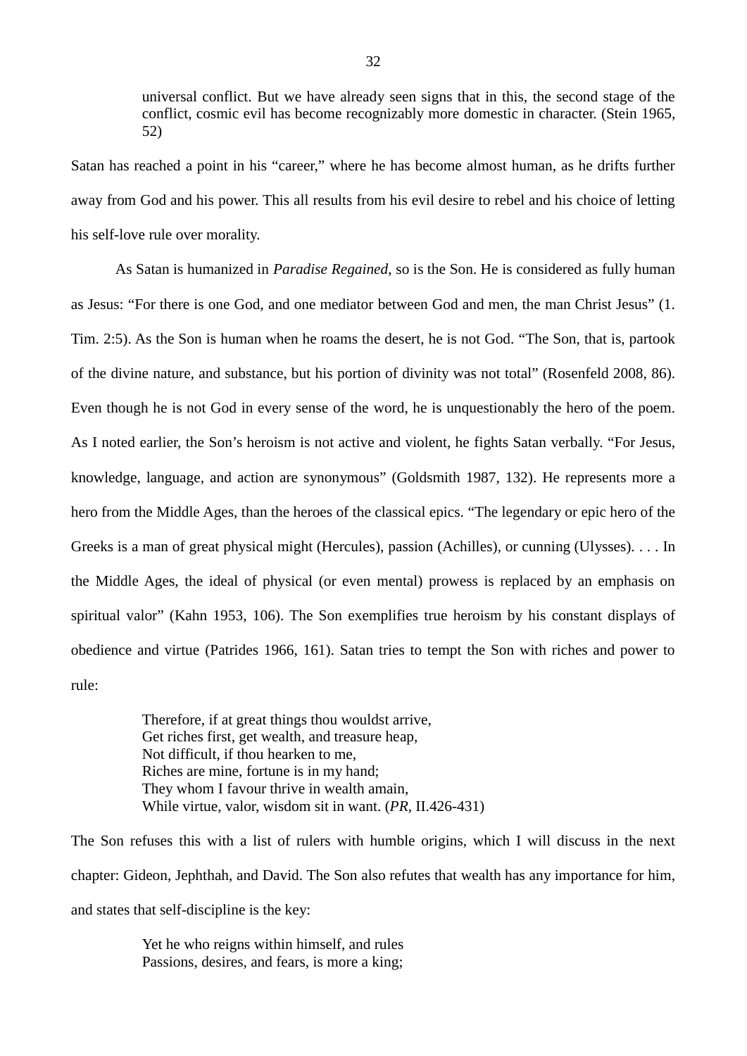> universal conflict. But we have already seen signs that in this, the second stage of the conflict, cosmic evil has become recognizably more domestic in character. (Stein 1965, 52)

Satan has reached a point in his "career," where he has become almost human, as he drifts further away from God and his power. This all results from his evil desire to rebel and his choice of letting his self-love rule over morality.

As Satan is humanized in *Paradise Regained*, so is the Son. He is considered as fully human as Jesus: "For there is one God, and one mediator between God and men, the man Christ Jesus" (1. Tim. 2:5). As the Son is human when he roams the desert, he is not God. "The Son, that is, partook of the divine nature, and substance, but his portion of divinity was not total" (Rosenfeld 2008, 86). Even though he is not God in every sense of the word, he is unquestionably the hero of the poem. As I noted earlier, the Son's heroism is not active and violent, he fights Satan verbally. "For Jesus, knowledge, language, and action are synonymous" (Goldsmith 1987, 132). He represents more a hero from the Middle Ages, than the heroes of the classical epics. "The legendary or epic hero of the Greeks is a man of great physical might (Hercules), passion (Achilles), or cunning (Ulysses). . . . In the Middle Ages, the ideal of physical (or even mental) prowess is replaced by an emphasis on spiritual valor" (Kahn 1953, 106). The Son exemplifies true heroism by his constant displays of obedience and virtue (Patrides 1966, 161). Satan tries to tempt the Son with riches and power to rule:

> Therefore, if at great things thou wouldst arrive,
> Get riches first, get wealth, and treasure heap,
> Not difficult, if thou hearken to me,
> Riches are mine, fortune is in my hand;
> They whom I favour thrive in wealth amain,
> While virtue, valor, wisdom sit in want. (*PR*, II.426-431)

The Son refuses this with a list of rulers with humble origins, which I will discuss in the next chapter: Gideon, Jephthah, and David. The Son also refutes that wealth has any importance for him, and states that self-discipline is the key:

> Yet he who reigns within himself, and rules
> Passions, desires, and fears, is more a king;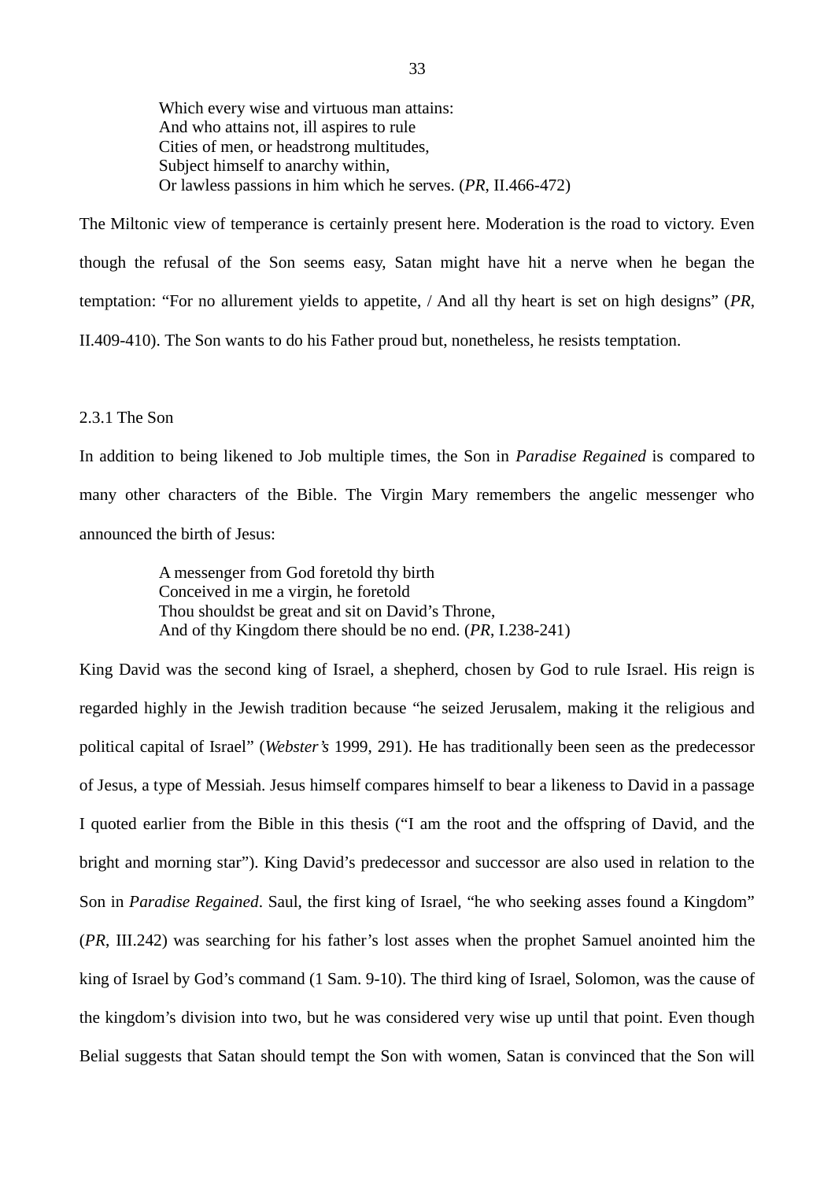> Which every wise and virtuous man attains:
> And who attains not, ill aspires to rule
> Cities of men, or headstrong multitudes,
> Subject himself to anarchy within,
> Or lawless passions in him which he serves. (*PR*, II.466-472)

The Miltonic view of temperance is certainly present here. Moderation is the road to victory. Even though the refusal of the Son seems easy, Satan might have hit a nerve when he began the temptation: "For no allurement yields to appetite, / And all thy heart is set on high designs" (*PR*, II.409-410). The Son wants to do his Father proud but, nonetheless, he resists temptation.

### 2.3.1 The Son

In addition to being likened to Job multiple times, the Son in *Paradise Regained* is compared to many other characters of the Bible. The Virgin Mary remembers the angelic messenger who announced the birth of Jesus:

> A messenger from God foretold thy birth
> Conceived in me a virgin, he foretold
> Thou shouldst be great and sit on David's Throne,
> And of thy Kingdom there should be no end. (*PR*, I.238-241)

King David was the second king of Israel, a shepherd, chosen by God to rule Israel. His reign is regarded highly in the Jewish tradition because "he seized Jerusalem, making it the religious and political capital of Israel" (*Webster's* 1999, 291). He has traditionally been seen as the predecessor of Jesus, a type of Messiah. Jesus himself compares himself to bear a likeness to David in a passage I quoted earlier from the Bible in this thesis ("I am the root and the offspring of David, and the bright and morning star"). King David's predecessor and successor are also used in relation to the Son in *Paradise Regained*. Saul, the first king of Israel, "he who seeking asses found a Kingdom" (*PR*, III.242) was searching for his father's lost asses when the prophet Samuel anointed him the king of Israel by God's command (1 Sam. 9-10). The third king of Israel, Solomon, was the cause of the kingdom's division into two, but he was considered very wise up until that point. Even though Belial suggests that Satan should tempt the Son with women, Satan is convinced that the Son will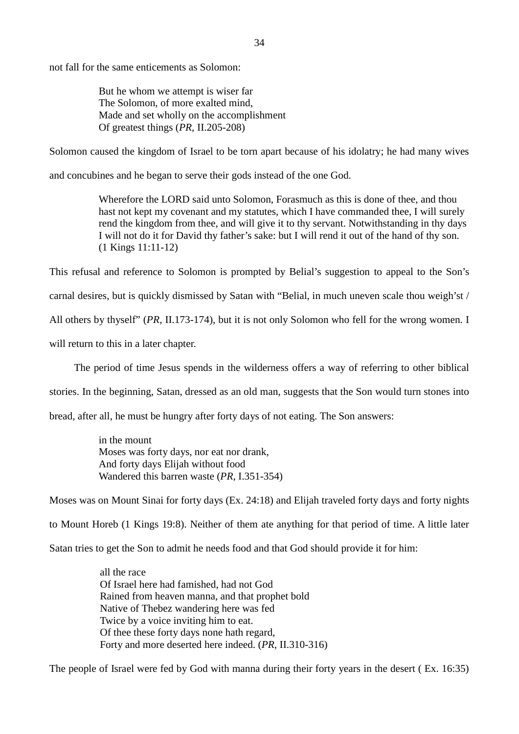not fall for the same enticements as Solomon:

> But he whom we attempt is wiser far
> The Solomon, of more exalted mind,
> Made and set wholly on the accomplishment
> Of greatest things (*PR*, II.205-208)

Solomon caused the kingdom of Israel to be torn apart because of his idolatry; he had many wives and concubines and he began to serve their gods instead of the one God.

> Wherefore the LORD said unto Solomon, Forasmuch as this is done of thee, and thou hast not kept my covenant and my statutes, which I have commanded thee, I will surely rend the kingdom from thee, and will give it to thy servant. Notwithstanding in thy days I will not do it for David thy father's sake: but I will rend it out of the hand of thy son. (1 Kings 11:11-12)

This refusal and reference to Solomon is prompted by Belial's suggestion to appeal to the Son's carnal desires, but is quickly dismissed by Satan with "Belial, in much uneven scale thou weigh'st / All others by thyself" (*PR*, II.173-174), but it is not only Solomon who fell for the wrong women. I will return to this in a later chapter.

The period of time Jesus spends in the wilderness offers a way of referring to other biblical stories. In the beginning, Satan, dressed as an old man, suggests that the Son would turn stones into bread, after all, he must be hungry after forty days of not eating. The Son answers:

> in the mount
> Moses was forty days, nor eat nor drank,
> And forty days Elijah without food
> Wandered this barren waste (*PR*, I.351-354)

Moses was on Mount Sinai for forty days (Ex. 24:18) and Elijah traveled forty days and forty nights to Mount Horeb (1 Kings 19:8). Neither of them ate anything for that period of time. A little later Satan tries to get the Son to admit he needs food and that God should provide it for him:

> all the race
> Of Israel here had famished, had not God
> Rained from heaven manna, and that prophet bold
> Native of Thebez wandering here was fed
> Twice by a voice inviting him to eat.
> Of thee these forty days none hath regard,
> Forty and more deserted here indeed. (*PR*, II.310-316)

The people of Israel were fed by God with manna during their forty years in the desert ( Ex. 16:35)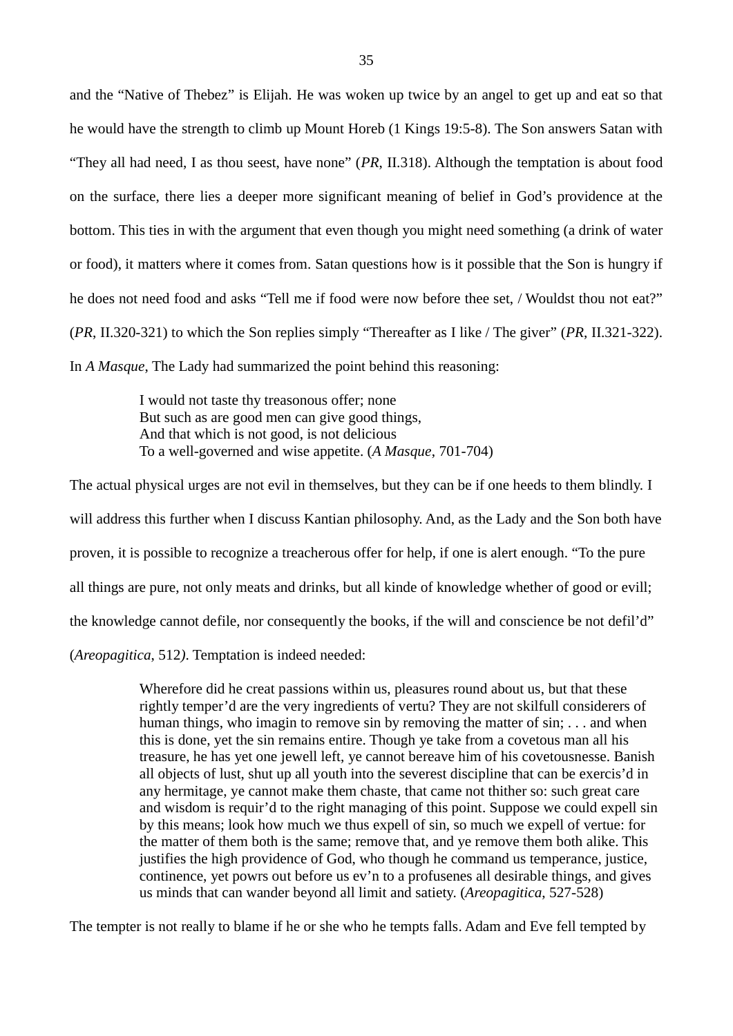and the "Native of Thebez" is Elijah. He was woken up twice by an angel to get up and eat so that he would have the strength to climb up Mount Horeb (1 Kings 19:5-8). The Son answers Satan with "They all had need, I as thou seest, have none" (*PR*, II.318). Although the temptation is about food on the surface, there lies a deeper more significant meaning of belief in God's providence at the bottom. This ties in with the argument that even though you might need something (a drink of water or food), it matters where it comes from. Satan questions how is it possible that the Son is hungry if he does not need food and asks "Tell me if food were now before thee set, / Wouldst thou not eat?" (*PR*, II.320-321) to which the Son replies simply "Thereafter as I like / The giver" (*PR*, II.321-322). In *A Masque*, The Lady had summarized the point behind this reasoning:

> I would not taste thy treasonous offer; none
> But such as are good men can give good things,
> And that which is not good, is not delicious
> To a well-governed and wise appetite. (*A Masque*, 701-704)

The actual physical urges are not evil in themselves, but they can be if one heeds to them blindly. I will address this further when I discuss Kantian philosophy. And, as the Lady and the Son both have proven, it is possible to recognize a treacherous offer for help, if one is alert enough. "To the pure all things are pure, not only meats and drinks, but all kinde of knowledge whether of good or evill; the knowledge cannot defile, nor consequently the books, if the will and conscience be not defil'd" (*Areopagitica*, 512*)*. Temptation is indeed needed:

> Wherefore did he creat passions within us, pleasures round about us, but that these rightly temper'd are the very ingredients of vertu? They are not skilfull considerers of human things, who imagin to remove sin by removing the matter of sin; . . . and when this is done, yet the sin remains entire. Though ye take from a covetous man all his treasure, he has yet one jewell left, ye cannot bereave him of his covetousnesse. Banish all objects of lust, shut up all youth into the severest discipline that can be exercis'd in any hermitage, ye cannot make them chaste, that came not thither so: such great care and wisdom is requir'd to the right managing of this point. Suppose we could expell sin by this means; look how much we thus expell of sin, so much we expell of vertue: for the matter of them both is the same; remove that, and ye remove them both alike. This justifies the high providence of God, who though he command us temperance, justice, continence, yet powrs out before us ev'n to a profusenes all desirable things, and gives us minds that can wander beyond all limit and satiety. (*Areopagitica*, 527-528)

The tempter is not really to blame if he or she who he tempts falls. Adam and Eve fell tempted by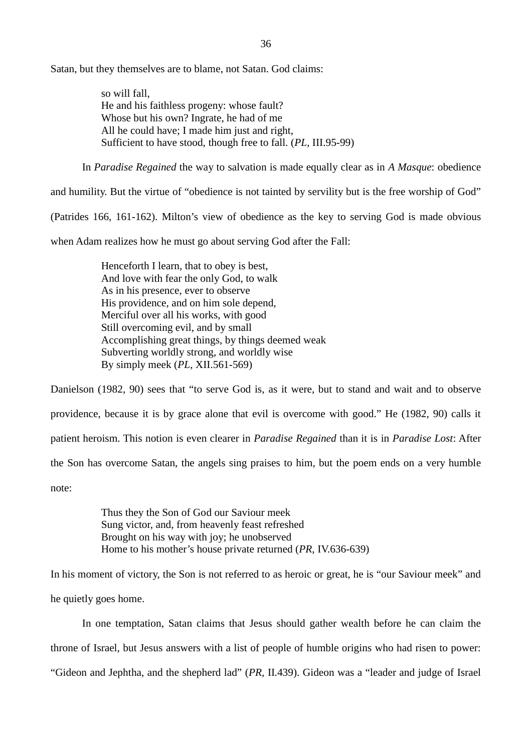Satan, but they themselves are to blame, not Satan. God claims:

> so will fall,
> He and his faithless progeny: whose fault?
> Whose but his own? Ingrate, he had of me
> All he could have; I made him just and right,
> Sufficient to have stood, though free to fall. (*PL*, III.95-99)

In *Paradise Regained* the way to salvation is made equally clear as in *A Masque*: obedience and humility. But the virtue of "obedience is not tainted by servility but is the free worship of God" (Patrides 166, 161-162). Milton's view of obedience as the key to serving God is made obvious when Adam realizes how he must go about serving God after the Fall:

> Henceforth I learn, that to obey is best,
> And love with fear the only God, to walk
> As in his presence, ever to observe
> His providence, and on him sole depend,
> Merciful over all his works, with good
> Still overcoming evil, and by small
> Accomplishing great things, by things deemed weak
> Subverting worldly strong, and worldly wise
> By simply meek (*PL*, XII.561-569)

Danielson (1982, 90) sees that "to serve God is, as it were, but to stand and wait and to observe providence, because it is by grace alone that evil is overcome with good." He (1982, 90) calls it patient heroism. This notion is even clearer in *Paradise Regained* than it is in *Paradise Lost*: After the Son has overcome Satan, the angels sing praises to him, but the poem ends on a very humble note:

> Thus they the Son of God our Saviour meek
> Sung victor, and, from heavenly feast refreshed
> Brought on his way with joy; he unobserved
> Home to his mother's house private returned (*PR*, IV.636-639)

In his moment of victory, the Son is not referred to as heroic or great, he is "our Saviour meek" and he quietly goes home.

In one temptation, Satan claims that Jesus should gather wealth before he can claim the throne of Israel, but Jesus answers with a list of people of humble origins who had risen to power: "Gideon and Jephtha, and the shepherd lad" (*PR*, II.439). Gideon was a "leader and judge of Israel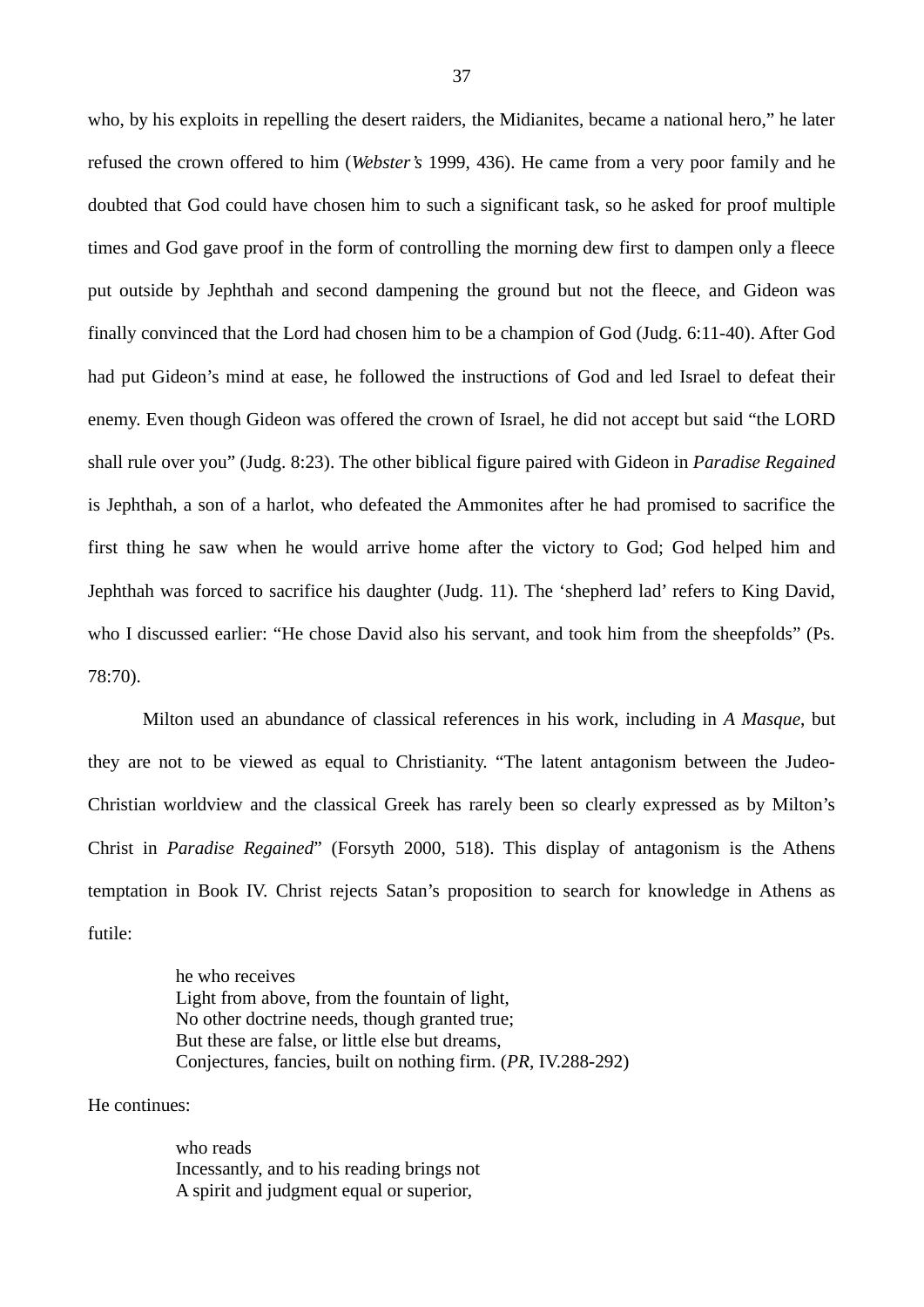who, by his exploits in repelling the desert raiders, the Midianites, became a national hero," he later refused the crown offered to him (*Webster's* 1999, 436). He came from a very poor family and he doubted that God could have chosen him to such a significant task, so he asked for proof multiple times and God gave proof in the form of controlling the morning dew first to dampen only a fleece put outside by Jephthah and second dampening the ground but not the fleece, and Gideon was finally convinced that the Lord had chosen him to be a champion of God (Judg. 6:11-40). After God had put Gideon's mind at ease, he followed the instructions of God and led Israel to defeat their enemy. Even though Gideon was offered the crown of Israel, he did not accept but said "the LORD shall rule over you" (Judg. 8:23). The other biblical figure paired with Gideon in *Paradise Regained* is Jephthah, a son of a harlot, who defeated the Ammonites after he had promised to sacrifice the first thing he saw when he would arrive home after the victory to God; God helped him and Jephthah was forced to sacrifice his daughter (Judg. 11). The 'shepherd lad' refers to King David, who I discussed earlier: "He chose David also his servant, and took him from the sheepfolds" (Ps. 78:70).

Milton used an abundance of classical references in his work, including in *A Masque*, but they are not to be viewed as equal to Christianity. "The latent antagonism between the Judeo-Christian worldview and the classical Greek has rarely been so clearly expressed as by Milton's Christ in *Paradise Regained*" (Forsyth 2000, 518). This display of antagonism is the Athens temptation in Book IV. Christ rejects Satan's proposition to search for knowledge in Athens as futile:

> he who receives
> Light from above, from the fountain of light,
> No other doctrine needs, though granted true;
> But these are false, or little else but dreams,
> Conjectures, fancies, built on nothing firm. (*PR*, IV.288-292)

He continues:

> who reads
> Incessantly, and to his reading brings not
> A spirit and judgment equal or superior,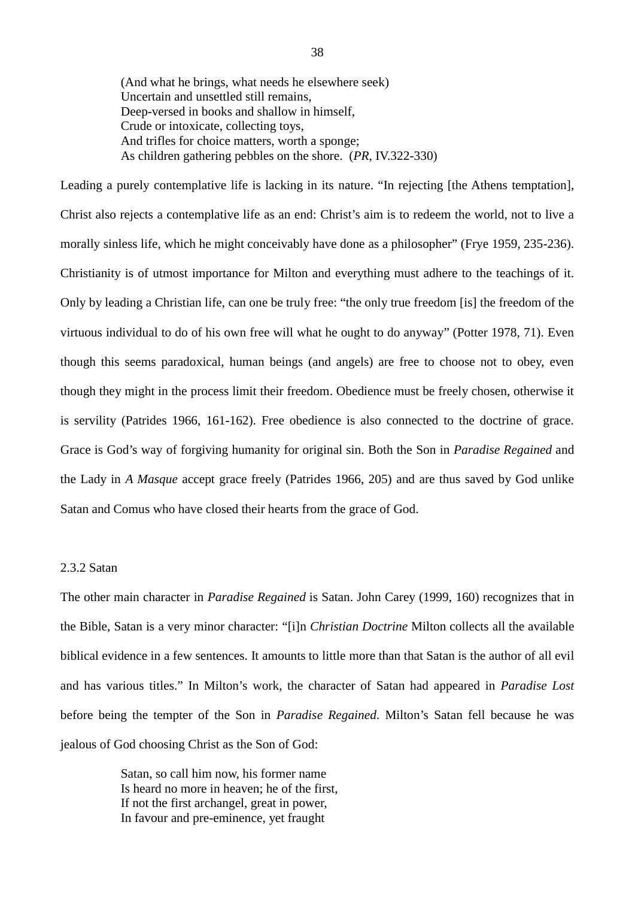> (And what he brings, what needs he elsewhere seek)
> Uncertain and unsettled still remains,
> Deep-versed in books and shallow in himself,
> Crude or intoxicate, collecting toys,
> And trifles for choice matters, worth a sponge;
> As children gathering pebbles on the shore. (*PR*, IV.322-330)

Leading a purely contemplative life is lacking in its nature. "In rejecting [the Athens temptation], Christ also rejects a contemplative life as an end: Christ's aim is to redeem the world, not to live a morally sinless life, which he might conceivably have done as a philosopher" (Frye 1959, 235-236). Christianity is of utmost importance for Milton and everything must adhere to the teachings of it. Only by leading a Christian life, can one be truly free: "the only true freedom [is] the freedom of the virtuous individual to do of his own free will what he ought to do anyway" (Potter 1978, 71). Even though this seems paradoxical, human beings (and angels) are free to choose not to obey, even though they might in the process limit their freedom. Obedience must be freely chosen, otherwise it is servility (Patrides 1966, 161-162). Free obedience is also connected to the doctrine of grace. Grace is God's way of forgiving humanity for original sin. Both the Son in *Paradise Regained* and the Lady in *A Masque* accept grace freely (Patrides 1966, 205) and are thus saved by God unlike Satan and Comus who have closed their hearts from the grace of God.

### 2.3.2 Satan

The other main character in *Paradise Regained* is Satan. John Carey (1999, 160) recognizes that in the Bible, Satan is a very minor character: "[i]n *Christian Doctrine* Milton collects all the available biblical evidence in a few sentences. It amounts to little more than that Satan is the author of all evil and has various titles." In Milton's work, the character of Satan had appeared in *Paradise Lost* before being the tempter of the Son in *Paradise Regained*. Milton's Satan fell because he was jealous of God choosing Christ as the Son of God:

> Satan, so call him now, his former name
> Is heard no more in heaven; he of the first,
> If not the first archangel, great in power,
> In favour and pre-eminence, yet fraught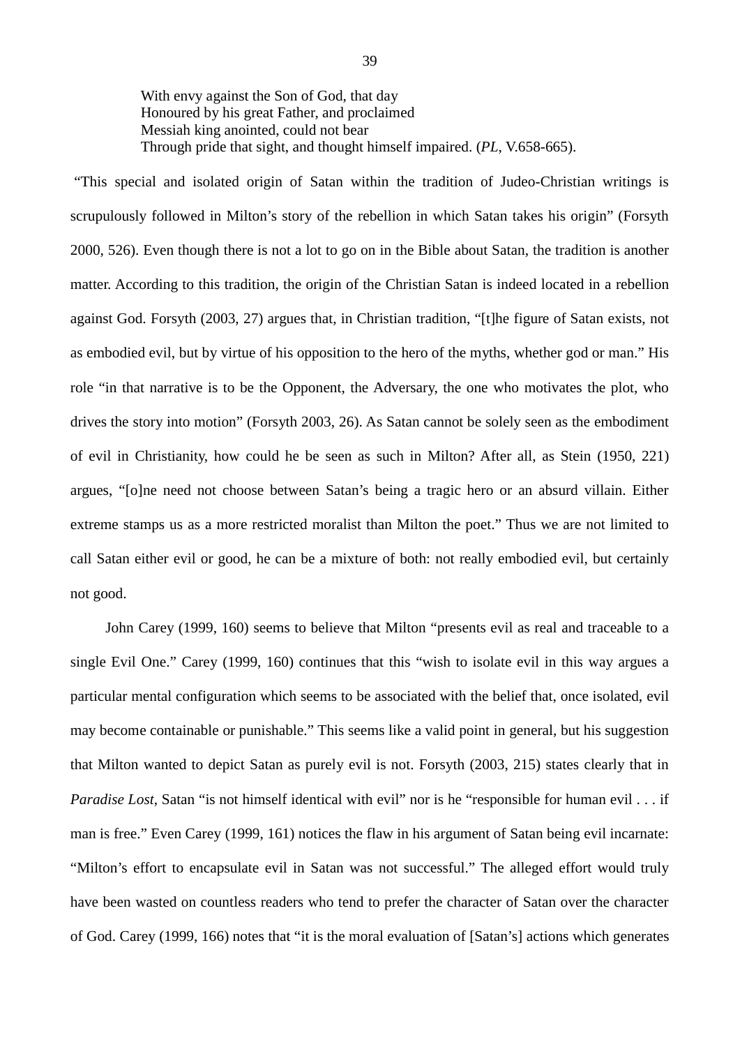> With envy against the Son of God, that day
> Honoured by his great Father, and proclaimed
> Messiah king anointed, could not bear
> Through pride that sight, and thought himself impaired. (*PL*, V.658-665).

"This special and isolated origin of Satan within the tradition of Judeo-Christian writings is scrupulously followed in Milton's story of the rebellion in which Satan takes his origin" (Forsyth 2000, 526). Even though there is not a lot to go on in the Bible about Satan, the tradition is another matter. According to this tradition, the origin of the Christian Satan is indeed located in a rebellion against God. Forsyth (2003, 27) argues that, in Christian tradition, "[t]he figure of Satan exists, not as embodied evil, but by virtue of his opposition to the hero of the myths, whether god or man." His role "in that narrative is to be the Opponent, the Adversary, the one who motivates the plot, who drives the story into motion" (Forsyth 2003, 26). As Satan cannot be solely seen as the embodiment of evil in Christianity, how could he be seen as such in Milton? After all, as Stein (1950, 221) argues, "[o]ne need not choose between Satan's being a tragic hero or an absurd villain. Either extreme stamps us as a more restricted moralist than Milton the poet." Thus we are not limited to call Satan either evil or good, he can be a mixture of both: not really embodied evil, but certainly not good.

John Carey (1999, 160) seems to believe that Milton "presents evil as real and traceable to a single Evil One." Carey (1999, 160) continues that this "wish to isolate evil in this way argues a particular mental configuration which seems to be associated with the belief that, once isolated, evil may become containable or punishable." This seems like a valid point in general, but his suggestion that Milton wanted to depict Satan as purely evil is not. Forsyth (2003, 215) states clearly that in *Paradise Lost*, Satan "is not himself identical with evil" nor is he "responsible for human evil . . . if man is free." Even Carey (1999, 161) notices the flaw in his argument of Satan being evil incarnate: "Milton's effort to encapsulate evil in Satan was not successful." The alleged effort would truly have been wasted on countless readers who tend to prefer the character of Satan over the character of God. Carey (1999, 166) notes that "it is the moral evaluation of [Satan's] actions which generates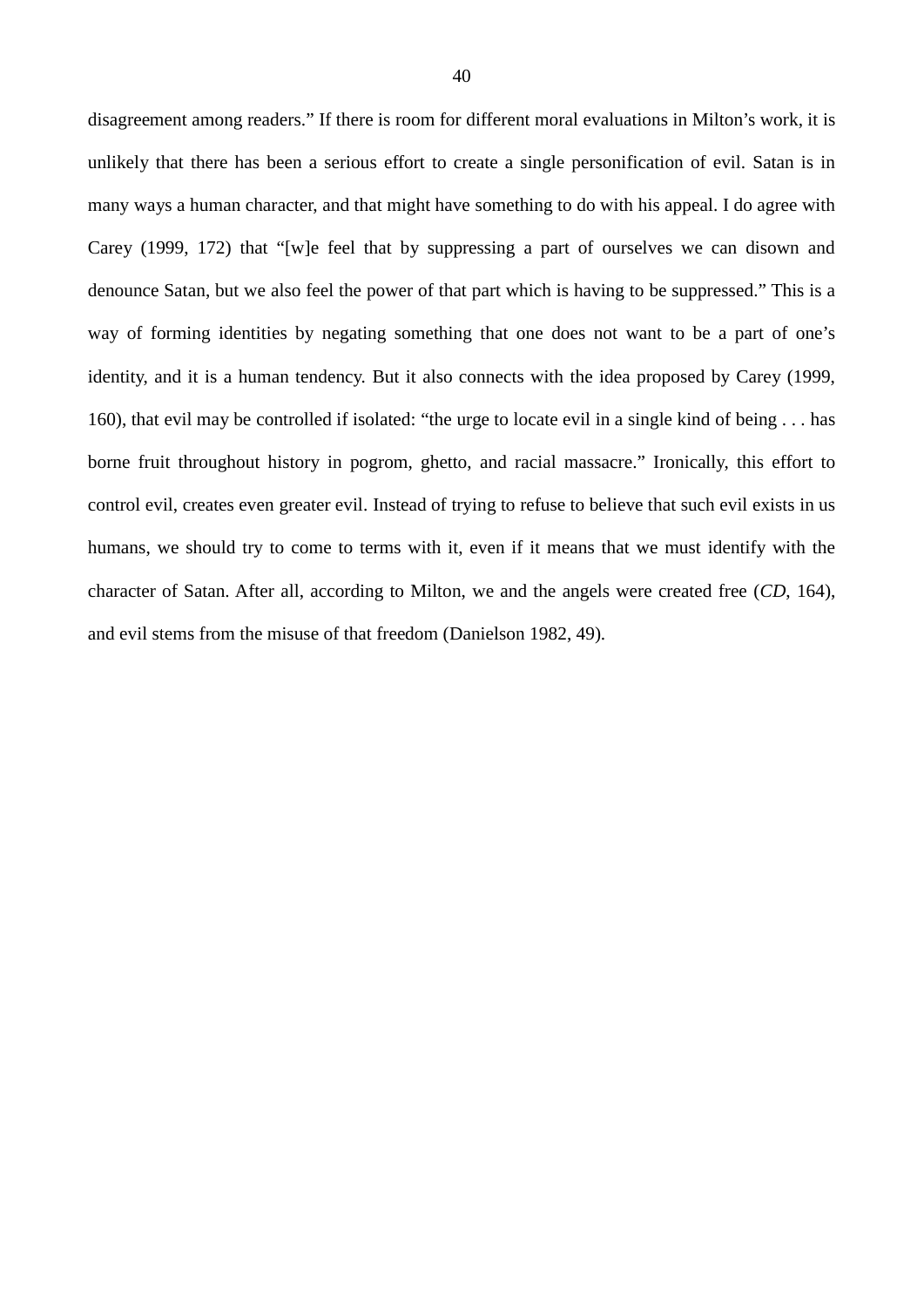disagreement among readers." If there is room for different moral evaluations in Milton's work, it is unlikely that there has been a serious effort to create a single personification of evil. Satan is in many ways a human character, and that might have something to do with his appeal. I do agree with Carey (1999, 172) that "[w]e feel that by suppressing a part of ourselves we can disown and denounce Satan, but we also feel the power of that part which is having to be suppressed." This is a way of forming identities by negating something that one does not want to be a part of one's identity, and it is a human tendency. But it also connects with the idea proposed by Carey (1999, 160), that evil may be controlled if isolated: "the urge to locate evil in a single kind of being . . . has borne fruit throughout history in pogrom, ghetto, and racial massacre." Ironically, this effort to control evil, creates even greater evil. Instead of trying to refuse to believe that such evil exists in us humans, we should try to come to terms with it, even if it means that we must identify with the character of Satan. After all, according to Milton, we and the angels were created free (*CD*, 164), and evil stems from the misuse of that freedom (Danielson 1982, 49).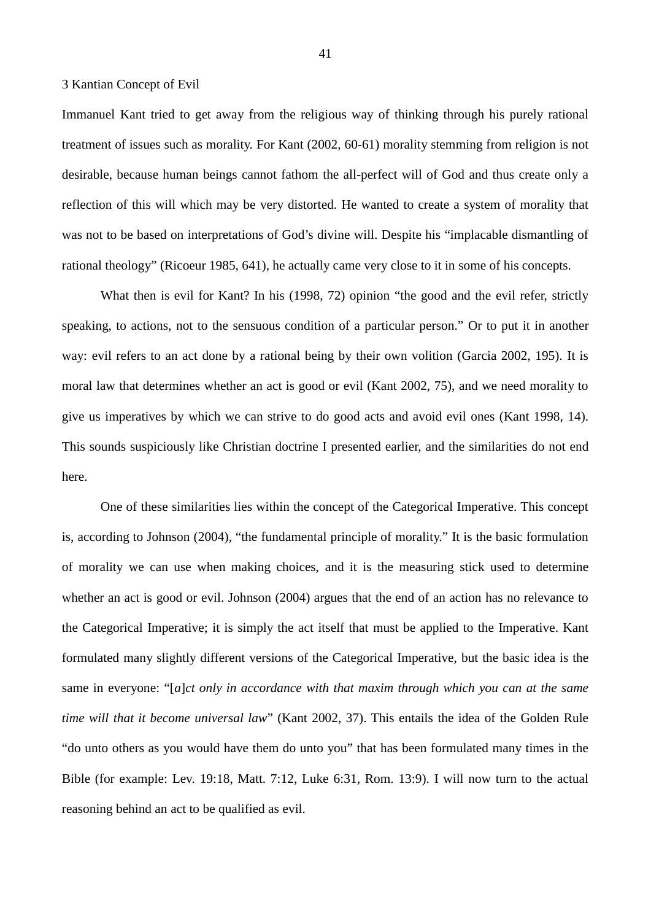# 3 Kantian Concept of Evil

Immanuel Kant tried to get away from the religious way of thinking through his purely rational treatment of issues such as morality. For Kant (2002, 60-61) morality stemming from religion is not desirable, because human beings cannot fathom the all-perfect will of God and thus create only a reflection of this will which may be very distorted. He wanted to create a system of morality that was not to be based on interpretations of God's divine will. Despite his "implacable dismantling of rational theology" (Ricoeur 1985, 641), he actually came very close to it in some of his concepts.

What then is evil for Kant? In his (1998, 72) opinion "the good and the evil refer, strictly speaking, to actions, not to the sensuous condition of a particular person." Or to put it in another way: evil refers to an act done by a rational being by their own volition (Garcia 2002, 195). It is moral law that determines whether an act is good or evil (Kant 2002, 75), and we need morality to give us imperatives by which we can strive to do good acts and avoid evil ones (Kant 1998, 14). This sounds suspiciously like Christian doctrine I presented earlier, and the similarities do not end here.

One of these similarities lies within the concept of the Categorical Imperative. This concept is, according to Johnson (2004), "the fundamental principle of morality." It is the basic formulation of morality we can use when making choices, and it is the measuring stick used to determine whether an act is good or evil. Johnson (2004) argues that the end of an action has no relevance to the Categorical Imperative; it is simply the act itself that must be applied to the Imperative. Kant formulated many slightly different versions of the Categorical Imperative, but the basic idea is the same in everyone: "[*a*]*ct only in accordance with that maxim through which you can at the same time will that it become universal law*" (Kant 2002, 37). This entails the idea of the Golden Rule "do unto others as you would have them do unto you" that has been formulated many times in the Bible (for example: Lev. 19:18, Matt. 7:12, Luke 6:31, Rom. 13:9). I will now turn to the actual reasoning behind an act to be qualified as evil.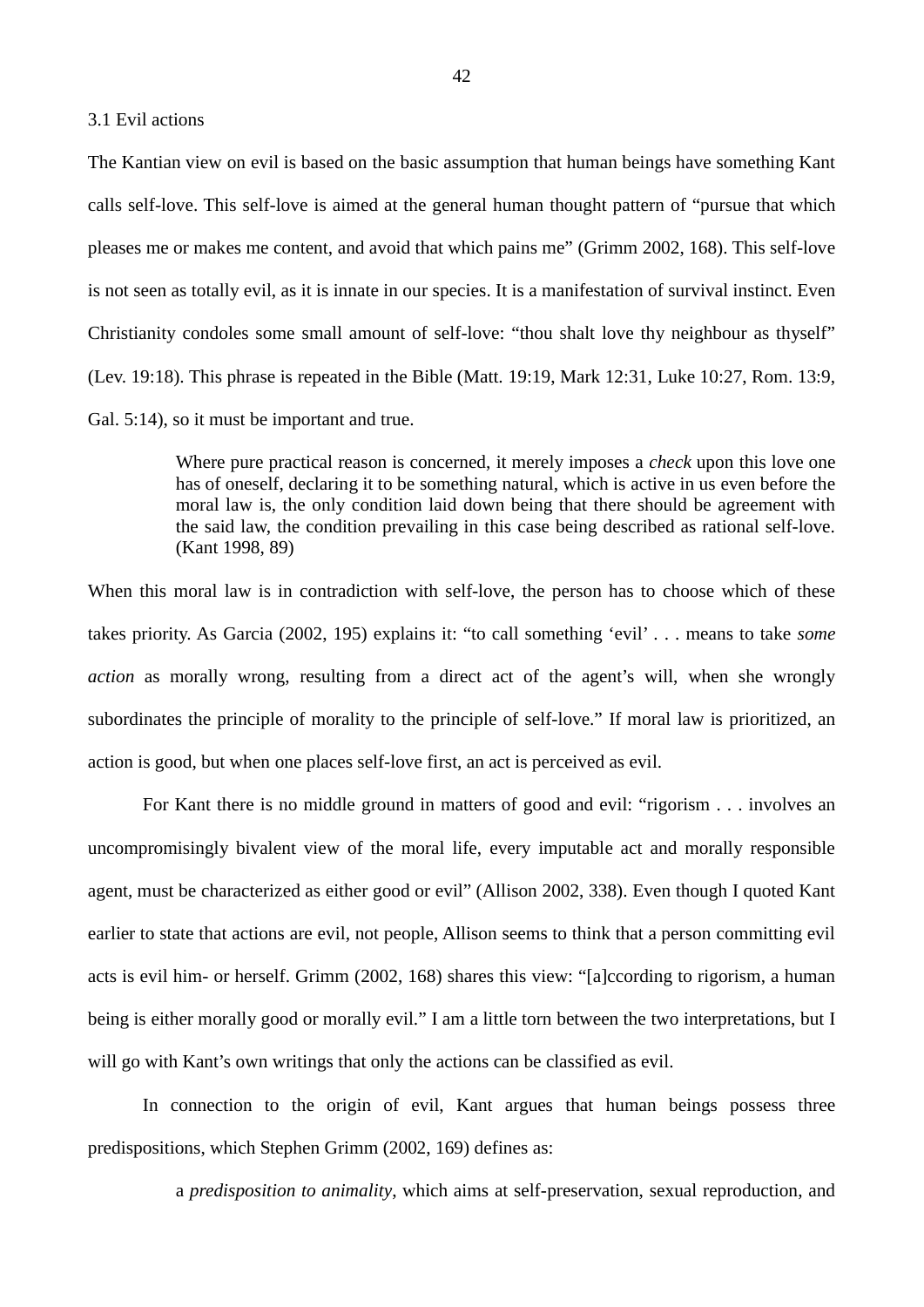### 3.1 Evil actions

The Kantian view on evil is based on the basic assumption that human beings have something Kant calls self-love. This self-love is aimed at the general human thought pattern of "pursue that which pleases me or makes me content, and avoid that which pains me" (Grimm 2002, 168). This self-love is not seen as totally evil, as it is innate in our species. It is a manifestation of survival instinct. Even Christianity condoles some small amount of self-love: "thou shalt love thy neighbour as thyself" (Lev. 19:18). This phrase is repeated in the Bible (Matt. 19:19, Mark 12:31, Luke 10:27, Rom. 13:9, Gal. 5:14), so it must be important and true.

> Where pure practical reason is concerned, it merely imposes a *check* upon this love one has of oneself, declaring it to be something natural, which is active in us even before the moral law is, the only condition laid down being that there should be agreement with the said law, the condition prevailing in this case being described as rational self-love. (Kant 1998, 89)

When this moral law is in contradiction with self-love, the person has to choose which of these takes priority. As Garcia (2002, 195) explains it: "to call something 'evil' . . . means to take *some action* as morally wrong, resulting from a direct act of the agent's will, when she wrongly subordinates the principle of morality to the principle of self-love." If moral law is prioritized, an action is good, but when one places self-love first, an act is perceived as evil.

For Kant there is no middle ground in matters of good and evil: "rigorism . . . involves an uncompromisingly bivalent view of the moral life, every imputable act and morally responsible agent, must be characterized as either good or evil" (Allison 2002, 338). Even though I quoted Kant earlier to state that actions are evil, not people, Allison seems to think that a person committing evil acts is evil him- or herself. Grimm (2002, 168) shares this view: "[a]ccording to rigorism, a human being is either morally good or morally evil." I am a little torn between the two interpretations, but I will go with Kant's own writings that only the actions can be classified as evil.

In connection to the origin of evil, Kant argues that human beings possess three predispositions, which Stephen Grimm (2002, 169) defines as:

> a *predisposition to animality*, which aims at self-preservation, sexual reproduction, and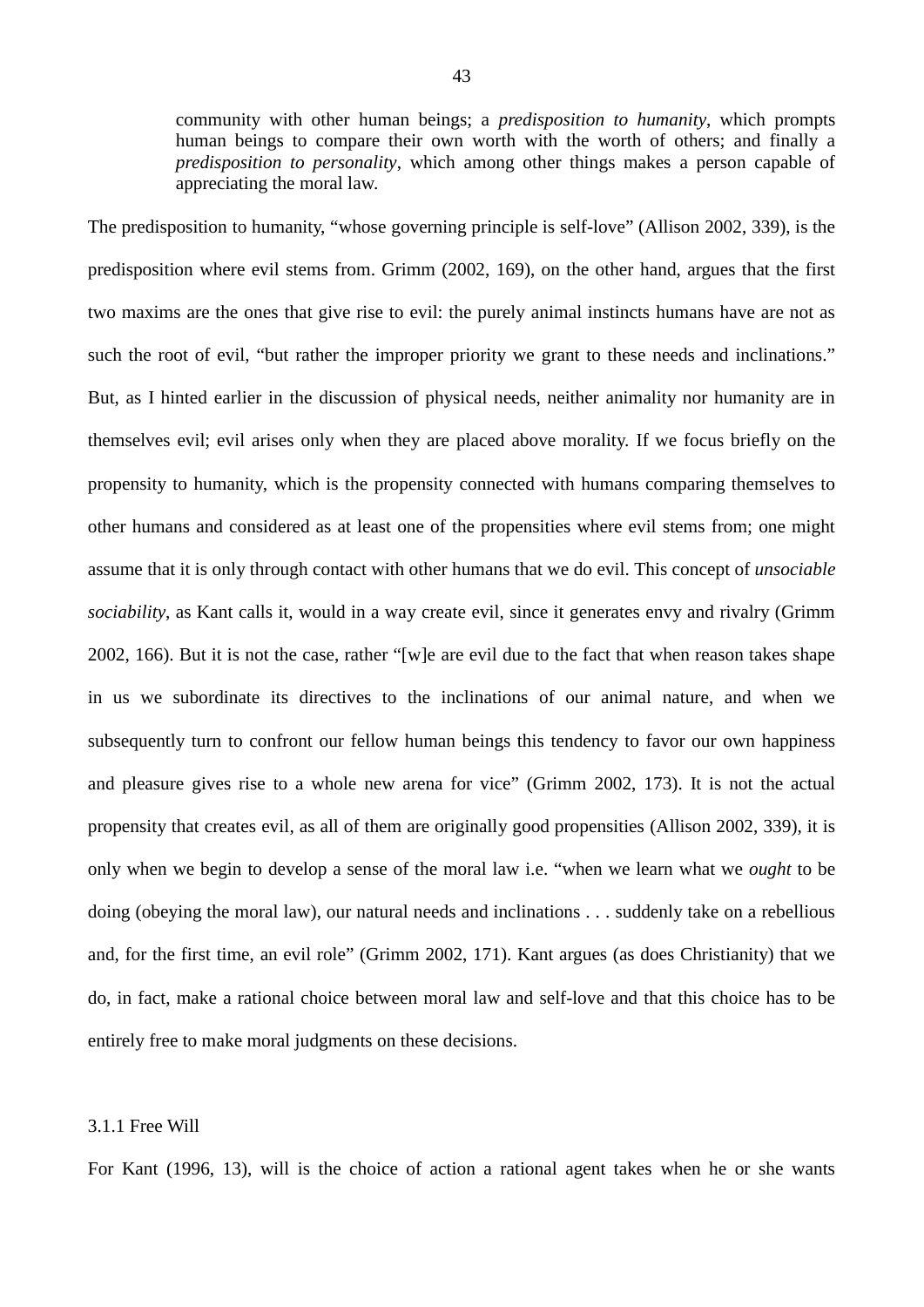> community with other human beings; a *predisposition to humanity*, which prompts human beings to compare their own worth with the worth of others; and finally a *predisposition to personality*, which among other things makes a person capable of appreciating the moral law.

The predisposition to humanity, "whose governing principle is self-love" (Allison 2002, 339), is the predisposition where evil stems from. Grimm (2002, 169), on the other hand, argues that the first two maxims are the ones that give rise to evil: the purely animal instincts humans have are not as such the root of evil, "but rather the improper priority we grant to these needs and inclinations." But, as I hinted earlier in the discussion of physical needs, neither animality nor humanity are in themselves evil; evil arises only when they are placed above morality. If we focus briefly on the propensity to humanity, which is the propensity connected with humans comparing themselves to other humans and considered as at least one of the propensities where evil stems from; one might assume that it is only through contact with other humans that we do evil. This concept of *unsociable sociability*, as Kant calls it, would in a way create evil, since it generates envy and rivalry (Grimm 2002, 166). But it is not the case, rather "[w]e are evil due to the fact that when reason takes shape in us we subordinate its directives to the inclinations of our animal nature, and when we subsequently turn to confront our fellow human beings this tendency to favor our own happiness and pleasure gives rise to a whole new arena for vice" (Grimm 2002, 173). It is not the actual propensity that creates evil, as all of them are originally good propensities (Allison 2002, 339), it is only when we begin to develop a sense of the moral law i.e. "when we learn what we *ought* to be doing (obeying the moral law), our natural needs and inclinations . . . suddenly take on a rebellious and, for the first time, an evil role" (Grimm 2002, 171). Kant argues (as does Christianity) that we do, in fact, make a rational choice between moral law and self-love and that this choice has to be entirely free to make moral judgments on these decisions.

### 3.1.1 Free Will

For Kant (1996, 13), will is the choice of action a rational agent takes when he or she wants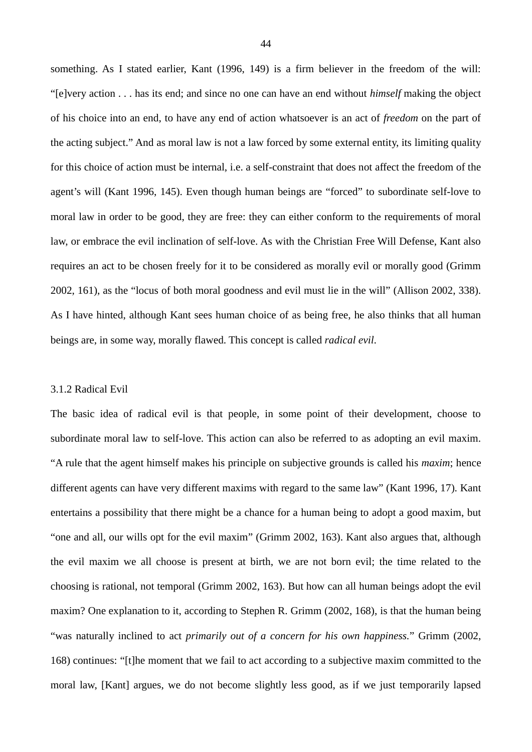something. As I stated earlier, Kant (1996, 149) is a firm believer in the freedom of the will: "[e]very action . . . has its end; and since no one can have an end without *himself* making the object of his choice into an end, to have any end of action whatsoever is an act of *freedom* on the part of the acting subject." And as moral law is not a law forced by some external entity, its limiting quality for this choice of action must be internal, i.e. a self-constraint that does not affect the freedom of the agent's will (Kant 1996, 145). Even though human beings are "forced" to subordinate self-love to moral law in order to be good, they are free: they can either conform to the requirements of moral law, or embrace the evil inclination of self-love. As with the Christian Free Will Defense, Kant also requires an act to be chosen freely for it to be considered as morally evil or morally good (Grimm 2002, 161), as the "locus of both moral goodness and evil must lie in the will" (Allison 2002, 338). As I have hinted, although Kant sees human choice of as being free, he also thinks that all human beings are, in some way, morally flawed. This concept is called *radical evil*.

### 3.1.2 Radical Evil

The basic idea of radical evil is that people, in some point of their development, choose to subordinate moral law to self-love. This action can also be referred to as adopting an evil maxim. "A rule that the agent himself makes his principle on subjective grounds is called his *maxim*; hence different agents can have very different maxims with regard to the same law" (Kant 1996, 17). Kant entertains a possibility that there might be a chance for a human being to adopt a good maxim, but "one and all, our wills opt for the evil maxim" (Grimm 2002, 163). Kant also argues that, although the evil maxim we all choose is present at birth, we are not born evil; the time related to the choosing is rational, not temporal (Grimm 2002, 163). But how can all human beings adopt the evil maxim? One explanation to it, according to Stephen R. Grimm (2002, 168), is that the human being "was naturally inclined to act *primarily out of a concern for his own happiness.*" Grimm (2002, 168) continues: "[t]he moment that we fail to act according to a subjective maxim committed to the moral law, [Kant] argues, we do not become slightly less good, as if we just temporarily lapsed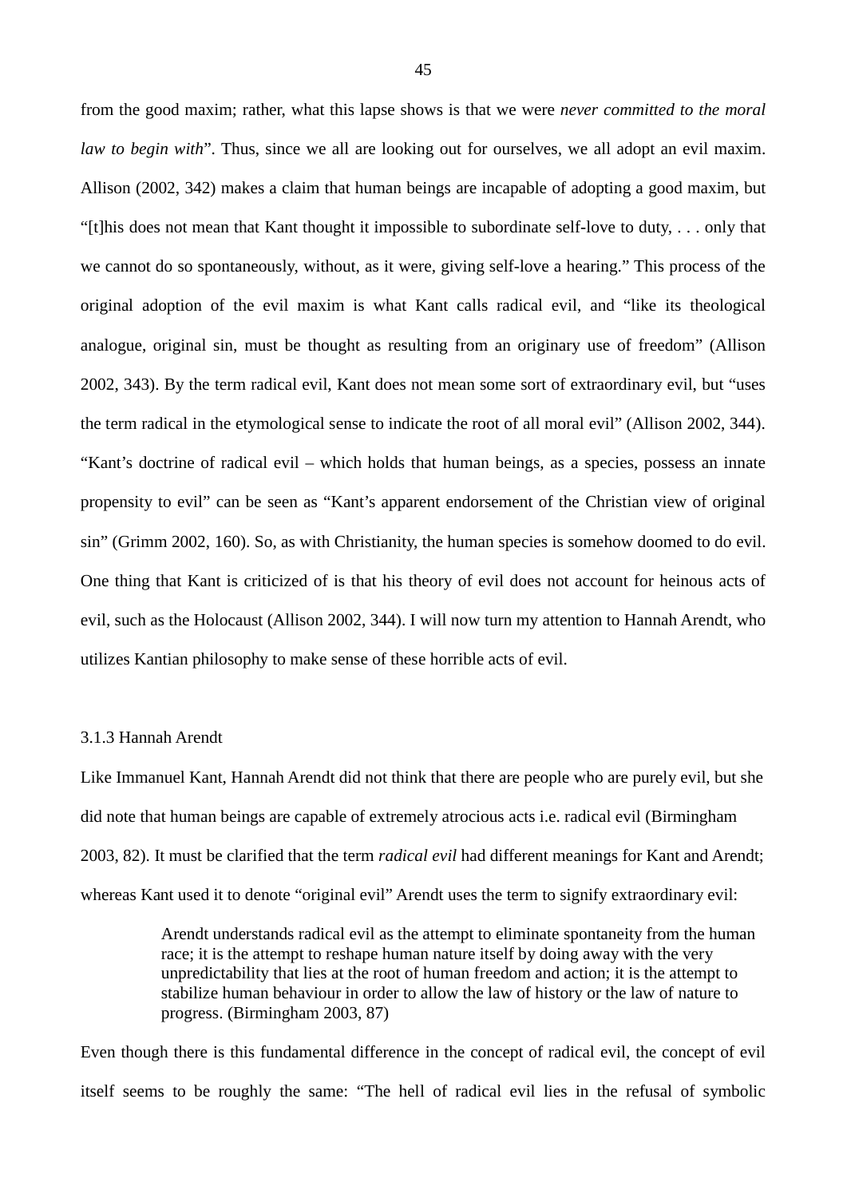from the good maxim; rather, what this lapse shows is that we were *never committed to the moral law to begin with*". Thus, since we all are looking out for ourselves, we all adopt an evil maxim. Allison (2002, 342) makes a claim that human beings are incapable of adopting a good maxim, but "[t]his does not mean that Kant thought it impossible to subordinate self-love to duty, . . . only that we cannot do so spontaneously, without, as it were, giving self-love a hearing." This process of the original adoption of the evil maxim is what Kant calls radical evil, and "like its theological analogue, original sin, must be thought as resulting from an originary use of freedom" (Allison 2002, 343). By the term radical evil, Kant does not mean some sort of extraordinary evil, but "uses the term radical in the etymological sense to indicate the root of all moral evil" (Allison 2002, 344). "Kant's doctrine of radical evil – which holds that human beings, as a species, possess an innate propensity to evil" can be seen as "Kant's apparent endorsement of the Christian view of original sin" (Grimm 2002, 160). So, as with Christianity, the human species is somehow doomed to do evil. One thing that Kant is criticized of is that his theory of evil does not account for heinous acts of evil, such as the Holocaust (Allison 2002, 344). I will now turn my attention to Hannah Arendt, who utilizes Kantian philosophy to make sense of these horrible acts of evil.

### 3.1.3 Hannah Arendt

Like Immanuel Kant, Hannah Arendt did not think that there are people who are purely evil, but she did note that human beings are capable of extremely atrocious acts i.e. radical evil (Birmingham 2003, 82). It must be clarified that the term *radical evil* had different meanings for Kant and Arendt; whereas Kant used it to denote "original evil" Arendt uses the term to signify extraordinary evil:

> Arendt understands radical evil as the attempt to eliminate spontaneity from the human race; it is the attempt to reshape human nature itself by doing away with the very unpredictability that lies at the root of human freedom and action; it is the attempt to stabilize human behaviour in order to allow the law of history or the law of nature to progress. (Birmingham 2003, 87)

Even though there is this fundamental difference in the concept of radical evil, the concept of evil itself seems to be roughly the same: "The hell of radical evil lies in the refusal of symbolic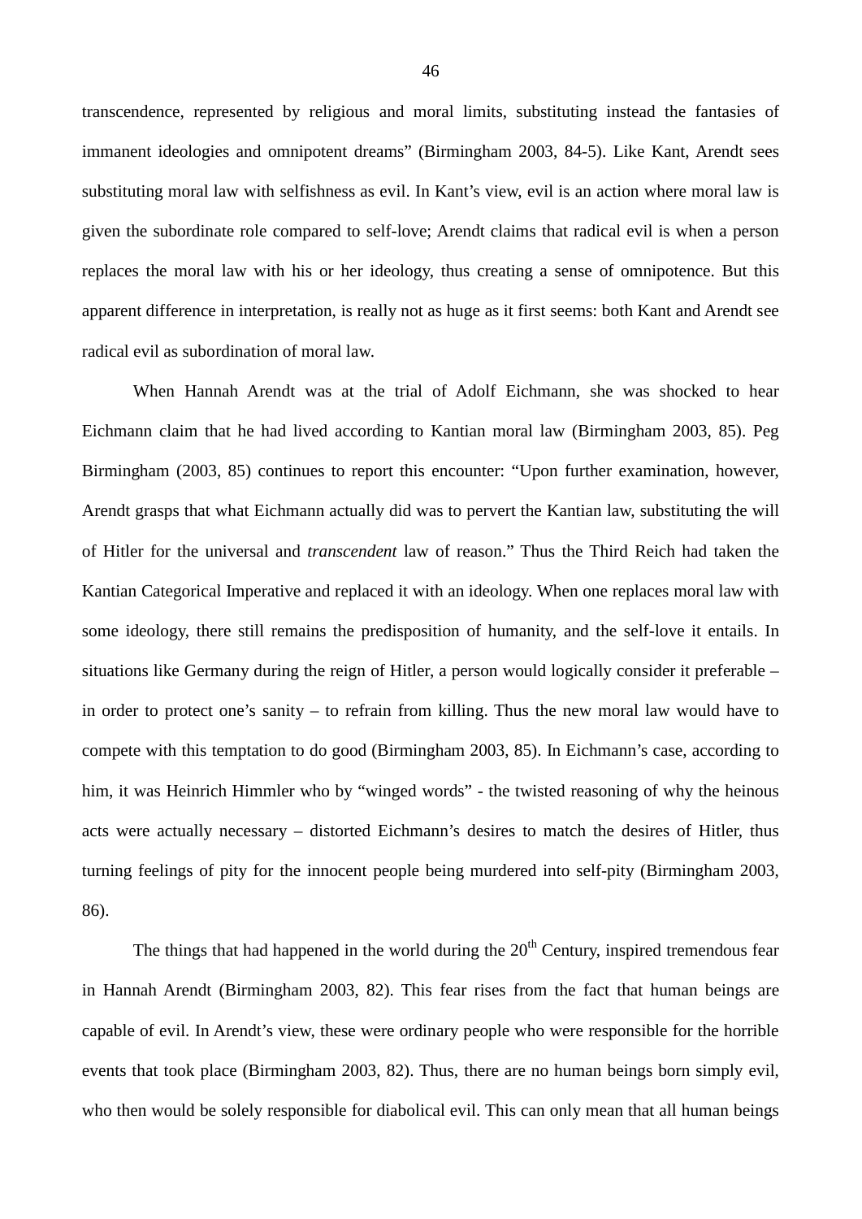transcendence, represented by religious and moral limits, substituting instead the fantasies of immanent ideologies and omnipotent dreams" (Birmingham 2003, 84-5). Like Kant, Arendt sees substituting moral law with selfishness as evil. In Kant's view, evil is an action where moral law is given the subordinate role compared to self-love; Arendt claims that radical evil is when a person replaces the moral law with his or her ideology, thus creating a sense of omnipotence. But this apparent difference in interpretation, is really not as huge as it first seems: both Kant and Arendt see radical evil as subordination of moral law.

When Hannah Arendt was at the trial of Adolf Eichmann, she was shocked to hear Eichmann claim that he had lived according to Kantian moral law (Birmingham 2003, 85). Peg Birmingham (2003, 85) continues to report this encounter: "Upon further examination, however, Arendt grasps that what Eichmann actually did was to pervert the Kantian law, substituting the will of Hitler for the universal and *transcendent* law of reason." Thus the Third Reich had taken the Kantian Categorical Imperative and replaced it with an ideology. When one replaces moral law with some ideology, there still remains the predisposition of humanity, and the self-love it entails. In situations like Germany during the reign of Hitler, a person would logically consider it preferable – in order to protect one's sanity – to refrain from killing. Thus the new moral law would have to compete with this temptation to do good (Birmingham 2003, 85). In Eichmann's case, according to him, it was Heinrich Himmler who by "winged words" - the twisted reasoning of why the heinous acts were actually necessary – distorted Eichmann's desires to match the desires of Hitler, thus turning feelings of pity for the innocent people being murdered into self-pity (Birmingham 2003, 86).

The things that had happened in the world during the 20th Century, inspired tremendous fear in Hannah Arendt (Birmingham 2003, 82). This fear rises from the fact that human beings are capable of evil. In Arendt's view, these were ordinary people who were responsible for the horrible events that took place (Birmingham 2003, 82). Thus, there are no human beings born simply evil, who then would be solely responsible for diabolical evil. This can only mean that all human beings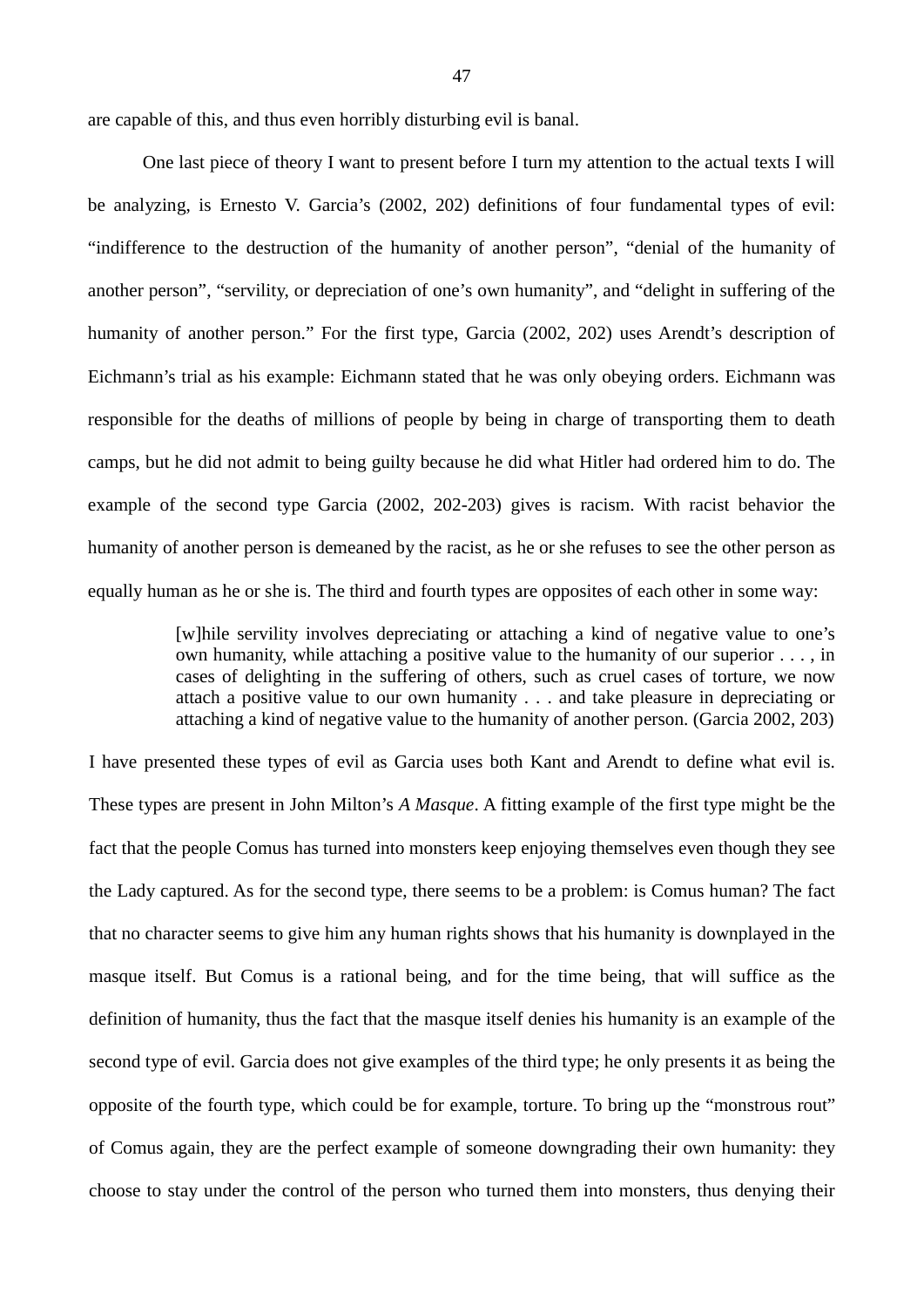are capable of this, and thus even horribly disturbing evil is banal.

One last piece of theory I want to present before I turn my attention to the actual texts I will be analyzing, is Ernesto V. Garcia's (2002, 202) definitions of four fundamental types of evil: "indifference to the destruction of the humanity of another person", "denial of the humanity of another person", "servility, or depreciation of one's own humanity", and "delight in suffering of the humanity of another person." For the first type, Garcia (2002, 202) uses Arendt's description of Eichmann's trial as his example: Eichmann stated that he was only obeying orders. Eichmann was responsible for the deaths of millions of people by being in charge of transporting them to death camps, but he did not admit to being guilty because he did what Hitler had ordered him to do. The example of the second type Garcia (2002, 202-203) gives is racism. With racist behavior the humanity of another person is demeaned by the racist, as he or she refuses to see the other person as equally human as he or she is. The third and fourth types are opposites of each other in some way:

> [w]hile servility involves depreciating or attaching a kind of negative value to one's own humanity, while attaching a positive value to the humanity of our superior . . . , in cases of delighting in the suffering of others, such as cruel cases of torture, we now attach a positive value to our own humanity . . . and take pleasure in depreciating or attaching a kind of negative value to the humanity of another person. (Garcia 2002, 203)

I have presented these types of evil as Garcia uses both Kant and Arendt to define what evil is. These types are present in John Milton's *A Masque*. A fitting example of the first type might be the fact that the people Comus has turned into monsters keep enjoying themselves even though they see the Lady captured. As for the second type, there seems to be a problem: is Comus human? The fact that no character seems to give him any human rights shows that his humanity is downplayed in the masque itself. But Comus is a rational being, and for the time being, that will suffice as the definition of humanity, thus the fact that the masque itself denies his humanity is an example of the second type of evil. Garcia does not give examples of the third type; he only presents it as being the opposite of the fourth type, which could be for example, torture. To bring up the "monstrous rout" of Comus again, they are the perfect example of someone downgrading their own humanity: they choose to stay under the control of the person who turned them into monsters, thus denying their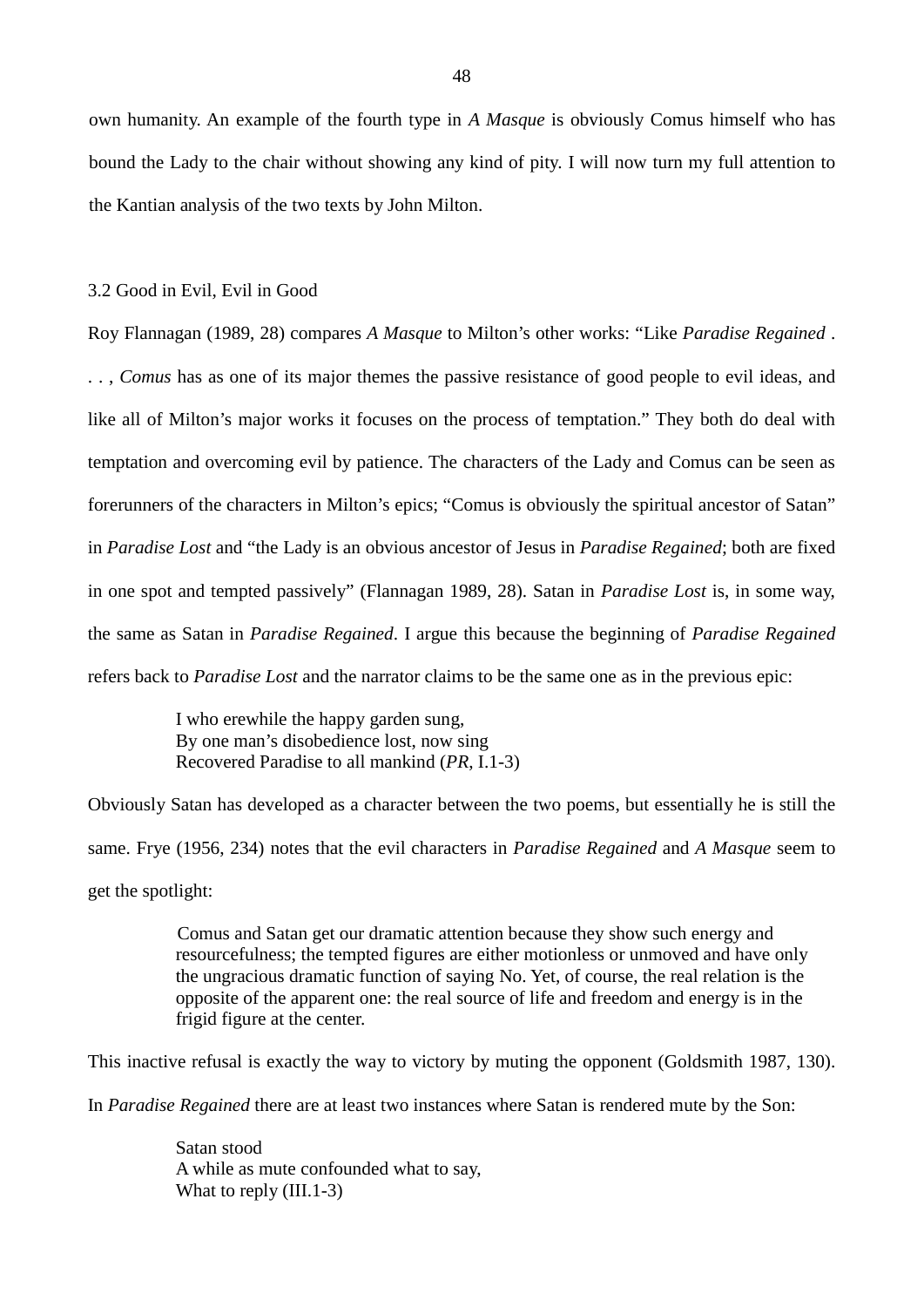own humanity. An example of the fourth type in *A Masque* is obviously Comus himself who has bound the Lady to the chair without showing any kind of pity. I will now turn my full attention to the Kantian analysis of the two texts by John Milton.

### 3.2 Good in Evil, Evil in Good

Roy Flannagan (1989, 28) compares *A Masque* to Milton's other works: "Like *Paradise Regained* . . . , *Comus* has as one of its major themes the passive resistance of good people to evil ideas, and like all of Milton's major works it focuses on the process of temptation." They both do deal with temptation and overcoming evil by patience. The characters of the Lady and Comus can be seen as forerunners of the characters in Milton's epics; "Comus is obviously the spiritual ancestor of Satan" in *Paradise Lost* and "the Lady is an obvious ancestor of Jesus in *Paradise Regained*; both are fixed in one spot and tempted passively" (Flannagan 1989, 28). Satan in *Paradise Lost* is, in some way, the same as Satan in *Paradise Regained*. I argue this because the beginning of *Paradise Regained* refers back to *Paradise Lost* and the narrator claims to be the same one as in the previous epic:

> I who erewhile the happy garden sung,
> By one man's disobedience lost, now sing
> Recovered Paradise to all mankind (*PR*, I.1-3)

Obviously Satan has developed as a character between the two poems, but essentially he is still the same. Frye (1956, 234) notes that the evil characters in *Paradise Regained* and *A Masque* seem to get the spotlight:

> Comus and Satan get our dramatic attention because they show such energy and resourcefulness; the tempted figures are either motionless or unmoved and have only the ungracious dramatic function of saying No. Yet, of course, the real relation is the opposite of the apparent one: the real source of life and freedom and energy is in the frigid figure at the center.

This inactive refusal is exactly the way to victory by muting the opponent (Goldsmith 1987, 130). In *Paradise Regained* there are at least two instances where Satan is rendered mute by the Son:

> Satan stood
> A while as mute confounded what to say,
> What to reply (III.1-3)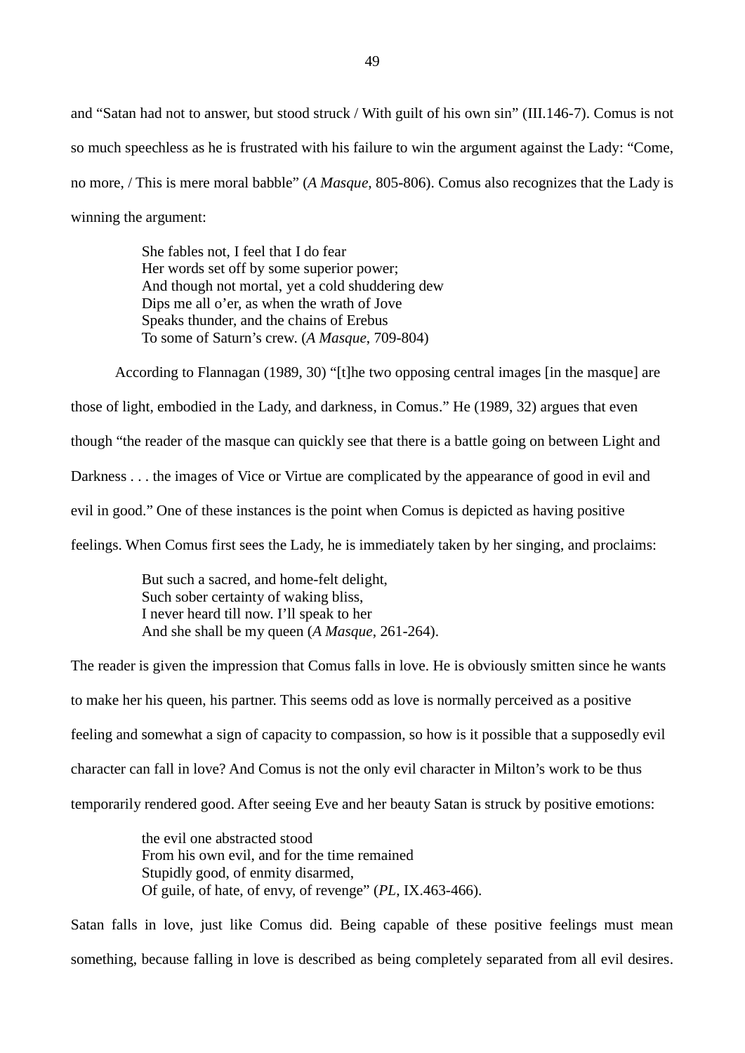and “Satan had not to answer, but stood struck / With guilt of his own sin” (III.146-7). Comus is not so much speechless as he is frustrated with his failure to win the argument against the Lady: “Come, no more, / This is mere moral babble” (*A Masque*, 805-806). Comus also recognizes that the Lady is winning the argument:

> She fables not, I feel that I do fear
> Her words set off by some superior power;
> And though not mortal, yet a cold shuddering dew
> Dips me all o’er, as when the wrath of Jove
> Speaks thunder, and the chains of Erebus
> To some of Saturn’s crew. (*A Masque*, 709-804)

According to Flannagan (1989, 30) “[t]he two opposing central images [in the masque] are those of light, embodied in the Lady, and darkness, in Comus.” He (1989, 32) argues that even though “the reader of the masque can quickly see that there is a battle going on between Light and Darkness . . . the images of Vice or Virtue are complicated by the appearance of good in evil and evil in good.” One of these instances is the point when Comus is depicted as having positive feelings. When Comus first sees the Lady, he is immediately taken by her singing, and proclaims:

> But such a sacred, and home-felt delight,
> Such sober certainty of waking bliss,
> I never heard till now. I’ll speak to her
> And she shall be my queen (*A Masque*, 261-264).

The reader is given the impression that Comus falls in love. He is obviously smitten since he wants to make her his queen, his partner. This seems odd as love is normally perceived as a positive feeling and somewhat a sign of capacity to compassion, so how is it possible that a supposedly evil character can fall in love? And Comus is not the only evil character in Milton’s work to be thus temporarily rendered good. After seeing Eve and her beauty Satan is struck by positive emotions:

> the evil one abstracted stood
> From his own evil, and for the time remained
> Stupidly good, of enmity disarmed,
> Of guile, of hate, of envy, of revenge” (*PL*, IX.463-466).

Satan falls in love, just like Comus did. Being capable of these positive feelings must mean something, because falling in love is described as being completely separated from all evil desires.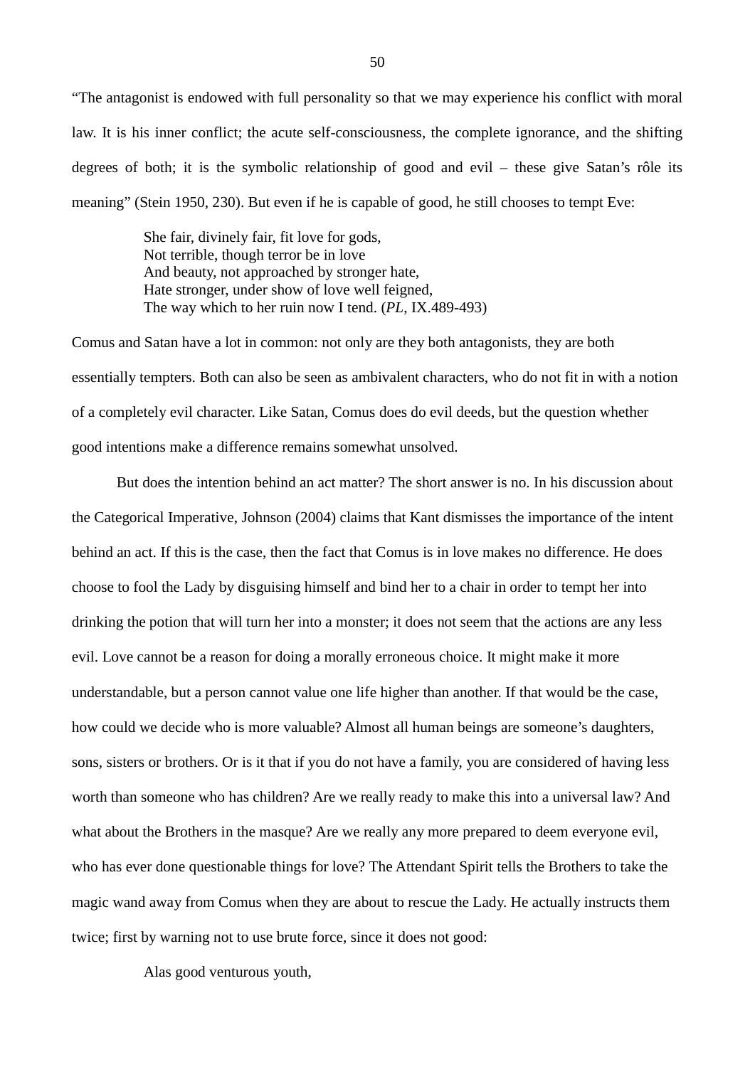"The antagonist is endowed with full personality so that we may experience his conflict with moral law. It is his inner conflict; the acute self-consciousness, the complete ignorance, and the shifting degrees of both; it is the symbolic relationship of good and evil – these give Satan's rôle its meaning" (Stein 1950, 230). But even if he is capable of good, he still chooses to tempt Eve:

> She fair, divinely fair, fit love for gods,
> Not terrible, though terror be in love
> And beauty, not approached by stronger hate,
> Hate stronger, under show of love well feigned,
> The way which to her ruin now I tend. (*PL*, IX.489-493)

Comus and Satan have a lot in common: not only are they both antagonists, they are both essentially tempters. Both can also be seen as ambivalent characters, who do not fit in with a notion of a completely evil character. Like Satan, Comus does do evil deeds, but the question whether good intentions make a difference remains somewhat unsolved.

But does the intention behind an act matter? The short answer is no. In his discussion about the Categorical Imperative, Johnson (2004) claims that Kant dismisses the importance of the intent behind an act. If this is the case, then the fact that Comus is in love makes no difference. He does choose to fool the Lady by disguising himself and bind her to a chair in order to tempt her into drinking the potion that will turn her into a monster; it does not seem that the actions are any less evil. Love cannot be a reason for doing a morally erroneous choice. It might make it more understandable, but a person cannot value one life higher than another. If that would be the case, how could we decide who is more valuable? Almost all human beings are someone's daughters, sons, sisters or brothers. Or is it that if you do not have a family, you are considered of having less worth than someone who has children? Are we really ready to make this into a universal law? And what about the Brothers in the masque? Are we really any more prepared to deem everyone evil, who has ever done questionable things for love? The Attendant Spirit tells the Brothers to take the magic wand away from Comus when they are about to rescue the Lady. He actually instructs them twice; first by warning not to use brute force, since it does not good:

> Alas good venturous youth,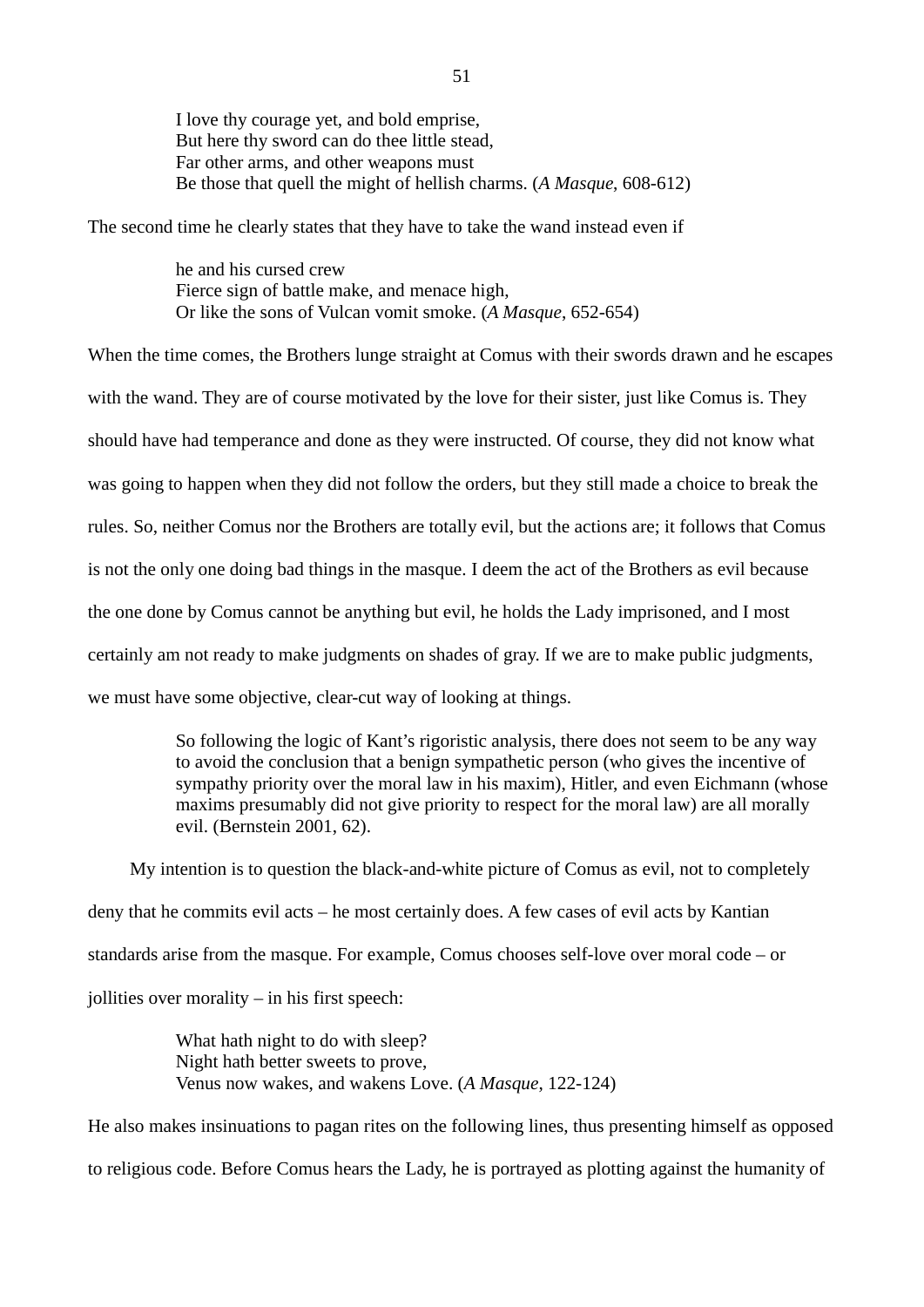> I love thy courage yet, and bold emprise,
> But here thy sword can do thee little stead,
> Far other arms, and other weapons must
> Be those that quell the might of hellish charms. (*A Masque*, 608-612)

The second time he clearly states that they have to take the wand instead even if

> he and his cursed crew
> Fierce sign of battle make, and menace high,
> Or like the sons of Vulcan vomit smoke. (*A Masque*, 652-654)

When the time comes, the Brothers lunge straight at Comus with their swords drawn and he escapes with the wand. They are of course motivated by the love for their sister, just like Comus is. They should have had temperance and done as they were instructed. Of course, they did not know what was going to happen when they did not follow the orders, but they still made a choice to break the rules. So, neither Comus nor the Brothers are totally evil, but the actions are; it follows that Comus is not the only one doing bad things in the masque. I deem the act of the Brothers as evil because the one done by Comus cannot be anything but evil, he holds the Lady imprisoned, and I most certainly am not ready to make judgments on shades of gray. If we are to make public judgments, we must have some objective, clear-cut way of looking at things.

> So following the logic of Kant's rigoristic analysis, there does not seem to be any way to avoid the conclusion that a benign sympathetic person (who gives the incentive of sympathy priority over the moral law in his maxim), Hitler, and even Eichmann (whose maxims presumably did not give priority to respect for the moral law) are all morally evil. (Bernstein 2001, 62).

My intention is to question the black-and-white picture of Comus as evil, not to completely deny that he commits evil acts – he most certainly does. A few cases of evil acts by Kantian standards arise from the masque. For example, Comus chooses self-love over moral code – or jollities over morality – in his first speech:

> What hath night to do with sleep?
> Night hath better sweets to prove,
> Venus now wakes, and wakens Love. (*A Masque*, 122-124)

He also makes insinuations to pagan rites on the following lines, thus presenting himself as opposed to religious code. Before Comus hears the Lady, he is portrayed as plotting against the humanity of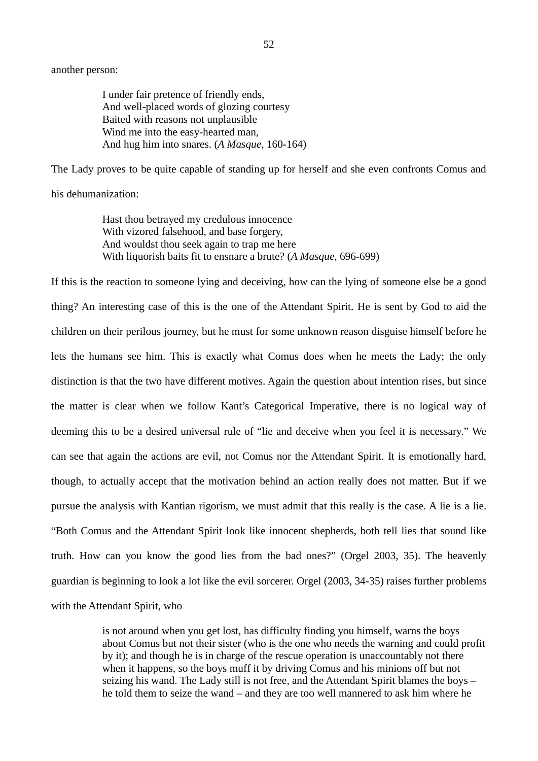another person:

> I under fair pretence of friendly ends,  
> And well-placed words of glozing courtesy  
> Baited with reasons not unplausible  
> Wind me into the easy-hearted man,  
> And hug him into snares. (*A Masque*, 160-164)

The Lady proves to be quite capable of standing up for herself and she even confronts Comus and his dehumanization:

> Hast thou betrayed my credulous innocence  
> With vizored falsehood, and base forgery,  
> And wouldst thou seek again to trap me here  
> With liquorish baits fit to ensnare a brute? (*A Masque*, 696-699)

If this is the reaction to someone lying and deceiving, how can the lying of someone else be a good thing? An interesting case of this is the one of the Attendant Spirit. He is sent by God to aid the children on their perilous journey, but he must for some unknown reason disguise himself before he lets the humans see him. This is exactly what Comus does when he meets the Lady; the only distinction is that the two have different motives. Again the question about intention rises, but since the matter is clear when we follow Kant's Categorical Imperative, there is no logical way of deeming this to be a desired universal rule of "lie and deceive when you feel it is necessary." We can see that again the actions are evil, not Comus nor the Attendant Spirit. It is emotionally hard, though, to actually accept that the motivation behind an action really does not matter. But if we pursue the analysis with Kantian rigorism, we must admit that this really is the case. A lie is a lie. "Both Comus and the Attendant Spirit look like innocent shepherds, both tell lies that sound like truth. How can you know the good lies from the bad ones?" (Orgel 2003, 35). The heavenly guardian is beginning to look a lot like the evil sorcerer. Orgel (2003, 34-35) raises further problems with the Attendant Spirit, who

> is not around when you get lost, has difficulty finding you himself, warns the boys about Comus but not their sister (who is the one who needs the warning and could profit by it); and though he is in charge of the rescue operation is unaccountably not there when it happens, so the boys muff it by driving Comus and his minions off but not seizing his wand. The Lady still is not free, and the Attendant Spirit blames the boys – he told them to seize the wand – and they are too well mannered to ask him where he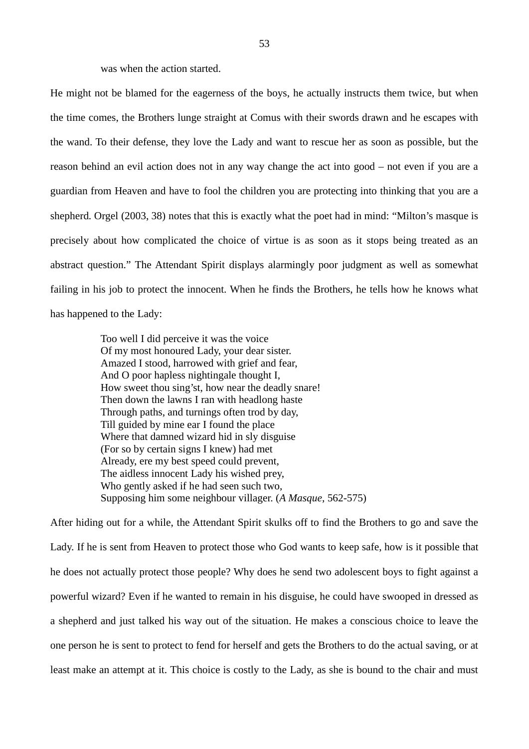was when the action started.

He might not be blamed for the eagerness of the boys, he actually instructs them twice, but when the time comes, the Brothers lunge straight at Comus with their swords drawn and he escapes with the wand. To their defense, they love the Lady and want to rescue her as soon as possible, but the reason behind an evil action does not in any way change the act into good – not even if you are a guardian from Heaven and have to fool the children you are protecting into thinking that you are a shepherd. Orgel (2003, 38) notes that this is exactly what the poet had in mind: "Milton's masque is precisely about how complicated the choice of virtue is as soon as it stops being treated as an abstract question." The Attendant Spirit displays alarmingly poor judgment as well as somewhat failing in his job to protect the innocent. When he finds the Brothers, he tells how he knows what has happened to the Lady:

> Too well I did perceive it was the voice
> Of my most honoured Lady, your dear sister.
> Amazed I stood, harrowed with grief and fear,
> And O poor hapless nightingale thought I,
> How sweet thou sing'st, how near the deadly snare!
> Then down the lawns I ran with headlong haste
> Through paths, and turnings often trod by day,
> Till guided by mine ear I found the place
> Where that damned wizard hid in sly disguise
> (For so by certain signs I knew) had met
> Already, ere my best speed could prevent,
> The aidless innocent Lady his wished prey,
> Who gently asked if he had seen such two,
> Supposing him some neighbour villager. (*A Masque*, 562-575)

After hiding out for a while, the Attendant Spirit skulks off to find the Brothers to go and save the Lady. If he is sent from Heaven to protect those who God wants to keep safe, how is it possible that he does not actually protect those people? Why does he send two adolescent boys to fight against a powerful wizard? Even if he wanted to remain in his disguise, he could have swooped in dressed as a shepherd and just talked his way out of the situation. He makes a conscious choice to leave the one person he is sent to protect to fend for herself and gets the Brothers to do the actual saving, or at least make an attempt at it. This choice is costly to the Lady, as she is bound to the chair and must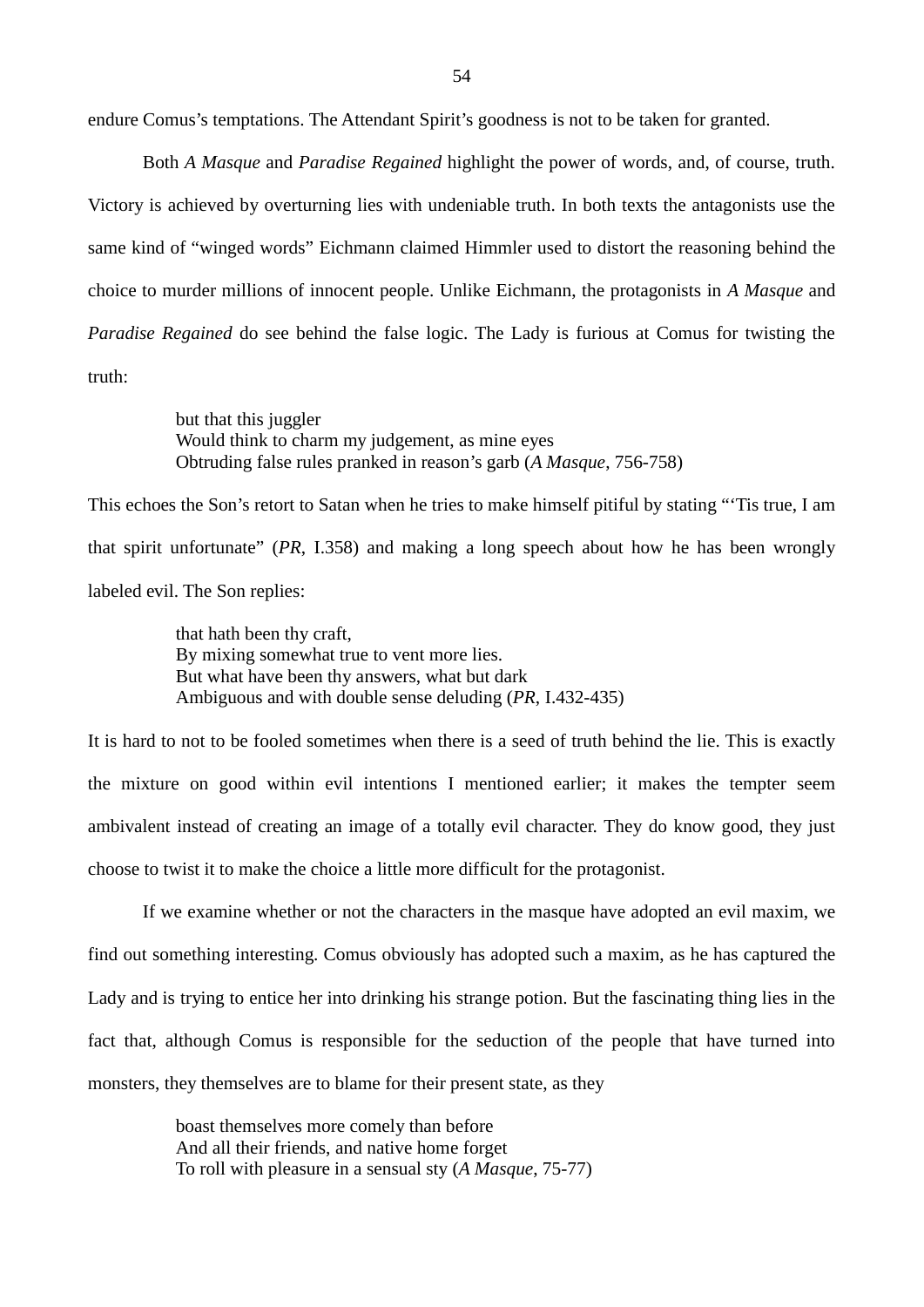endure Comus's temptations. The Attendant Spirit's goodness is not to be taken for granted.

Both *A Masque* and *Paradise Regained* highlight the power of words, and, of course, truth. Victory is achieved by overturning lies with undeniable truth. In both texts the antagonists use the same kind of "winged words" Eichmann claimed Himmler used to distort the reasoning behind the choice to murder millions of innocent people. Unlike Eichmann, the protagonists in *A Masque* and *Paradise Regained* do see behind the false logic. The Lady is furious at Comus for twisting the truth:

> but that this juggler
> Would think to charm my judgement, as mine eyes
> Obtruding false rules pranked in reason's garb (*A Masque*, 756-758)

This echoes the Son's retort to Satan when he tries to make himself pitiful by stating "'Tis true, I am that spirit unfortunate" (*PR*, I.358) and making a long speech about how he has been wrongly labeled evil. The Son replies:

> that hath been thy craft,
> By mixing somewhat true to vent more lies.
> But what have been thy answers, what but dark
> Ambiguous and with double sense deluding (*PR*, I.432-435)

It is hard to not to be fooled sometimes when there is a seed of truth behind the lie. This is exactly the mixture on good within evil intentions I mentioned earlier; it makes the tempter seem ambivalent instead of creating an image of a totally evil character. They do know good, they just choose to twist it to make the choice a little more difficult for the protagonist.

If we examine whether or not the characters in the masque have adopted an evil maxim, we find out something interesting. Comus obviously has adopted such a maxim, as he has captured the Lady and is trying to entice her into drinking his strange potion. But the fascinating thing lies in the fact that, although Comus is responsible for the seduction of the people that have turned into monsters, they themselves are to blame for their present state, as they

> boast themselves more comely than before
> And all their friends, and native home forget
> To roll with pleasure in a sensual sty (*A Masque*, 75-77)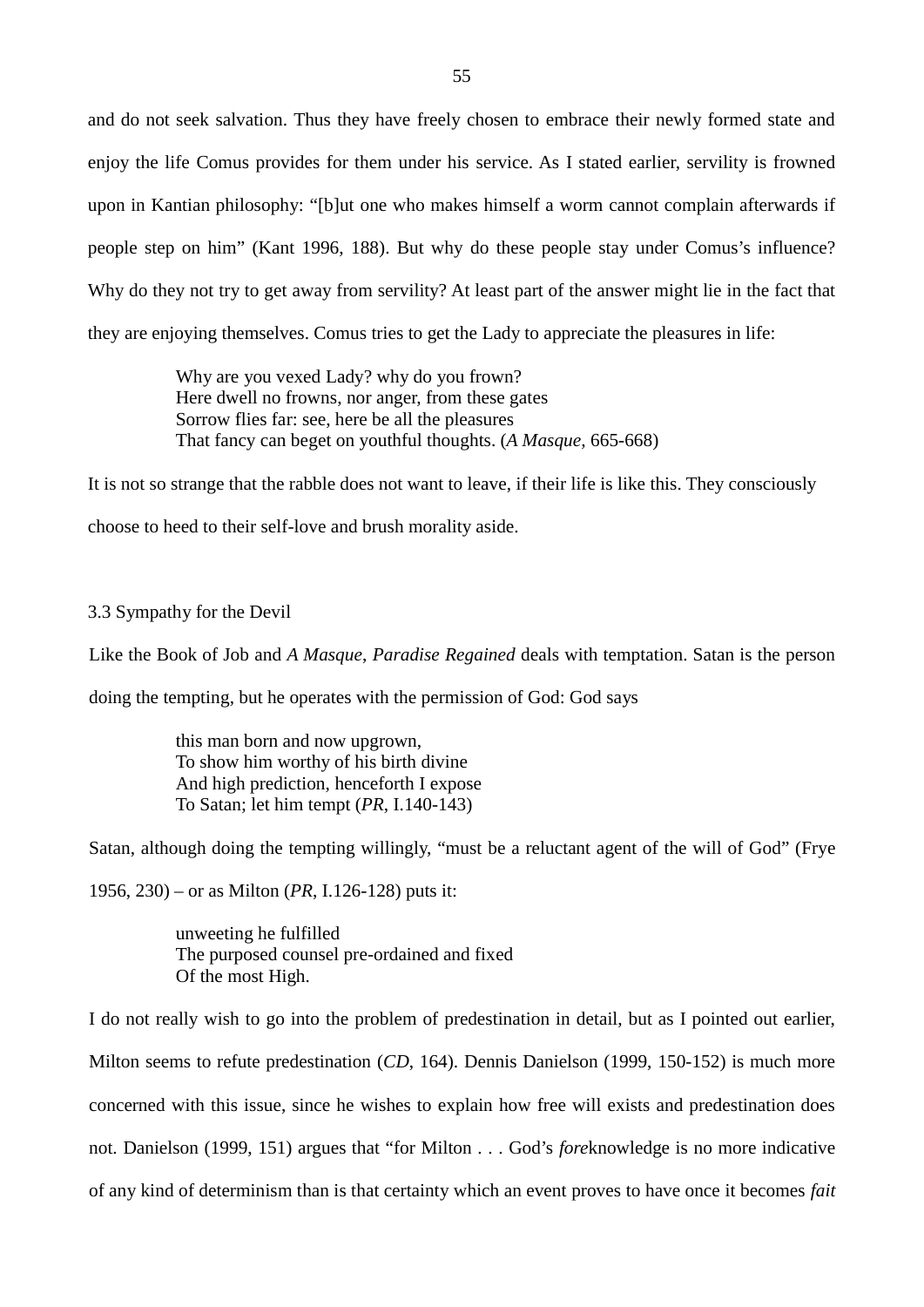and do not seek salvation. Thus they have freely chosen to embrace their newly formed state and enjoy the life Comus provides for them under his service. As I stated earlier, servility is frowned upon in Kantian philosophy: "[b]ut one who makes himself a worm cannot complain afterwards if people step on him" (Kant 1996, 188). But why do these people stay under Comus's influence? Why do they not try to get away from servility? At least part of the answer might lie in the fact that they are enjoying themselves. Comus tries to get the Lady to appreciate the pleasures in life:

> Why are you vexed Lady? why do you frown?
> Here dwell no frowns, nor anger, from these gates
> Sorrow flies far: see, here be all the pleasures
> That fancy can beget on youthful thoughts. (*A Masque*, 665-668)

It is not so strange that the rabble does not want to leave, if their life is like this. They consciously choose to heed to their self-love and brush morality aside.

### 3.3 Sympathy for the Devil

Like the Book of Job and *A Masque*, *Paradise Regained* deals with temptation. Satan is the person doing the tempting, but he operates with the permission of God: God says

> this man born and now upgrown,
> To show him worthy of his birth divine
> And high prediction, henceforth I expose
> To Satan; let him tempt (*PR*, I.140-143)

Satan, although doing the tempting willingly, "must be a reluctant agent of the will of God" (Frye 1956, 230) – or as Milton (*PR*, I.126-128) puts it:

> unweeting he fulfilled
> The purposed counsel pre-ordained and fixed
> Of the most High.

I do not really wish to go into the problem of predestination in detail, but as I pointed out earlier, Milton seems to refute predestination (*CD*, 164). Dennis Danielson (1999, 150-152) is much more concerned with this issue, since he wishes to explain how free will exists and predestination does not. Danielson (1999, 151) argues that "for Milton . . . God's *fore*knowledge is no more indicative of any kind of determinism than is that certainty which an event proves to have once it becomes *fait*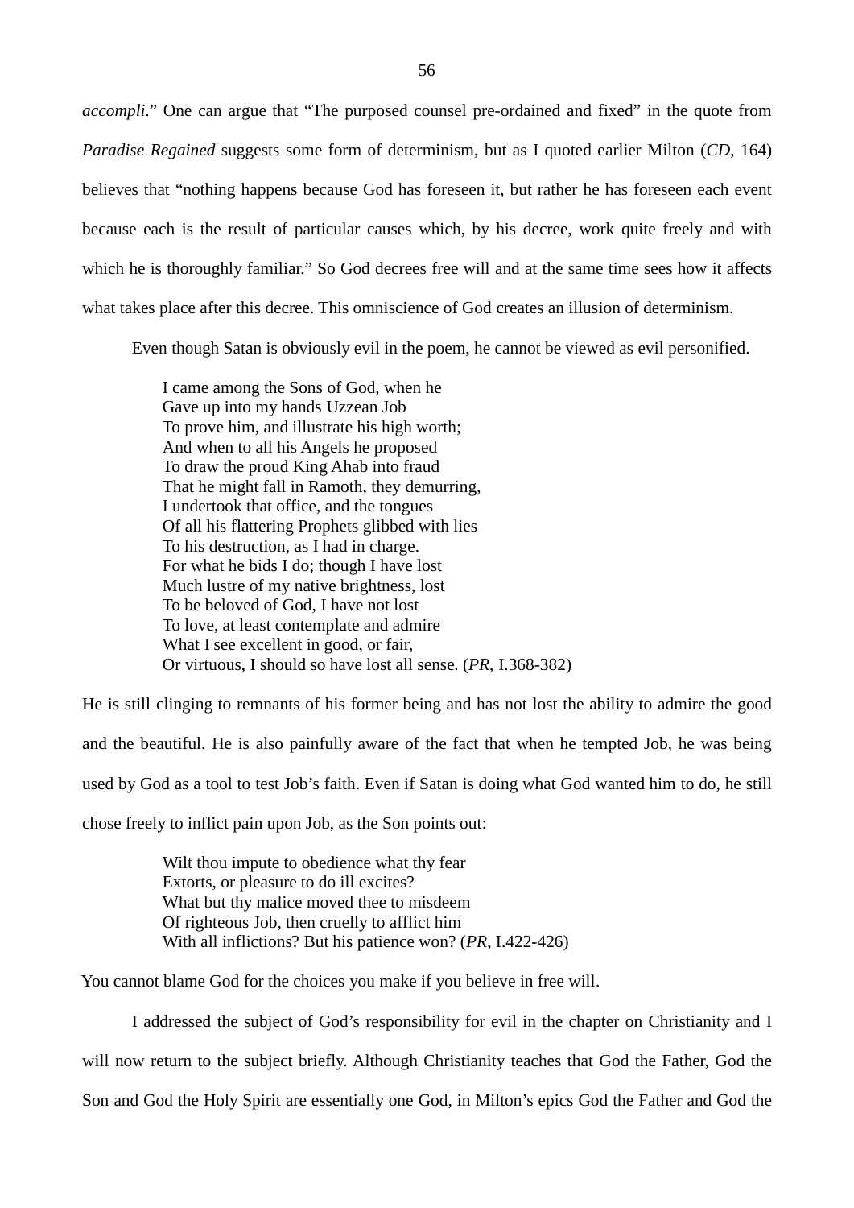*accompli*." One can argue that "The purposed counsel pre-ordained and fixed" in the quote from *Paradise Regained* suggests some form of determinism, but as I quoted earlier Milton (*CD*, 164) believes that "nothing happens because God has foreseen it, but rather he has foreseen each event because each is the result of particular causes which, by his decree, work quite freely and with which he is thoroughly familiar." So God decrees free will and at the same time sees how it affects what takes place after this decree. This omniscience of God creates an illusion of determinism.

Even though Satan is obviously evil in the poem, he cannot be viewed as evil personified.

> I came among the Sons of God, when he
> Gave up into my hands Uzzean Job
> To prove him, and illustrate his high worth;
> And when to all his Angels he proposed
> To draw the proud King Ahab into fraud
> That he might fall in Ramoth, they demurring,
> I undertook that office, and the tongues
> Of all his flattering Prophets glibbed with lies
> To his destruction, as I had in charge.
> For what he bids I do; though I have lost
> Much lustre of my native brightness, lost
> To be beloved of God, I have not lost
> To love, at least contemplate and admire
> What I see excellent in good, or fair,
> Or virtuous, I should so have lost all sense. (*PR*, I.368-382)

He is still clinging to remnants of his former being and has not lost the ability to admire the good and the beautiful. He is also painfully aware of the fact that when he tempted Job, he was being used by God as a tool to test Job's faith. Even if Satan is doing what God wanted him to do, he still chose freely to inflict pain upon Job, as the Son points out:

> Wilt thou impute to obedience what thy fear
> Extorts, or pleasure to do ill excites?
> What but thy malice moved thee to misdeem
> Of righteous Job, then cruelly to afflict him
> With all inflictions? But his patience won? (*PR*, I.422-426)

You cannot blame God for the choices you make if you believe in free will.

I addressed the subject of God's responsibility for evil in the chapter on Christianity and I will now return to the subject briefly. Although Christianity teaches that God the Father, God the Son and God the Holy Spirit are essentially one God, in Milton's epics God the Father and God the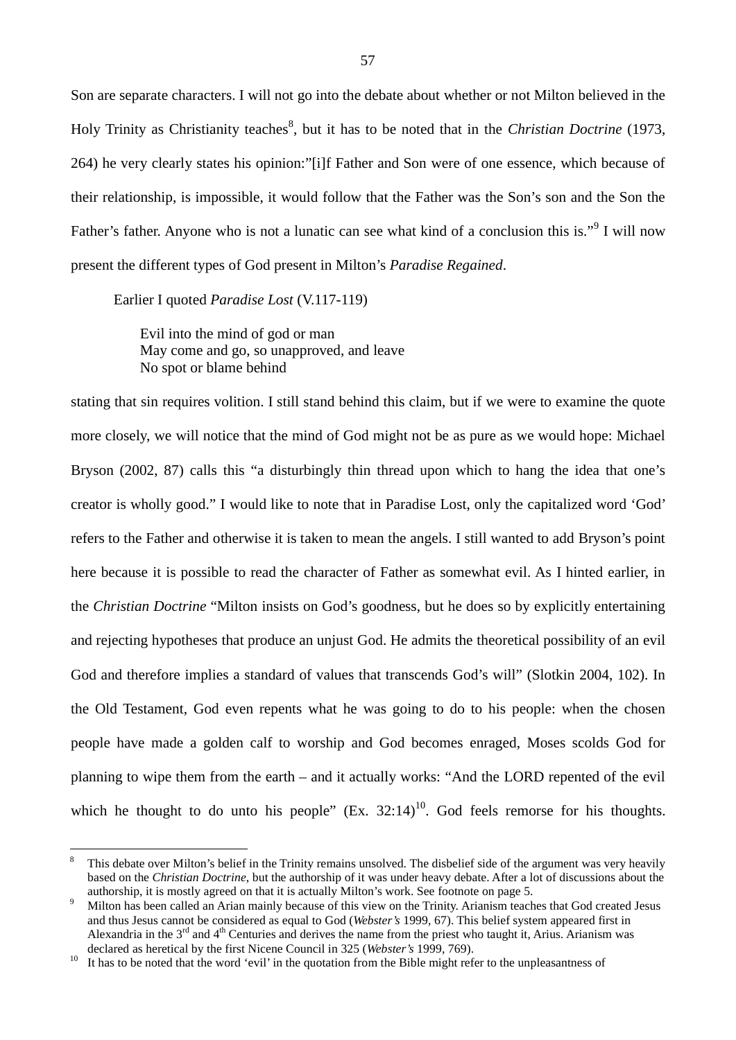Son are separate characters. I will not go into the debate about whether or not Milton believed in the Holy Trinity as Christianity teaches[8], but it has to be noted that in the *Christian Doctrine* (1973, 264) he very clearly states his opinion:"[i]f Father and Son were of one essence, which because of their relationship, is impossible, it would follow that the Father was the Son's son and the Son the Father's father. Anyone who is not a lunatic can see what kind of a conclusion this is."[9] I will now present the different types of God present in Milton's *Paradise Regained*.

Earlier I quoted *Paradise Lost* (V.117-119)

> Evil into the mind of god or man
> May come and go, so unapproved, and leave
> No spot or blame behind

stating that sin requires volition. I still stand behind this claim, but if we were to examine the quote more closely, we will notice that the mind of God might not be as pure as we would hope: Michael Bryson (2002, 87) calls this "a disturbingly thin thread upon which to hang the idea that one's creator is wholly good." I would like to note that in Paradise Lost, only the capitalized word 'God' refers to the Father and otherwise it is taken to mean the angels. I still wanted to add Bryson's point here because it is possible to read the character of Father as somewhat evil. As I hinted earlier, in the *Christian Doctrine* "Milton insists on God's goodness, but he does so by explicitly entertaining and rejecting hypotheses that produce an unjust God. He admits the theoretical possibility of an evil God and therefore implies a standard of values that transcends God's will" (Slotkin 2004, 102). In the Old Testament, God even repents what he was going to do to his people: when the chosen people have made a golden calf to worship and God becomes enraged, Moses scolds God for planning to wipe them from the earth – and it actually works: "And the LORD repented of the evil which he thought to do unto his people" (Ex. 32:14)[10]. God feels remorse for his thoughts.

---

[8] This debate over Milton's belief in the Trinity remains unsolved. The disbelief side of the argument was very heavily based on the *Christian Doctrine*, but the authorship of it was under heavy debate. After a lot of discussions about the authorship, it is mostly agreed on that it is actually Milton's work. See footnote on page 5.

[9] Milton has been called an Arian mainly because of this view on the Trinity. Arianism teaches that God created Jesus and thus Jesus cannot be considered as equal to God (*Webster's* 1999, 67). This belief system appeared first in Alexandria in the 3rd and 4th Centuries and derives the name from the priest who taught it, Arius. Arianism was declared as heretical by the first Nicene Council in 325 (*Webster's* 1999, 769).

[10] It has to be noted that the word 'evil' in the quotation from the Bible might refer to the unpleasantness of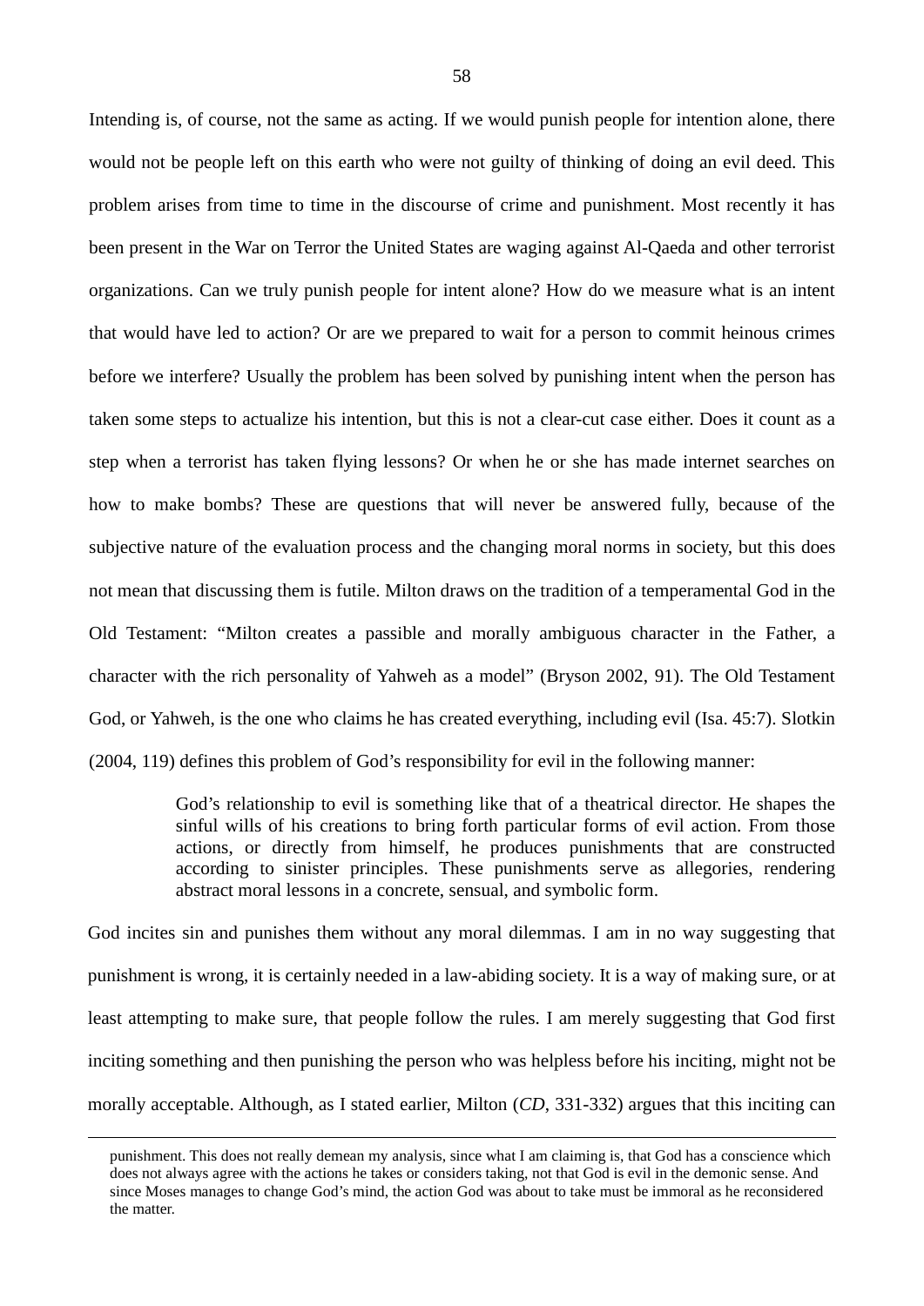Intending is, of course, not the same as acting. If we would punish people for intention alone, there would not be people left on this earth who were not guilty of thinking of doing an evil deed. This problem arises from time to time in the discourse of crime and punishment. Most recently it has been present in the War on Terror the United States are waging against Al-Qaeda and other terrorist organizations. Can we truly punish people for intent alone? How do we measure what is an intent that would have led to action? Or are we prepared to wait for a person to commit heinous crimes before we interfere? Usually the problem has been solved by punishing intent when the person has taken some steps to actualize his intention, but this is not a clear-cut case either. Does it count as a step when a terrorist has taken flying lessons? Or when he or she has made internet searches on how to make bombs? These are questions that will never be answered fully, because of the subjective nature of the evaluation process and the changing moral norms in society, but this does not mean that discussing them is futile. Milton draws on the tradition of a temperamental God in the Old Testament: "Milton creates a passible and morally ambiguous character in the Father, a character with the rich personality of Yahweh as a model" (Bryson 2002, 91). The Old Testament God, or Yahweh, is the one who claims he has created everything, including evil (Isa. 45:7). Slotkin (2004, 119) defines this problem of God's responsibility for evil in the following manner:

> God's relationship to evil is something like that of a theatrical director. He shapes the sinful wills of his creations to bring forth particular forms of evil action. From those actions, or directly from himself, he produces punishments that are constructed according to sinister principles. These punishments serve as allegories, rendering abstract moral lessons in a concrete, sensual, and symbolic form.

God incites sin and punishes them without any moral dilemmas. I am in no way suggesting that punishment is wrong, it is certainly needed in a law-abiding society. It is a way of making sure, or at least attempting to make sure, that people follow the rules. I am merely suggesting that God first inciting something and then punishing the person who was helpless before his inciting, might not be morally acceptable. Although, as I stated earlier, Milton (*CD*, 331-332) argues that this inciting can

---

punishment. This does not really demean my analysis, since what I am claiming is, that God has a conscience which does not always agree with the actions he takes or considers taking, not that God is evil in the demonic sense. And since Moses manages to change God's mind, the action God was about to take must be immoral as he reconsidered the matter.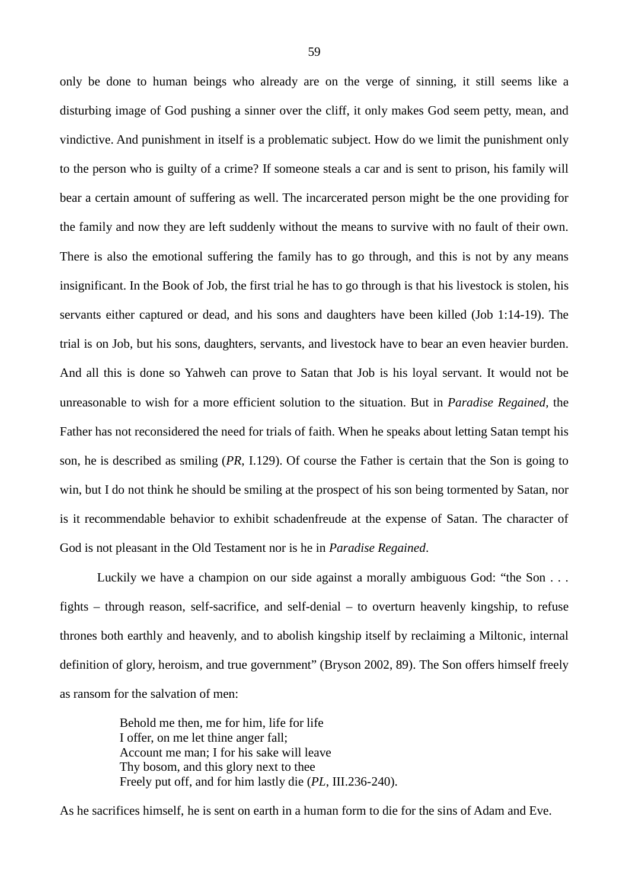only be done to human beings who already are on the verge of sinning, it still seems like a disturbing image of God pushing a sinner over the cliff, it only makes God seem petty, mean, and vindictive. And punishment in itself is a problematic subject. How do we limit the punishment only to the person who is guilty of a crime? If someone steals a car and is sent to prison, his family will bear a certain amount of suffering as well. The incarcerated person might be the one providing for the family and now they are left suddenly without the means to survive with no fault of their own. There is also the emotional suffering the family has to go through, and this is not by any means insignificant. In the Book of Job, the first trial he has to go through is that his livestock is stolen, his servants either captured or dead, and his sons and daughters have been killed (Job 1:14-19). The trial is on Job, but his sons, daughters, servants, and livestock have to bear an even heavier burden. And all this is done so Yahweh can prove to Satan that Job is his loyal servant. It would not be unreasonable to wish for a more efficient solution to the situation. But in *Paradise Regained*, the Father has not reconsidered the need for trials of faith. When he speaks about letting Satan tempt his son, he is described as smiling (*PR*, I.129). Of course the Father is certain that the Son is going to win, but I do not think he should be smiling at the prospect of his son being tormented by Satan, nor is it recommendable behavior to exhibit schadenfreude at the expense of Satan. The character of God is not pleasant in the Old Testament nor is he in *Paradise Regained*.

Luckily we have a champion on our side against a morally ambiguous God: "the Son . . . fights – through reason, self-sacrifice, and self-denial – to overturn heavenly kingship, to refuse thrones both earthly and heavenly, and to abolish kingship itself by reclaiming a Miltonic, internal definition of glory, heroism, and true government" (Bryson 2002, 89). The Son offers himself freely as ransom for the salvation of men:

> Behold me then, me for him, life for life
> I offer, on me let thine anger fall;
> Account me man; I for his sake will leave
> Thy bosom, and this glory next to thee
> Freely put off, and for him lastly die (*PL*, III.236-240).

As he sacrifices himself, he is sent on earth in a human form to die for the sins of Adam and Eve.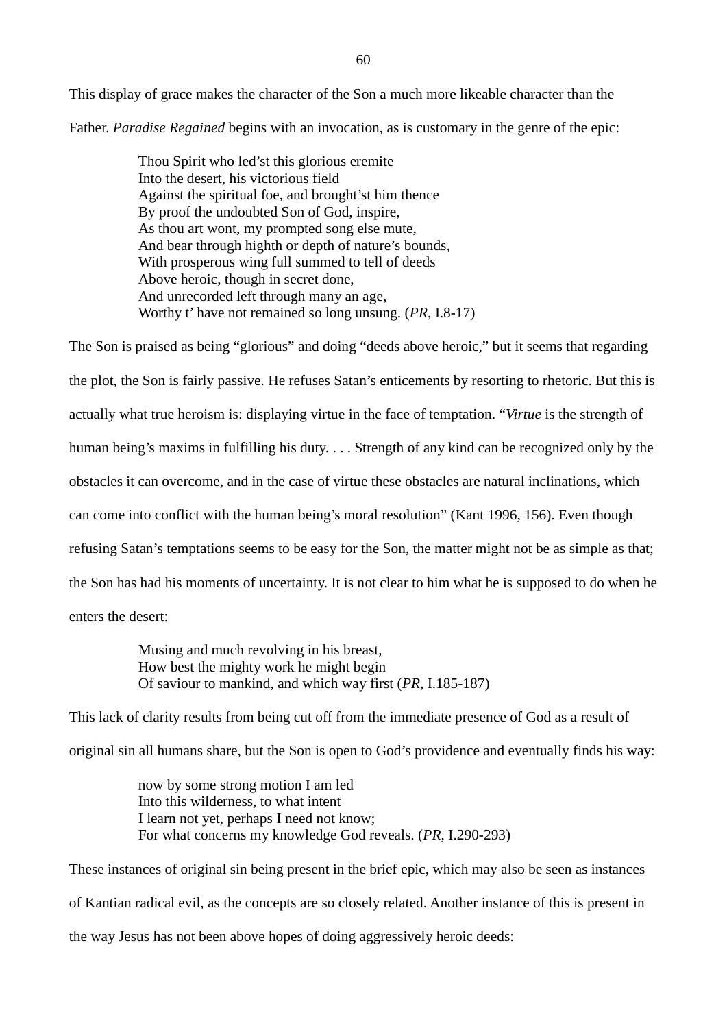This display of grace makes the character of the Son a much more likeable character than the Father. *Paradise Regained* begins with an invocation, as is customary in the genre of the epic:

> Thou Spirit who led'st this glorious eremite
> Into the desert, his victorious field
> Against the spiritual foe, and brought'st him thence
> By proof the undoubted Son of God, inspire,
> As thou art wont, my prompted song else mute,
> And bear through highth or depth of nature's bounds,
> With prosperous wing full summed to tell of deeds
> Above heroic, though in secret done,
> And unrecorded left through many an age,
> Worthy t' have not remained so long unsung. (*PR*, I.8-17)

The Son is praised as being "glorious" and doing "deeds above heroic," but it seems that regarding the plot, the Son is fairly passive. He refuses Satan's enticements by resorting to rhetoric. But this is actually what true heroism is: displaying virtue in the face of temptation. "*Virtue* is the strength of human being's maxims in fulfilling his duty. . . . Strength of any kind can be recognized only by the obstacles it can overcome, and in the case of virtue these obstacles are natural inclinations, which can come into conflict with the human being's moral resolution" (Kant 1996, 156). Even though refusing Satan's temptations seems to be easy for the Son, the matter might not be as simple as that; the Son has had his moments of uncertainty. It is not clear to him what he is supposed to do when he enters the desert:

> Musing and much revolving in his breast,
> How best the mighty work he might begin
> Of saviour to mankind, and which way first (*PR*, I.185-187)

This lack of clarity results from being cut off from the immediate presence of God as a result of original sin all humans share, but the Son is open to God's providence and eventually finds his way:

> now by some strong motion I am led
> Into this wilderness, to what intent
> I learn not yet, perhaps I need not know;
> For what concerns my knowledge God reveals. (*PR*, I.290-293)

These instances of original sin being present in the brief epic, which may also be seen as instances of Kantian radical evil, as the concepts are so closely related. Another instance of this is present in the way Jesus has not been above hopes of doing aggressively heroic deeds: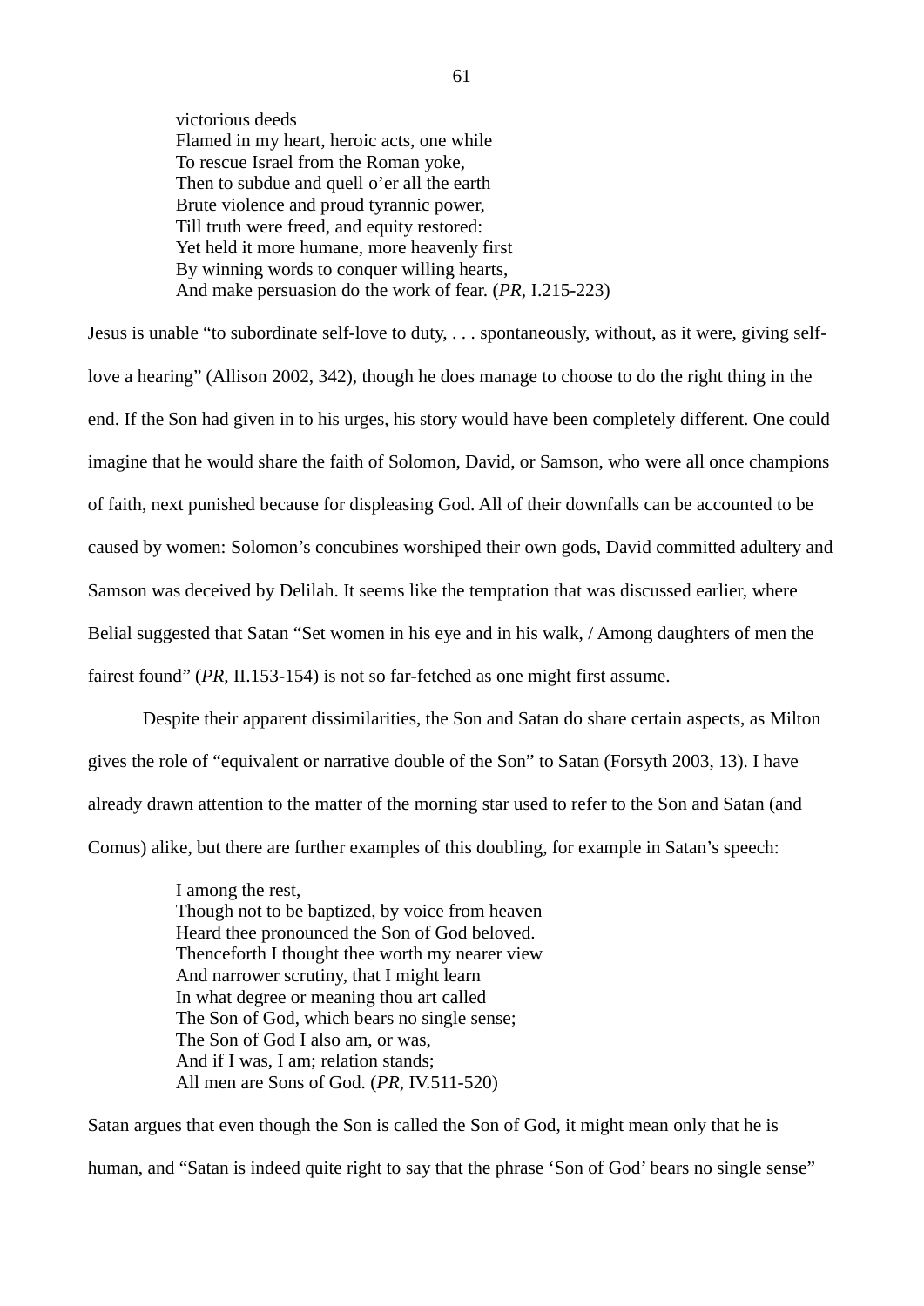> victorious deeds
> Flamed in my heart, heroic acts, one while
> To rescue Israel from the Roman yoke,
> Then to subdue and quell o'er all the earth
> Brute violence and proud tyrannic power,
> Till truth were freed, and equity restored:
> Yet held it more humane, more heavenly first
> By winning words to conquer willing hearts,
> And make persuasion do the work of fear. (*PR*, I.215-223)

Jesus is unable "to subordinate self-love to duty, . . . spontaneously, without, as it were, giving self-love a hearing" (Allison 2002, 342), though he does manage to choose to do the right thing in the end. If the Son had given in to his urges, his story would have been completely different. One could imagine that he would share the faith of Solomon, David, or Samson, who were all once champions of faith, next punished because for displeasing God. All of their downfalls can be accounted to be caused by women: Solomon's concubines worshiped their own gods, David committed adultery and Samson was deceived by Delilah. It seems like the temptation that was discussed earlier, where Belial suggested that Satan "Set women in his eye and in his walk, / Among daughters of men the fairest found" (*PR*, II.153-154) is not so far-fetched as one might first assume.

Despite their apparent dissimilarities, the Son and Satan do share certain aspects, as Milton gives the role of "equivalent or narrative double of the Son" to Satan (Forsyth 2003, 13). I have already drawn attention to the matter of the morning star used to refer to the Son and Satan (and Comus) alike, but there are further examples of this doubling, for example in Satan's speech:

> I among the rest,
> Though not to be baptized, by voice from heaven
> Heard thee pronounced the Son of God beloved.
> Thenceforth I thought thee worth my nearer view
> And narrower scrutiny, that I might learn
> In what degree or meaning thou art called
> The Son of God, which bears no single sense;
> The Son of God I also am, or was,
> And if I was, I am; relation stands;
> All men are Sons of God. (*PR*, IV.511-520)

Satan argues that even though the Son is called the Son of God, it might mean only that he is human, and "Satan is indeed quite right to say that the phrase 'Son of God' bears no single sense"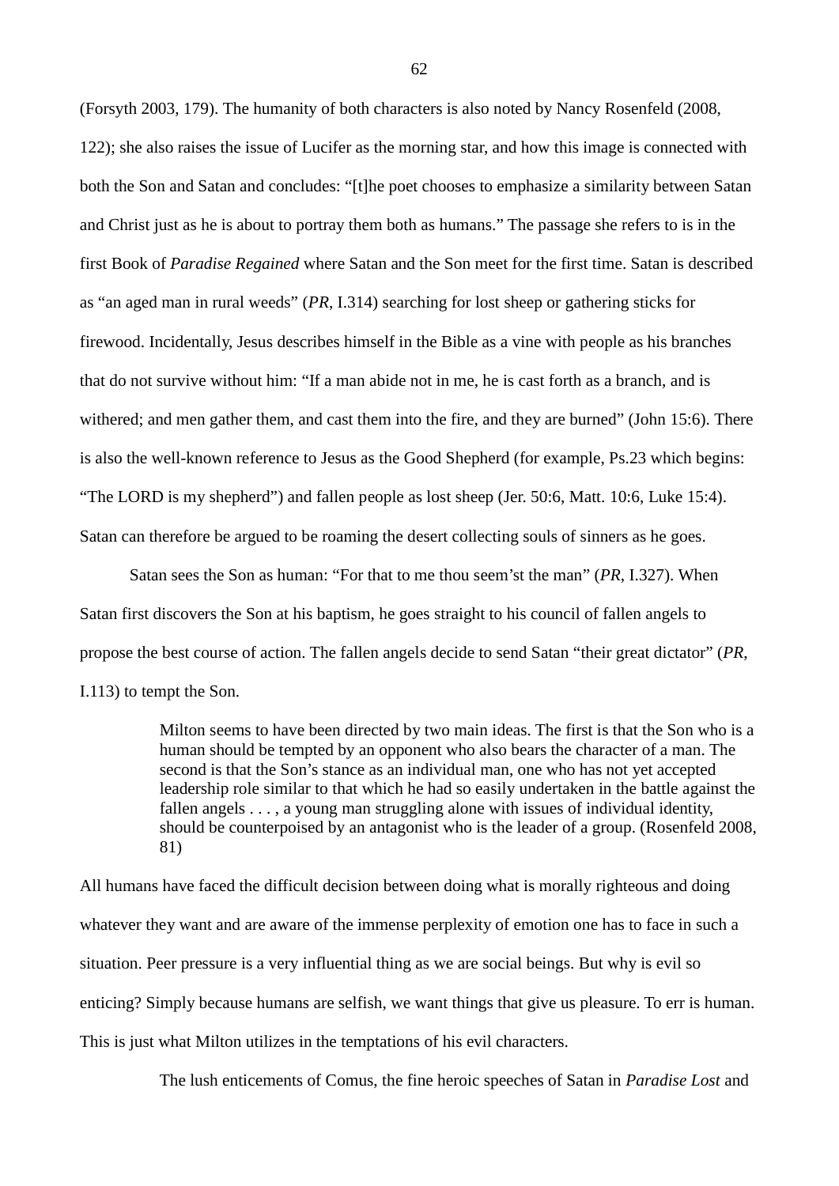(Forsyth 2003, 179). The humanity of both characters is also noted by Nancy Rosenfeld (2008, 122); she also raises the issue of Lucifer as the morning star, and how this image is connected with both the Son and Satan and concludes: "[t]he poet chooses to emphasize a similarity between Satan and Christ just as he is about to portray them both as humans." The passage she refers to is in the first Book of *Paradise Regained* where Satan and the Son meet for the first time. Satan is described as "an aged man in rural weeds" (*PR*, I.314) searching for lost sheep or gathering sticks for firewood. Incidentally, Jesus describes himself in the Bible as a vine with people as his branches that do not survive without him: "If a man abide not in me, he is cast forth as a branch, and is withered; and men gather them, and cast them into the fire, and they are burned" (John 15:6). There is also the well-known reference to Jesus as the Good Shepherd (for example, Ps.23 which begins: "The LORD is my shepherd") and fallen people as lost sheep (Jer. 50:6, Matt. 10:6, Luke 15:4). Satan can therefore be argued to be roaming the desert collecting souls of sinners as he goes.

Satan sees the Son as human: "For that to me thou seem'st the man" (*PR*, I.327). When Satan first discovers the Son at his baptism, he goes straight to his council of fallen angels to propose the best course of action. The fallen angels decide to send Satan "their great dictator" (*PR*, I.113) to tempt the Son.

> Milton seems to have been directed by two main ideas. The first is that the Son who is a human should be tempted by an opponent who also bears the character of a man. The second is that the Son's stance as an individual man, one who has not yet accepted leadership role similar to that which he had so easily undertaken in the battle against the fallen angels . . . , a young man struggling alone with issues of individual identity, should be counterpoised by an antagonist who is the leader of a group. (Rosenfeld 2008, 81)

All humans have faced the difficult decision between doing what is morally righteous and doing whatever they want and are aware of the immense perplexity of emotion one has to face in such a situation. Peer pressure is a very influential thing as we are social beings. But why is evil so enticing? Simply because humans are selfish, we want things that give us pleasure. To err is human. This is just what Milton utilizes in the temptations of his evil characters.

> The lush enticements of Comus, the fine heroic speeches of Satan in *Paradise Lost* and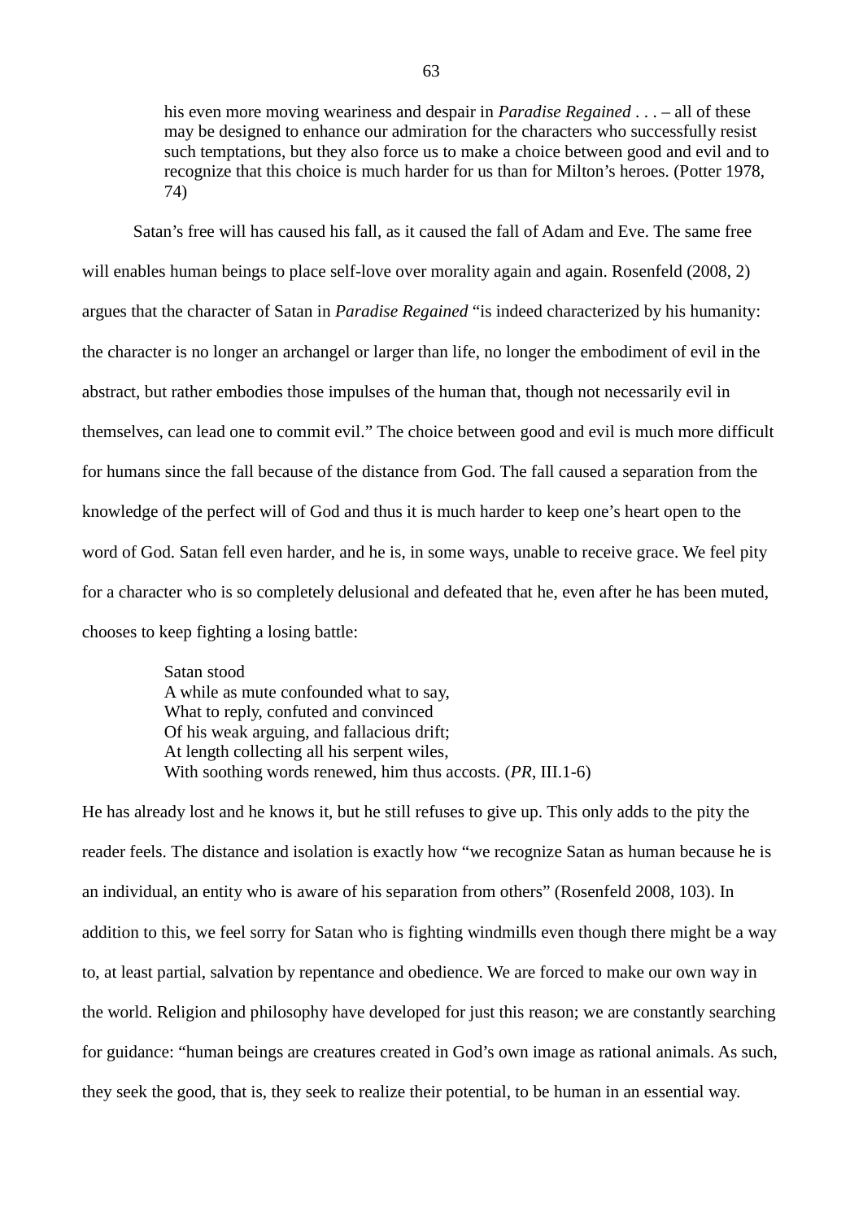> his even more moving weariness and despair in *Paradise Regained* . . . – all of these may be designed to enhance our admiration for the characters who successfully resist such temptations, but they also force us to make a choice between good and evil and to recognize that this choice is much harder for us than for Milton's heroes. (Potter 1978, 74)

Satan's free will has caused his fall, as it caused the fall of Adam and Eve. The same free will enables human beings to place self-love over morality again and again. Rosenfeld (2008, 2) argues that the character of Satan in *Paradise Regained* "is indeed characterized by his humanity: the character is no longer an archangel or larger than life, no longer the embodiment of evil in the abstract, but rather embodies those impulses of the human that, though not necessarily evil in themselves, can lead one to commit evil." The choice between good and evil is much more difficult for humans since the fall because of the distance from God. The fall caused a separation from the knowledge of the perfect will of God and thus it is much harder to keep one's heart open to the word of God. Satan fell even harder, and he is, in some ways, unable to receive grace. We feel pity for a character who is so completely delusional and defeated that he, even after he has been muted, chooses to keep fighting a losing battle:

> Satan stood
> A while as mute confounded what to say,
> What to reply, confuted and convinced
> Of his weak arguing, and fallacious drift;
> At length collecting all his serpent wiles,
> With soothing words renewed, him thus accosts. (*PR*, III.1-6)

He has already lost and he knows it, but he still refuses to give up. This only adds to the pity the reader feels. The distance and isolation is exactly how "we recognize Satan as human because he is an individual, an entity who is aware of his separation from others" (Rosenfeld 2008, 103). In addition to this, we feel sorry for Satan who is fighting windmills even though there might be a way to, at least partial, salvation by repentance and obedience. We are forced to make our own way in the world. Religion and philosophy have developed for just this reason; we are constantly searching for guidance: "human beings are creatures created in God's own image as rational animals. As such, they seek the good, that is, they seek to realize their potential, to be human in an essential way.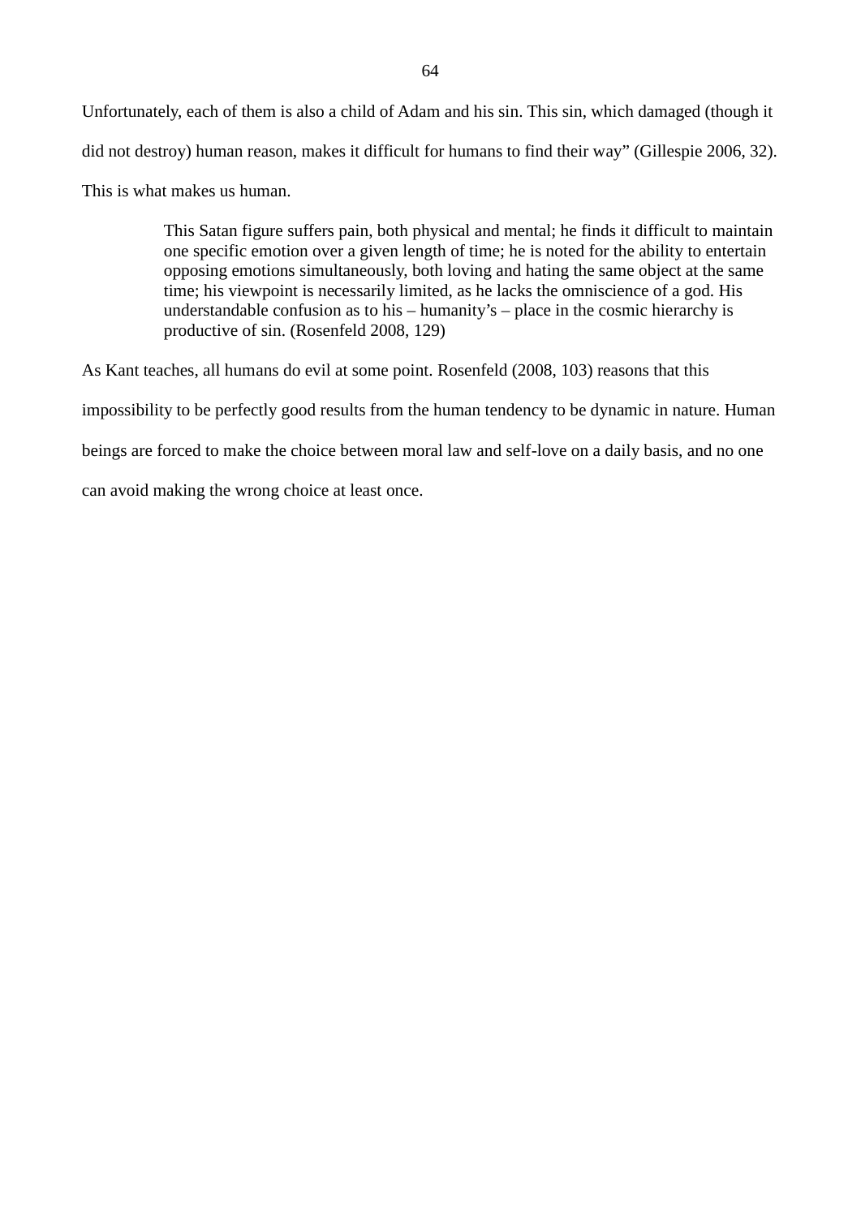Unfortunately, each of them is also a child of Adam and his sin. This sin, which damaged (though it did not destroy) human reason, makes it difficult for humans to find their way" (Gillespie 2006, 32). This is what makes us human.

> This Satan figure suffers pain, both physical and mental; he finds it difficult to maintain one specific emotion over a given length of time; he is noted for the ability to entertain opposing emotions simultaneously, both loving and hating the same object at the same time; his viewpoint is necessarily limited, as he lacks the omniscience of a god. His understandable confusion as to his – humanity's – place in the cosmic hierarchy is productive of sin. (Rosenfeld 2008, 129)

As Kant teaches, all humans do evil at some point. Rosenfeld (2008, 103) reasons that this impossibility to be perfectly good results from the human tendency to be dynamic in nature. Human beings are forced to make the choice between moral law and self-love on a daily basis, and no one can avoid making the wrong choice at least once.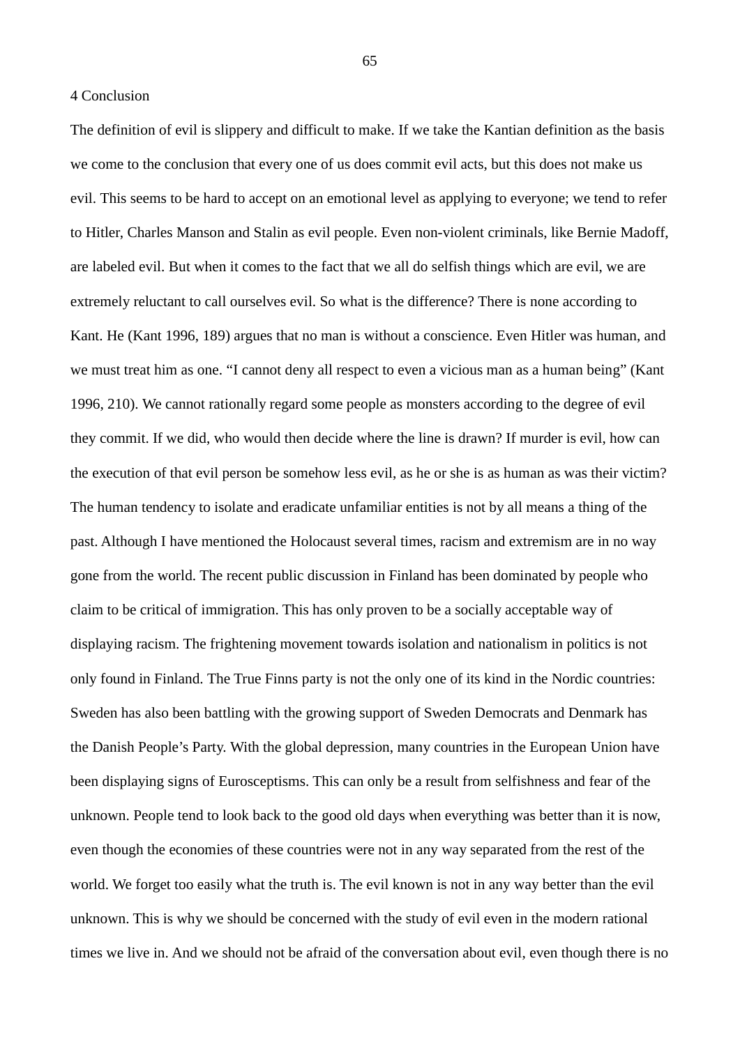# 4 Conclusion

The definition of evil is slippery and difficult to make. If we take the Kantian definition as the basis we come to the conclusion that every one of us does commit evil acts, but this does not make us evil. This seems to be hard to accept on an emotional level as applying to everyone; we tend to refer to Hitler, Charles Manson and Stalin as evil people. Even non-violent criminals, like Bernie Madoff, are labeled evil. But when it comes to the fact that we all do selfish things which are evil, we are extremely reluctant to call ourselves evil. So what is the difference? There is none according to Kant. He (Kant 1996, 189) argues that no man is without a conscience. Even Hitler was human, and we must treat him as one. "I cannot deny all respect to even a vicious man as a human being" (Kant 1996, 210). We cannot rationally regard some people as monsters according to the degree of evil they commit. If we did, who would then decide where the line is drawn? If murder is evil, how can the execution of that evil person be somehow less evil, as he or she is as human as was their victim? The human tendency to isolate and eradicate unfamiliar entities is not by all means a thing of the past. Although I have mentioned the Holocaust several times, racism and extremism are in no way gone from the world. The recent public discussion in Finland has been dominated by people who claim to be critical of immigration. This has only proven to be a socially acceptable way of displaying racism. The frightening movement towards isolation and nationalism in politics is not only found in Finland. The True Finns party is not the only one of its kind in the Nordic countries: Sweden has also been battling with the growing support of Sweden Democrats and Denmark has the Danish People's Party. With the global depression, many countries in the European Union have been displaying signs of Eurosceptisms. This can only be a result from selfishness and fear of the unknown. People tend to look back to the good old days when everything was better than it is now, even though the economies of these countries were not in any way separated from the rest of the world. We forget too easily what the truth is. The evil known is not in any way better than the evil unknown. This is why we should be concerned with the study of evil even in the modern rational times we live in. And we should not be afraid of the conversation about evil, even though there is no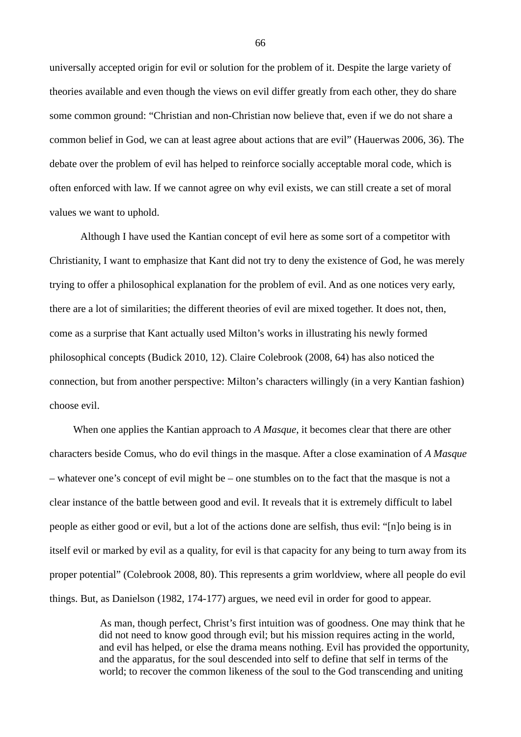universally accepted origin for evil or solution for the problem of it. Despite the large variety of theories available and even though the views on evil differ greatly from each other, they do share some common ground: “Christian and non-Christian now believe that, even if we do not share a common belief in God, we can at least agree about actions that are evil” (Hauerwas 2006, 36). The debate over the problem of evil has helped to reinforce socially acceptable moral code, which is often enforced with law. If we cannot agree on why evil exists, we can still create a set of moral values we want to uphold.

Although I have used the Kantian concept of evil here as some sort of a competitor with Christianity, I want to emphasize that Kant did not try to deny the existence of God, he was merely trying to offer a philosophical explanation for the problem of evil. And as one notices very early, there are a lot of similarities; the different theories of evil are mixed together. It does not, then, come as a surprise that Kant actually used Milton’s works in illustrating his newly formed philosophical concepts (Budick 2010, 12). Claire Colebrook (2008, 64) has also noticed the connection, but from another perspective: Milton’s characters willingly (in a very Kantian fashion) choose evil.

When one applies the Kantian approach to *A Masque*, it becomes clear that there are other characters beside Comus, who do evil things in the masque. After a close examination of *A Masque* – whatever one’s concept of evil might be – one stumbles on to the fact that the masque is not a clear instance of the battle between good and evil. It reveals that it is extremely difficult to label people as either good or evil, but a lot of the actions done are selfish, thus evil: “[n]o being is in itself evil or marked by evil as a quality, for evil is that capacity for any being to turn away from its proper potential” (Colebrook 2008, 80). This represents a grim worldview, where all people do evil things. But, as Danielson (1982, 174-177) argues, we need evil in order for good to appear.

> As man, though perfect, Christ’s first intuition was of goodness. One may think that he did not need to know good through evil; but his mission requires acting in the world, and evil has helped, or else the drama means nothing. Evil has provided the opportunity, and the apparatus, for the soul descended into self to define that self in terms of the world; to recover the common likeness of the soul to the God transcending and uniting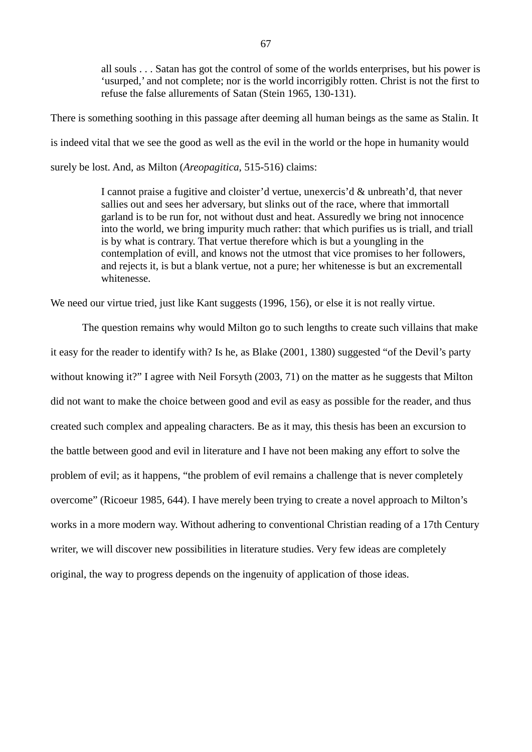> all souls . . . Satan has got the control of some of the worlds enterprises, but his power is ‘usurped,’ and not complete; nor is the world incorrigibly rotten. Christ is not the first to refuse the false allurements of Satan (Stein 1965, 130-131).

There is something soothing in this passage after deeming all human beings as the same as Stalin. It is indeed vital that we see the good as well as the evil in the world or the hope in humanity would surely be lost. And, as Milton (*Areopagitica*, 515-516) claims:

> I cannot praise a fugitive and cloister’d vertue, unexercis’d & unbreath’d, that never sallies out and sees her adversary, but slinks out of the race, where that immortall garland is to be run for, not without dust and heat. Assuredly we bring not innocence into the world, we bring impurity much rather: that which purifies us is triall, and triall is by what is contrary. That vertue therefore which is but a youngling in the contemplation of evill, and knows not the utmost that vice promises to her followers, and rejects it, is but a blank vertue, not a pure; her whitenesse is but an excrementall whitenesse.

We need our virtue tried, just like Kant suggests (1996, 156), or else it is not really virtue.

The question remains why would Milton go to such lengths to create such villains that make it easy for the reader to identify with? Is he, as Blake (2001, 1380) suggested “of the Devil’s party without knowing it?” I agree with Neil Forsyth (2003, 71) on the matter as he suggests that Milton did not want to make the choice between good and evil as easy as possible for the reader, and thus created such complex and appealing characters. Be as it may, this thesis has been an excursion to the battle between good and evil in literature and I have not been making any effort to solve the problem of evil; as it happens, “the problem of evil remains a challenge that is never completely overcome” (Ricoeur 1985, 644). I have merely been trying to create a novel approach to Milton’s works in a more modern way. Without adhering to conventional Christian reading of a 17th Century writer, we will discover new possibilities in literature studies. Very few ideas are completely original, the way to progress depends on the ingenuity of application of those ideas.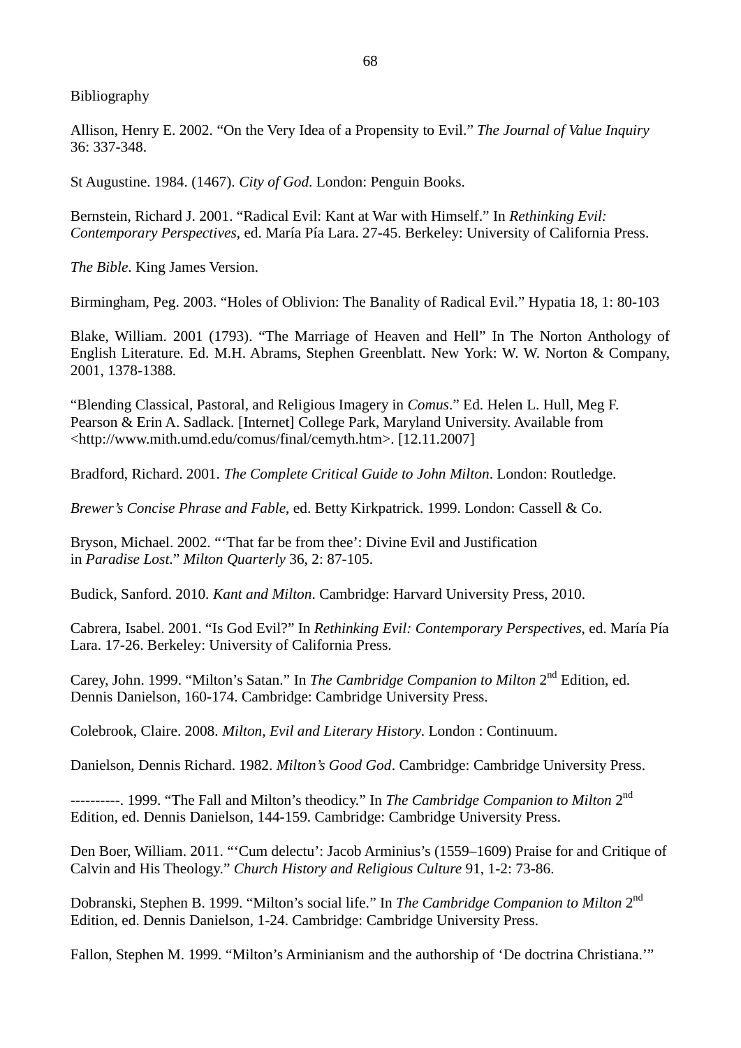Bibliography

Allison, Henry E. 2002. "On the Very Idea of a Propensity to Evil." *The Journal of Value Inquiry* 36: 337-348.

St Augustine. 1984. (1467). *City of God*. London: Penguin Books.

Bernstein, Richard J. 2001. "Radical Evil: Kant at War with Himself." In *Rethinking Evil: Contemporary Perspectives*, ed. María Pía Lara. 27-45. Berkeley: University of California Press.

*The Bible*. King James Version.

Birmingham, Peg. 2003. "Holes of Oblivion: The Banality of Radical Evil." Hypatia 18, 1: 80-103

Blake, William. 2001 (1793). "The Marriage of Heaven and Hell" In The Norton Anthology of English Literature. Ed. M.H. Abrams, Stephen Greenblatt. New York: W. W. Norton & Company, 2001, 1378-1388.

"Blending Classical, Pastoral, and Religious Imagery in *Comus*." Ed. Helen L. Hull, Meg F. Pearson & Erin A. Sadlack. [Internet] College Park, Maryland University. Available from <http://www.mith.umd.edu/comus/final/cemyth.htm>. [12.11.2007]

Bradford, Richard. 2001. *The Complete Critical Guide to John Milton*. London: Routledge.

*Brewer's Concise Phrase and Fable*, ed. Betty Kirkpatrick. 1999. London: Cassell & Co.

Bryson, Michael. 2002. "'That far be from thee': Divine Evil and Justification in *Paradise Lost*." *Milton Quarterly* 36, 2: 87-105.

Budick, Sanford. 2010. *Kant and Milton*. Cambridge: Harvard University Press, 2010.

Cabrera, Isabel. 2001. "Is God Evil?" In *Rethinking Evil: Contemporary Perspectives*, ed. María Pía Lara. 17-26. Berkeley: University of California Press.

Carey, John. 1999. "Milton's Satan." In *The Cambridge Companion to Milton* 2nd Edition, ed. Dennis Danielson, 160-174. Cambridge: Cambridge University Press.

Colebrook, Claire. 2008. *Milton, Evil and Literary History*. London : Continuum.

Danielson, Dennis Richard. 1982. *Milton's Good God*. Cambridge: Cambridge University Press.

----------. 1999. "The Fall and Milton's theodicy." In *The Cambridge Companion to Milton* 2nd Edition, ed. Dennis Danielson, 144-159. Cambridge: Cambridge University Press.

Den Boer, William. 2011. "'Cum delectu': Jacob Arminius's (1559–1609) Praise for and Critique of Calvin and His Theology." *Church History and Religious Culture* 91, 1-2: 73-86.

Dobranski, Stephen B. 1999. "Milton's social life." In *The Cambridge Companion to Milton* 2nd Edition, ed. Dennis Danielson, 1-24. Cambridge: Cambridge University Press.

Fallon, Stephen M. 1999. "Milton's Arminianism and the authorship of 'De doctrina Christiana.'"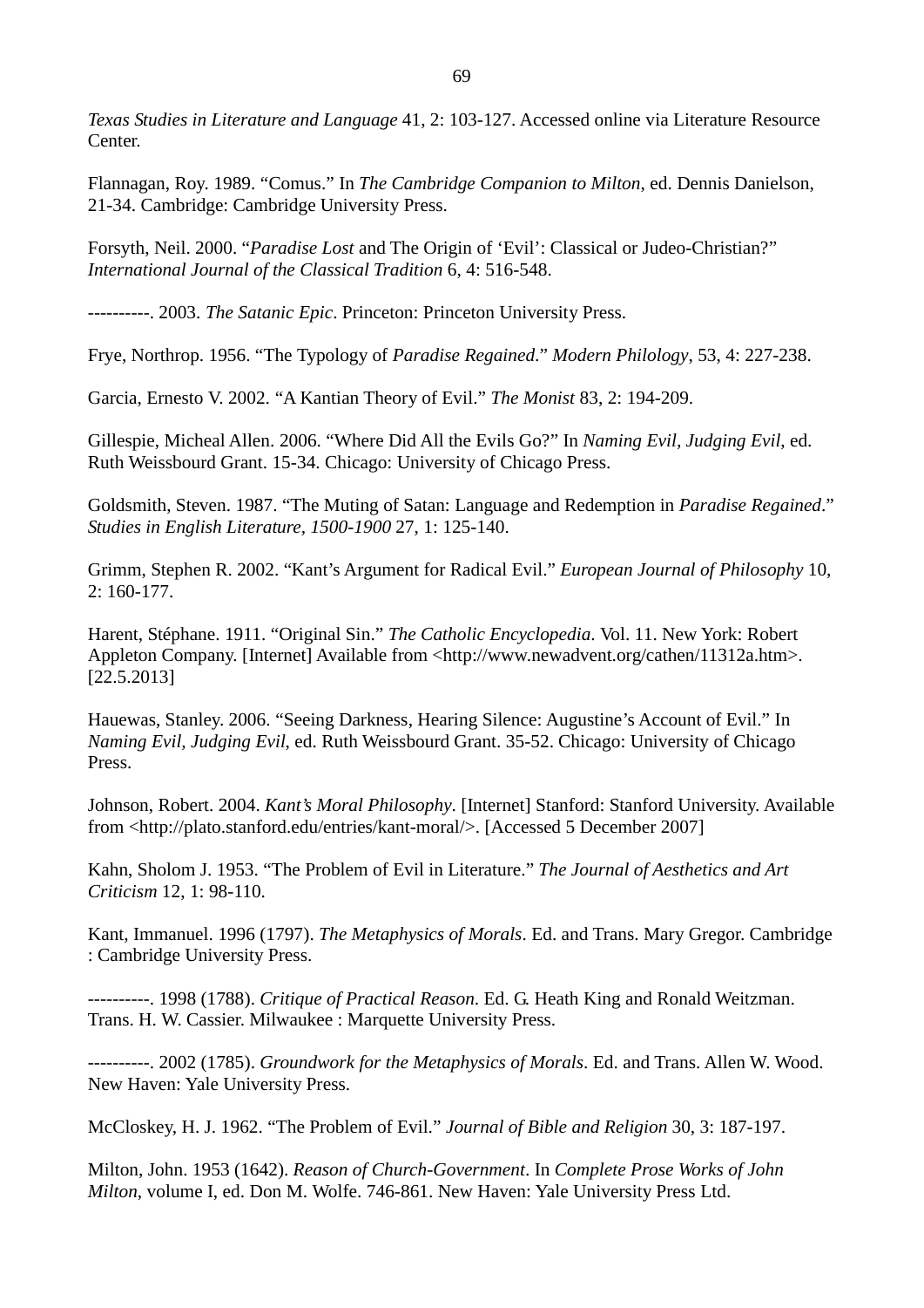*Texas Studies in Literature and Language* 41, 2: 103-127. Accessed online via Literature Resource Center.

Flannagan, Roy. 1989. "Comus." In *The Cambridge Companion to Milton*, ed. Dennis Danielson, 21-34. Cambridge: Cambridge University Press.

Forsyth, Neil. 2000. "*Paradise Lost* and The Origin of 'Evil': Classical or Judeo-Christian?" *International Journal of the Classical Tradition* 6, 4: 516-548.

----------. 2003. *The Satanic Epic*. Princeton: Princeton University Press.

Frye, Northrop. 1956. "The Typology of *Paradise Regained*." *Modern Philology*, 53, 4: 227-238.

Garcia, Ernesto V. 2002. "A Kantian Theory of Evil." *The Monist* 83, 2: 194-209.

Gillespie, Micheal Allen. 2006. "Where Did All the Evils Go?" In *Naming Evil, Judging Evil*, ed. Ruth Weissbourd Grant. 15-34. Chicago: University of Chicago Press.

Goldsmith, Steven. 1987. "The Muting of Satan: Language and Redemption in *Paradise Regained*." *Studies in English Literature, 1500-1900* 27, 1: 125-140.

Grimm, Stephen R. 2002. "Kant's Argument for Radical Evil." *European Journal of Philosophy* 10, 2: 160-177.

Harent, Stéphane. 1911. "Original Sin." *The Catholic Encyclopedia*. Vol. 11. New York: Robert Appleton Company. [Internet] Available from <http://www.newadvent.org/cathen/11312a.htm>. [22.5.2013]

Hauewas, Stanley. 2006. "Seeing Darkness, Hearing Silence: Augustine's Account of Evil." In *Naming Evil, Judging Evil*, ed. Ruth Weissbourd Grant. 35-52. Chicago: University of Chicago Press.

Johnson, Robert. 2004. *Kant's Moral Philosophy*. [Internet] Stanford: Stanford University. Available from <http://plato.stanford.edu/entries/kant-moral/>. [Accessed 5 December 2007]

Kahn, Sholom J. 1953. "The Problem of Evil in Literature." *The Journal of Aesthetics and Art Criticism* 12, 1: 98-110.

Kant, Immanuel. 1996 (1797). *The Metaphysics of Morals*. Ed. and Trans. Mary Gregor. Cambridge : Cambridge University Press.

----------. 1998 (1788). *Critique of Practical Reason*. Ed. G. Heath King and Ronald Weitzman. Trans. H. W. Cassier. Milwaukee : Marquette University Press.

----------. 2002 (1785). *Groundwork for the Metaphysics of Morals*. Ed. and Trans. Allen W. Wood. New Haven: Yale University Press.

McCloskey, H. J. 1962. "The Problem of Evil." *Journal of Bible and Religion* 30, 3: 187-197.

Milton, John. 1953 (1642). *Reason of Church-Government*. In *Complete Prose Works of John Milton*, volume I, ed. Don M. Wolfe. 746-861. New Haven: Yale University Press Ltd.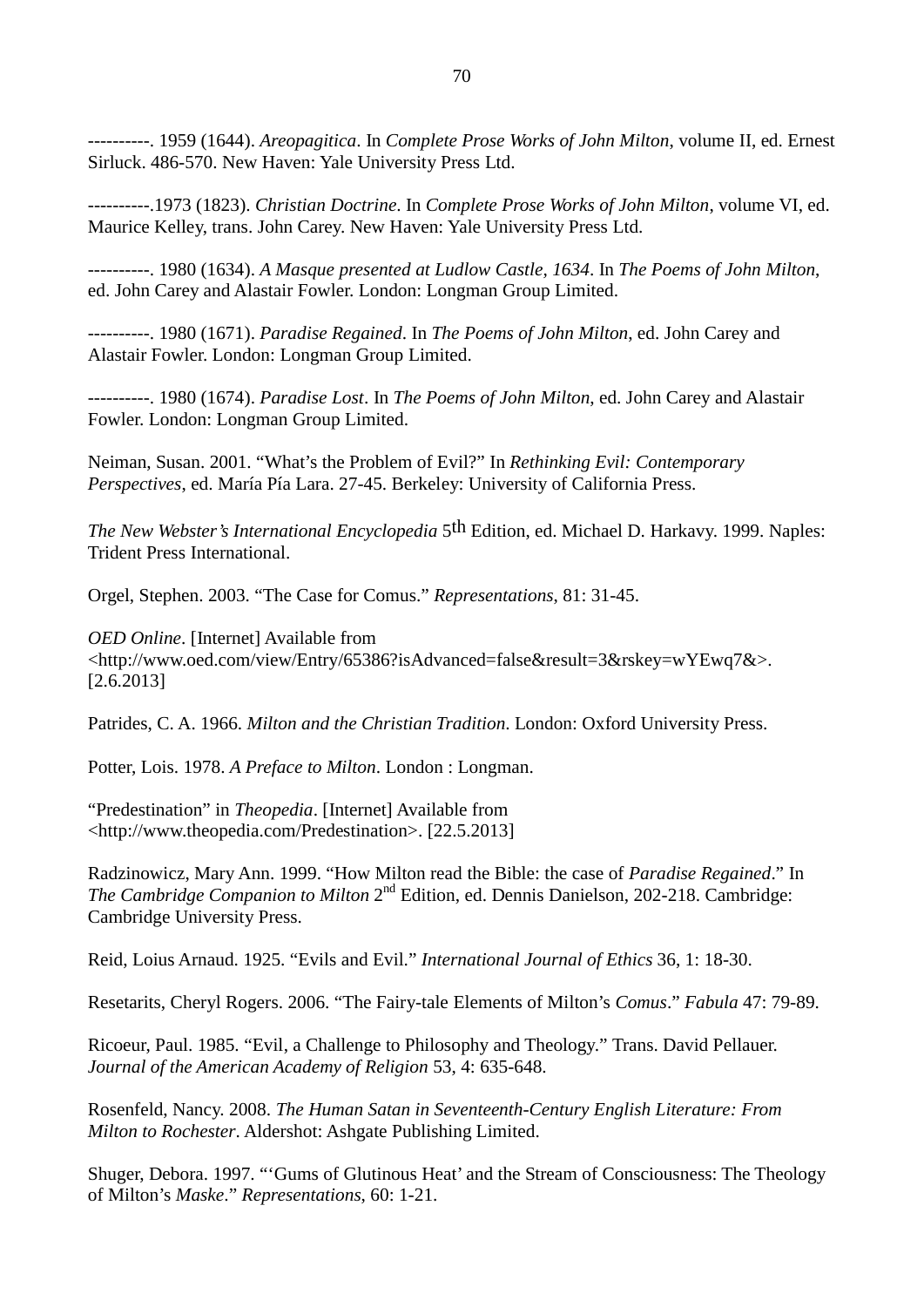----------. 1959 (1644). *Areopagitica*. In *Complete Prose Works of John Milton*, volume II, ed. Ernest Sirluck. 486-570. New Haven: Yale University Press Ltd.

----------.1973 (1823). *Christian Doctrine*. In *Complete Prose Works of John Milton*, volume VI, ed. Maurice Kelley, trans. John Carey. New Haven: Yale University Press Ltd.

----------. 1980 (1634). *A Masque presented at Ludlow Castle, 1634*. In *The Poems of John Milton*, ed. John Carey and Alastair Fowler. London: Longman Group Limited.

----------. 1980 (1671). *Paradise Regained*. In *The Poems of John Milton*, ed. John Carey and Alastair Fowler. London: Longman Group Limited.

----------. 1980 (1674). *Paradise Lost*. In *The Poems of John Milton*, ed. John Carey and Alastair Fowler. London: Longman Group Limited.

Neiman, Susan. 2001. "What's the Problem of Evil?" In *Rethinking Evil: Contemporary Perspectives*, ed. María Pía Lara. 27-45. Berkeley: University of California Press.

*The New Webster's International Encyclopedia* 5th Edition, ed. Michael D. Harkavy. 1999. Naples: Trident Press International.

Orgel, Stephen. 2003. "The Case for Comus." *Representations*, 81: 31-45.

*OED Online*. [Internet] Available from <http://www.oed.com/view/Entry/65386?isAdvanced=false&result=3&rskey=wYEwq7&>. [2.6.2013]

Patrides, C. A. 1966. *Milton and the Christian Tradition*. London: Oxford University Press.

Potter, Lois. 1978. *A Preface to Milton*. London : Longman.

"Predestination" in *Theopedia*. [Internet] Available from <http://www.theopedia.com/Predestination>. [22.5.2013]

Radzinowicz, Mary Ann. 1999. "How Milton read the Bible: the case of *Paradise Regained*." In *The Cambridge Companion to Milton* 2nd Edition, ed. Dennis Danielson, 202-218. Cambridge: Cambridge University Press.

Reid, Loius Arnaud. 1925. "Evils and Evil." *International Journal of Ethics* 36, 1: 18-30.

Resetarits, Cheryl Rogers. 2006. "The Fairy-tale Elements of Milton's *Comus*." *Fabula* 47: 79-89.

Ricoeur, Paul. 1985. "Evil, a Challenge to Philosophy and Theology." Trans. David Pellauer. *Journal of the American Academy of Religion* 53, 4: 635-648.

Rosenfeld, Nancy. 2008. *The Human Satan in Seventeenth-Century English Literature: From Milton to Rochester*. Aldershot: Ashgate Publishing Limited.

Shuger, Debora. 1997. "'Gums of Glutinous Heat' and the Stream of Consciousness: The Theology of Milton's *Maske*." *Representations*, 60: 1-21.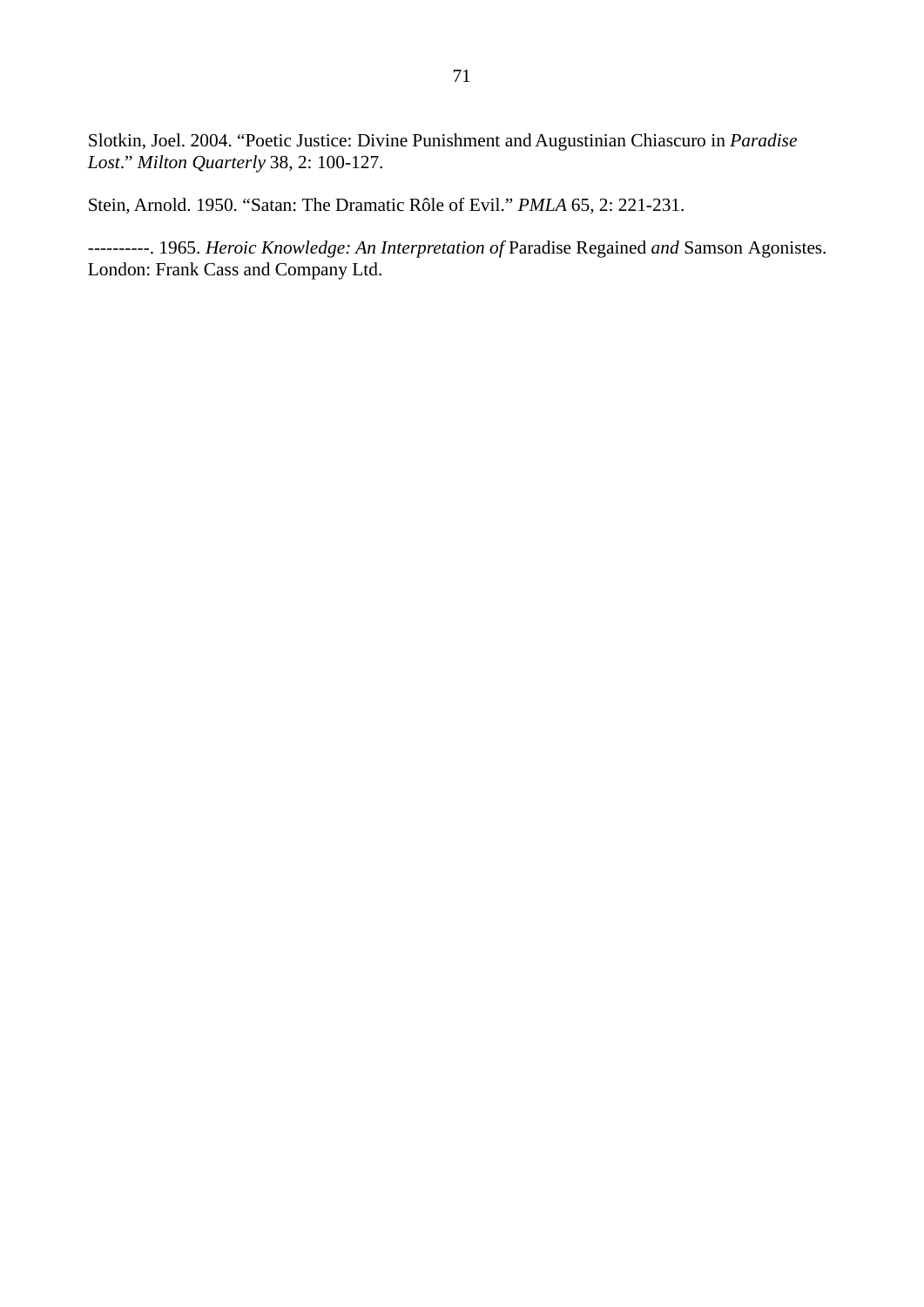Slotkin, Joel. 2004. "Poetic Justice: Divine Punishment and Augustinian Chiascuro in *Paradise Lost*." *Milton Quarterly* 38, 2: 100-127.

Stein, Arnold. 1950. "Satan: The Dramatic Rôle of Evil." *PMLA* 65, 2: 221-231.

----------. 1965. *Heroic Knowledge: An Interpretation of* Paradise Regained *and* Samson Agonistes. London: Frank Cass and Company Ltd.